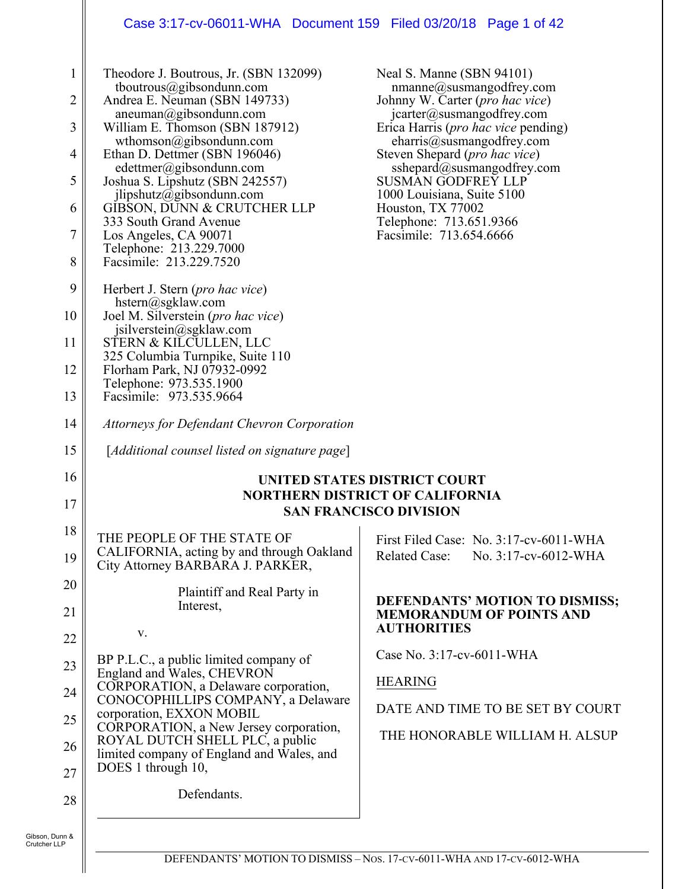Theodore J. Boutrous, Jr. (SBN 132099)
tboutrous@gibsondunn.com
Andrea E. Neuman (SBN 149733)
aneuman@gibsondunn.com
William E. Thomson (SBN 187912)
wthomson@gibsondunn.com
Ethan D. Dettmer (SBN 196046)
edettmer@gibsondunn.com
Joshua S. Lipshutz (SBN 242557)
jlipshutz@gibsondunn.com
GIBSON, DUNN & CRUTCHER LLP
333 South Grand Avenue
Los Angeles, CA 90071
Telephone: 213.229.7000
Facsimile: 213.229.7520

Herbert J. Stern (*pro hac vice*)
hstern@sgklaw.com
Joel M. Silverstein (*pro hac vice*)
jsilverstein@sgklaw.com
STERN & KILCULLEN, LLC
325 Columbia Turnpike, Suite 110
Florham Park, NJ 07932-0992
Telephone: 973.535.1900
Facsimile: 973.535.9664

Neal S. Manne (SBN 94101)
nmanne@susmangodfrey.com
Johnny W. Carter (*pro hac vice*)
jcarter@susmangodfrey.com
Erica Harris (*pro hac vice* pending)
eharris@susmangodfrey.com
Steven Shepard (*pro hac vice*)
sshepard@susmangodfrey.com
SUSMAN GODFREY LLP
1000 Louisiana, Suite 5100
Houston, TX 77002
Telephone: 713.651.9366
Facsimile: 713.654.6666

*Attorneys for Defendant Chevron Corporation*

[*Additional counsel listed on signature page*]

**UNITED STATES DISTRICT COURT**
**NORTHERN DISTRICT OF CALIFORNIA**
**SAN FRANCISCO DIVISION**

THE PEOPLE OF THE STATE OF CALIFORNIA, acting by and through Oakland City Attorney BARBARA J. PARKER,

Plaintiff and Real Party in Interest,

v.

BP P.L.C., a public limited company of England and Wales, CHEVRON CORPORATION, a Delaware corporation, CONOCOPHILLIPS COMPANY, a Delaware corporation, EXXON MOBIL CORPORATION, a New Jersey corporation, ROYAL DUTCH SHELL PLC, a public limited company of England and Wales, and DOES 1 through 10,

Defendants.

First Filed Case: No. 3:17-cv-6011-WHA
Related Case: No. 3:17-cv-6012-WHA

**DEFENDANTS' MOTION TO DISMISS; MEMORANDUM OF POINTS AND AUTHORITIES**

Case No. 3:17-cv-6011-WHA

HEARING

DATE AND TIME TO BE SET BY COURT

THE HONORABLE WILLIAM H. ALSUP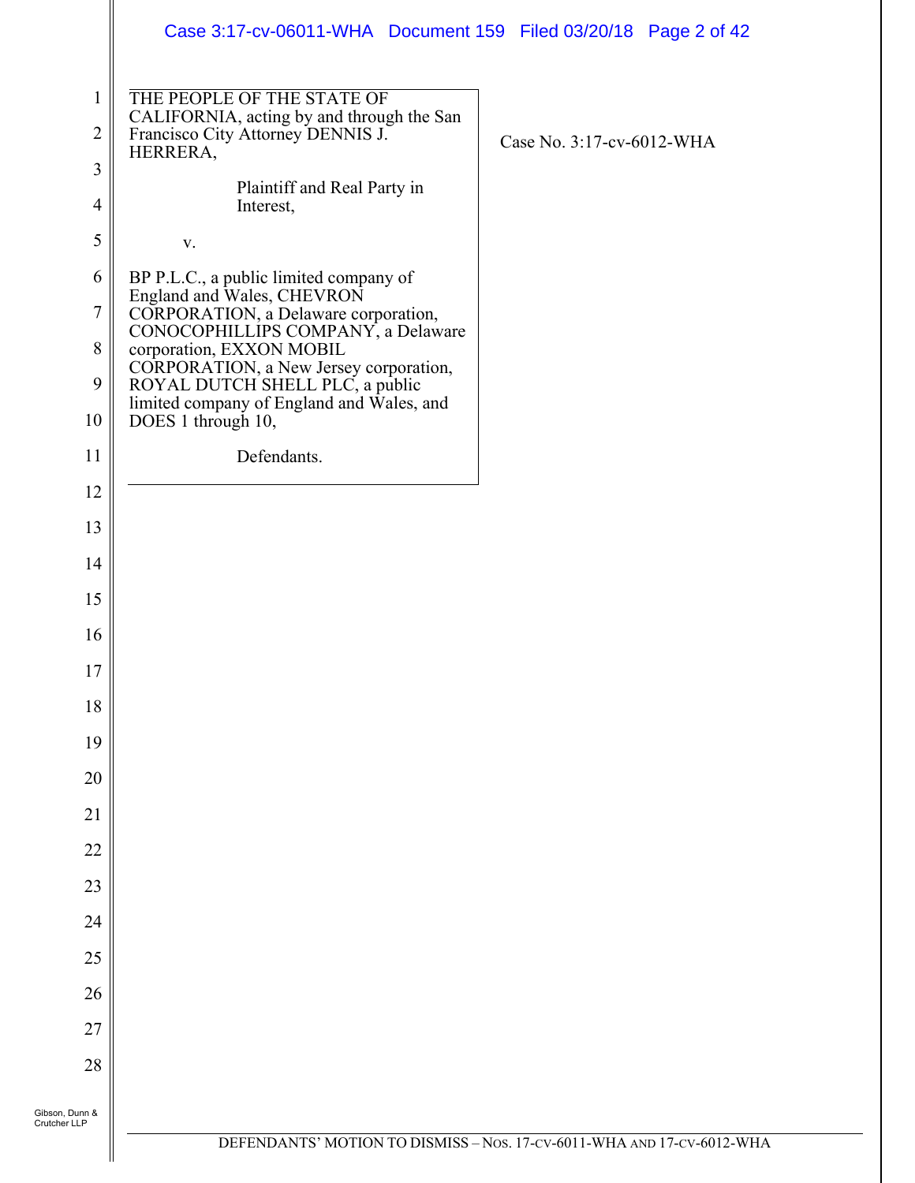THE PEOPLE OF THE STATE OF CALIFORNIA, acting by and through the San Francisco City Attorney DENNIS J. HERRERA,

Plaintiff and Real Party in Interest,

v.

BP P.L.C., a public limited company of England and Wales, CHEVRON CORPORATION, a Delaware corporation, CONOCOPHILLIPS COMPANY, a Delaware corporation, EXXON MOBIL CORPORATION, a New Jersey corporation, ROYAL DUTCH SHELL PLC, a public limited company of England and Wales, and DOES 1 through 10,

Defendants.

Case No. 3:17-cv-6012-WHA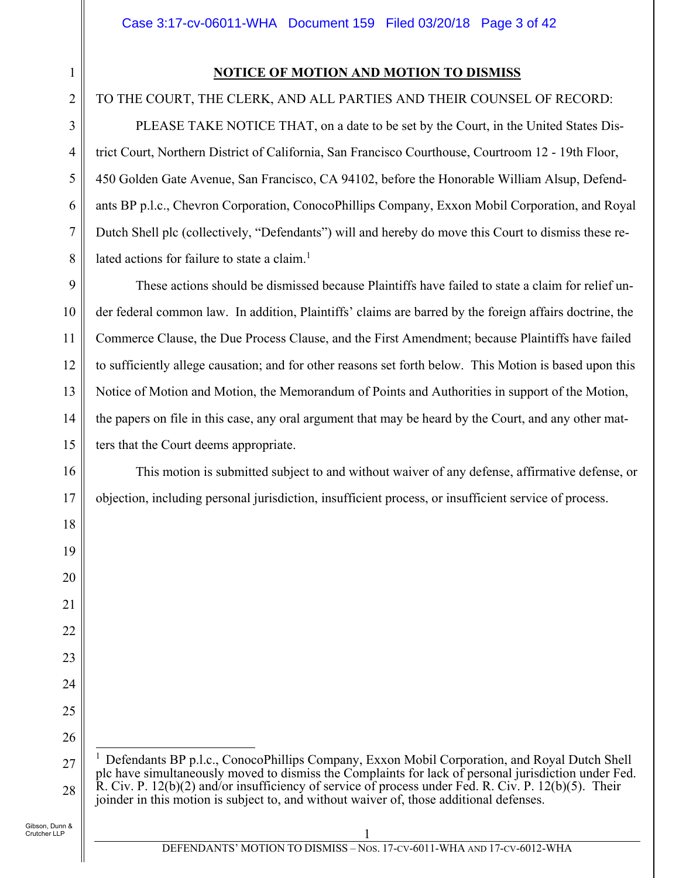## NOTICE OF MOTION AND MOTION TO DISMISS

TO THE COURT, THE CLERK, AND ALL PARTIES AND THEIR COUNSEL OF RECORD:

PLEASE TAKE NOTICE THAT, on a date to be set by the Court, in the United States District Court, Northern District of California, San Francisco Courthouse, Courtroom 12 - 19th Floor, 450 Golden Gate Avenue, San Francisco, CA 94102, before the Honorable William Alsup, Defendants BP p.l.c., Chevron Corporation, ConocoPhillips Company, Exxon Mobil Corporation, and Royal Dutch Shell plc (collectively, "Defendants") will and hereby do move this Court to dismiss these related actions for failure to state a claim.[1]

These actions should be dismissed because Plaintiffs have failed to state a claim for relief under federal common law. In addition, Plaintiffs' claims are barred by the foreign affairs doctrine, the Commerce Clause, the Due Process Clause, and the First Amendment; because Plaintiffs have failed to sufficiently allege causation; and for other reasons set forth below. This Motion is based upon this Notice of Motion and Motion, the Memorandum of Points and Authorities in support of the Motion, the papers on file in this case, any oral argument that may be heard by the Court, and any other matters that the Court deems appropriate.

This motion is submitted subject to and without waiver of any defense, affirmative defense, or objection, including personal jurisdiction, insufficient process, or insufficient service of process.

---

[1] Defendants BP p.l.c., ConocoPhillips Company, Exxon Mobil Corporation, and Royal Dutch Shell plc have simultaneously moved to dismiss the Complaints for lack of personal jurisdiction under Fed. R. Civ. P. 12(b)(2) and/or insufficiency of service of process under Fed. R. Civ. P. 12(b)(5). Their joinder in this motion is subject to, and without waiver of, those additional defenses.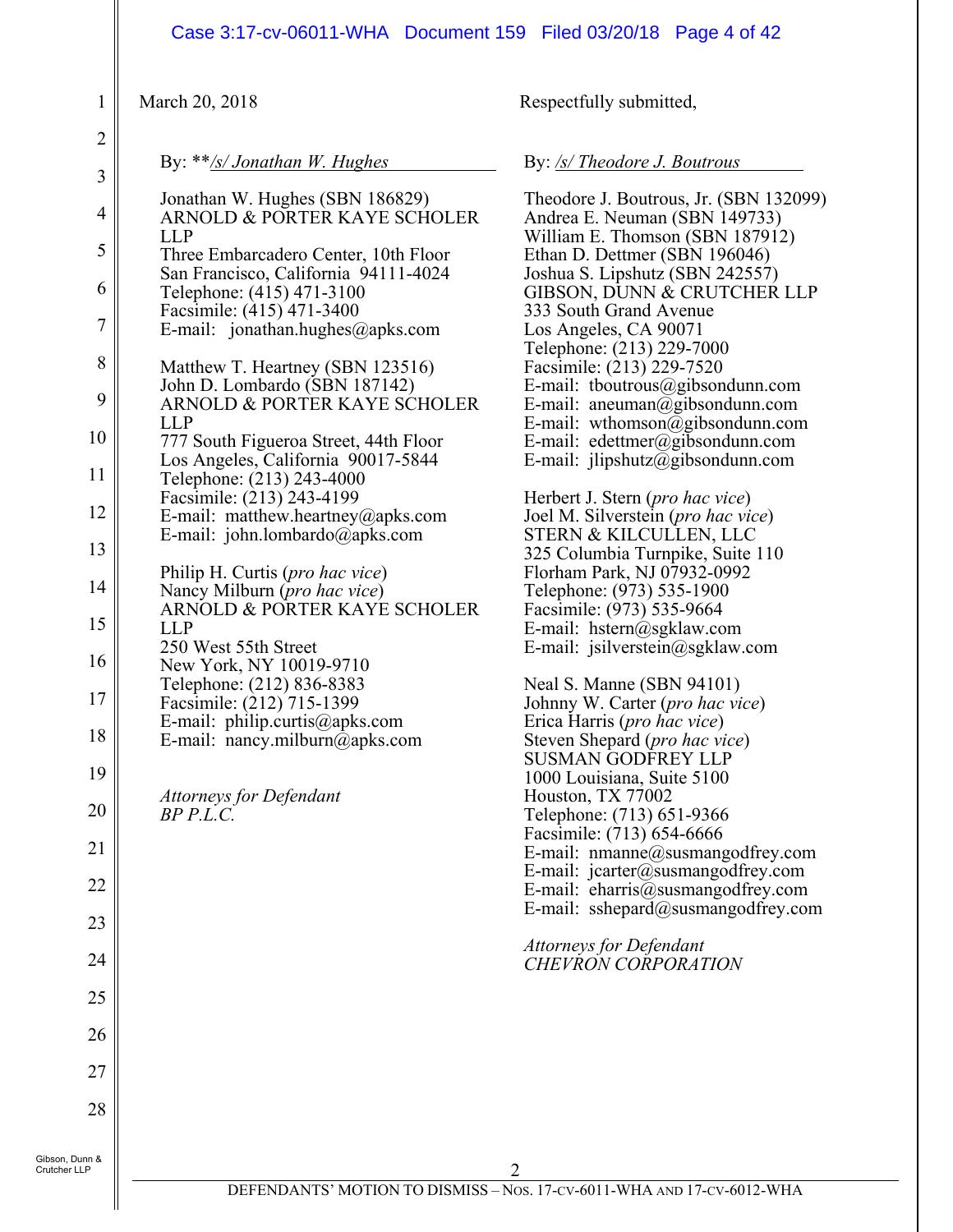March 20, 2018

Respectfully submitted,

By: **/s/ Jonathan W. Hughes

Jonathan W. Hughes (SBN 186829)
ARNOLD & PORTER KAYE SCHOLER LLP
Three Embarcadero Center, 10th Floor
San Francisco, California 94111-4024
Telephone: (415) 471-3100
Facsimile: (415) 471-3400
E-mail: jonathan.hughes@apks.com

Matthew T. Heartney (SBN 123516)
John D. Lombardo (SBN 187142)
ARNOLD & PORTER KAYE SCHOLER LLP
777 South Figueroa Street, 44th Floor
Los Angeles, California 90017-5844
Telephone: (213) 243-4000
Facsimile: (213) 243-4199
E-mail: matthew.heartney@apks.com
E-mail: john.lombardo@apks.com

Philip H. Curtis (*pro hac vice*)
Nancy Milburn (*pro hac vice*)
ARNOLD & PORTER KAYE SCHOLER LLP
250 West 55th Street
New York, NY 10019-9710
Telephone: (212) 836-8383
Facsimile: (212) 715-1399
E-mail: philip.curtis@apks.com
E-mail: nancy.milburn@apks.com

*Attorneys for Defendant*
*BP P.L.C.*

By: /s/ Theodore J. Boutrous

Theodore J. Boutrous, Jr. (SBN 132099)
Andrea E. Neuman (SBN 149733)
William E. Thomson (SBN 187912)
Ethan D. Dettmer (SBN 196046)
Joshua S. Lipshutz (SBN 242557)
GIBSON, DUNN & CRUTCHER LLP
333 South Grand Avenue
Los Angeles, CA 90071
Telephone: (213) 229-7000
Facsimile: (213) 229-7520
E-mail: tboutrous@gibsondunn.com
E-mail: aneuman@gibsondunn.com
E-mail: wthomson@gibsondunn.com
E-mail: edettmer@gibsondunn.com
E-mail: jlipshutz@gibsondunn.com

Herbert J. Stern (*pro hac vice*)
Joel M. Silverstein (*pro hac vice*)
STERN & KILCULLEN, LLC
325 Columbia Turnpike, Suite 110
Florham Park, NJ 07932-0992
Telephone: (973) 535-1900
Facsimile: (973) 535-9664
E-mail: hstern@sgklaw.com
E-mail: jsilverstein@sgklaw.com

Neal S. Manne (SBN 94101)
Johnny W. Carter (*pro hac vice*)
Erica Harris (*pro hac vice*)
Steven Shepard (*pro hac vice*)
SUSMAN GODFREY LLP
1000 Louisiana, Suite 5100
Houston, TX 77002
Telephone: (713) 651-9366
Facsimile: (713) 654-6666
E-mail: nmanne@susmangodfrey.com
E-mail: jcarter@susmangodfrey.com
E-mail: eharris@susmangodfrey.com
E-mail: sshepard@susmangodfrey.com

*Attorneys for Defendant*
*CHEVRON CORPORATION*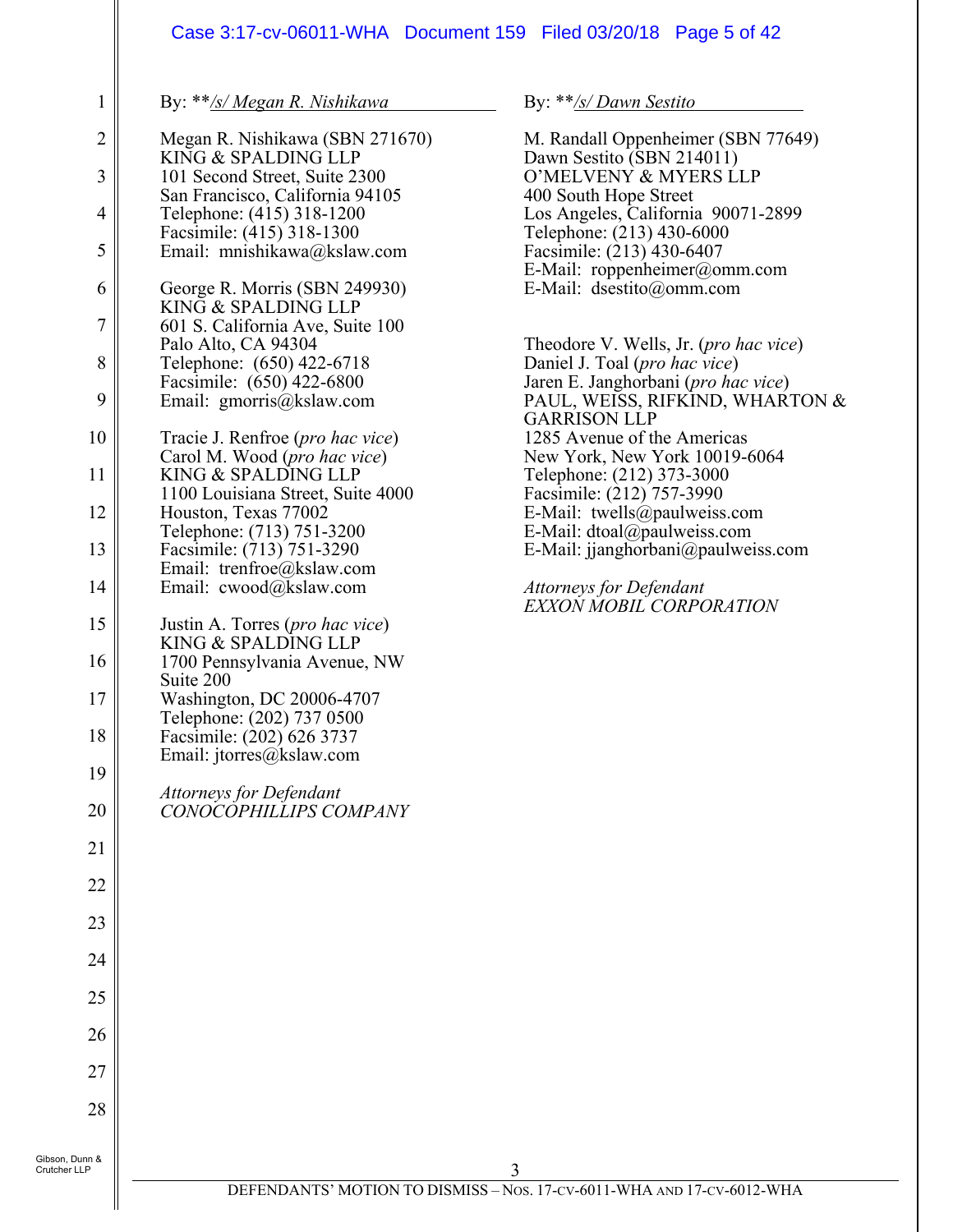By: \*\*/s/ Megan R. Nishikawa

Megan R. Nishikawa (SBN 271670)
KING & SPALDING LLP
101 Second Street, Suite 2300
San Francisco, California 94105
Telephone: (415) 318-1200
Facsimile: (415) 318-1300
Email: mnishikawa@kslaw.com

George R. Morris (SBN 249930)
KING & SPALDING LLP
601 S. California Ave, Suite 100
Palo Alto, CA 94304
Telephone: (650) 422-6718
Facsimile: (650) 422-6800
Email: gmorris@kslaw.com

Tracie J. Renfroe (*pro hac vice*)
Carol M. Wood (*pro hac vice*)
KING & SPALDING LLP
1100 Louisiana Street, Suite 4000
Houston, Texas 77002
Telephone: (713) 751-3200
Facsimile: (713) 751-3290
Email: trenfroe@kslaw.com
Email: cwood@kslaw.com

Justin A. Torres (*pro hac vice*)
KING & SPALDING LLP
1700 Pennsylvania Avenue, NW
Suite 200
Washington, DC 20006-4707
Telephone: (202) 737 0500
Facsimile: (202) 626 3737
Email: jtorres@kslaw.com

*Attorneys for Defendant*
*CONOCOPHILLIPS COMPANY*

By: \*\*/s/ Dawn Sestito

M. Randall Oppenheimer (SBN 77649)
Dawn Sestito (SBN 214011)
O'MELVENY & MYERS LLP
400 South Hope Street
Los Angeles, California 90071-2899
Telephone: (213) 430-6000
Facsimile: (213) 430-6407
E-Mail: roppenheimer@omm.com
E-Mail: dsestito@omm.com

Theodore V. Wells, Jr. (*pro hac vice*)
Daniel J. Toal (*pro hac vice*)
Jaren E. Janghorbani (*pro hac vice*)
PAUL, WEISS, RIFKIND, WHARTON & GARRISON LLP
1285 Avenue of the Americas
New York, New York 10019-6064
Telephone: (212) 373-3000
Facsimile: (212) 757-3990
E-Mail: twells@paulweiss.com
E-Mail: dtoal@paulweiss.com
E-Mail: jjanghorbani@paulweiss.com

*Attorneys for Defendant*
*EXXON MOBIL CORPORATION*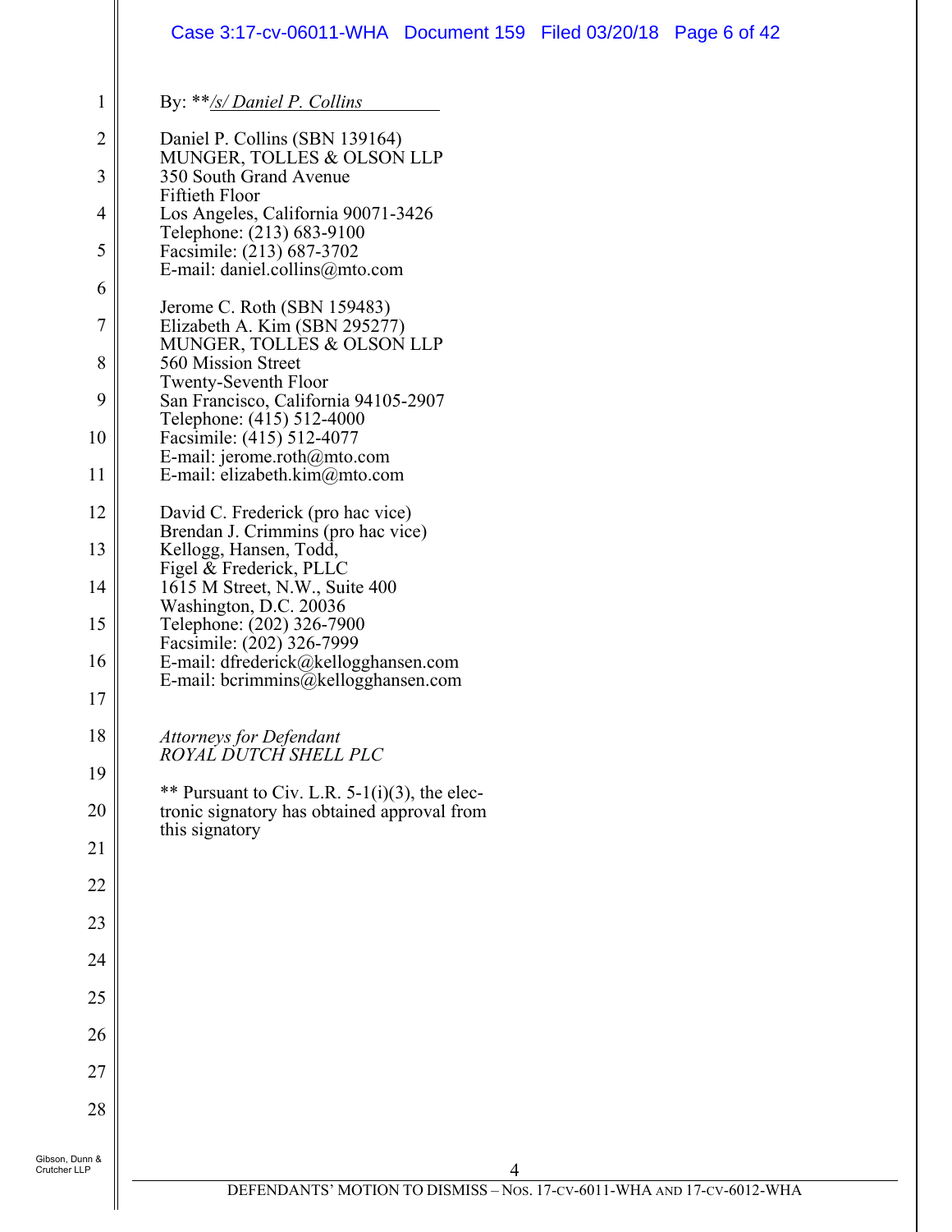By: \*\**/s/ Daniel P. Collins*

Daniel P. Collins (SBN 139164)
MUNGER, TOLLES & OLSON LLP
350 South Grand Avenue
Fiftieth Floor
Los Angeles, California 90071-3426
Telephone: (213) 683-9100
Facsimile: (213) 687-3702
E-mail: daniel.collins@mto.com

Jerome C. Roth (SBN 159483)
Elizabeth A. Kim (SBN 295277)
MUNGER, TOLLES & OLSON LLP
560 Mission Street
Twenty-Seventh Floor
San Francisco, California 94105-2907
Telephone: (415) 512-4000
Facsimile: (415) 512-4077
E-mail: jerome.roth@mto.com
E-mail: elizabeth.kim@mto.com

David C. Frederick (pro hac vice)
Brendan J. Crimmins (pro hac vice)
Kellogg, Hansen, Todd,
Figel & Frederick, PLLC
1615 M Street, N.W., Suite 400
Washington, D.C. 20036
Telephone: (202) 326-7900
Facsimile: (202) 326-7999
E-mail: dfrederick@kellogghansen.com
E-mail: bcrimmins@kellogghansen.com

*Attorneys for Defendant*
*ROYAL DUTCH SHELL PLC*

\*\* Pursuant to Civ. L.R. 5-1(i)(3), the electronic signatory has obtained approval from this signatory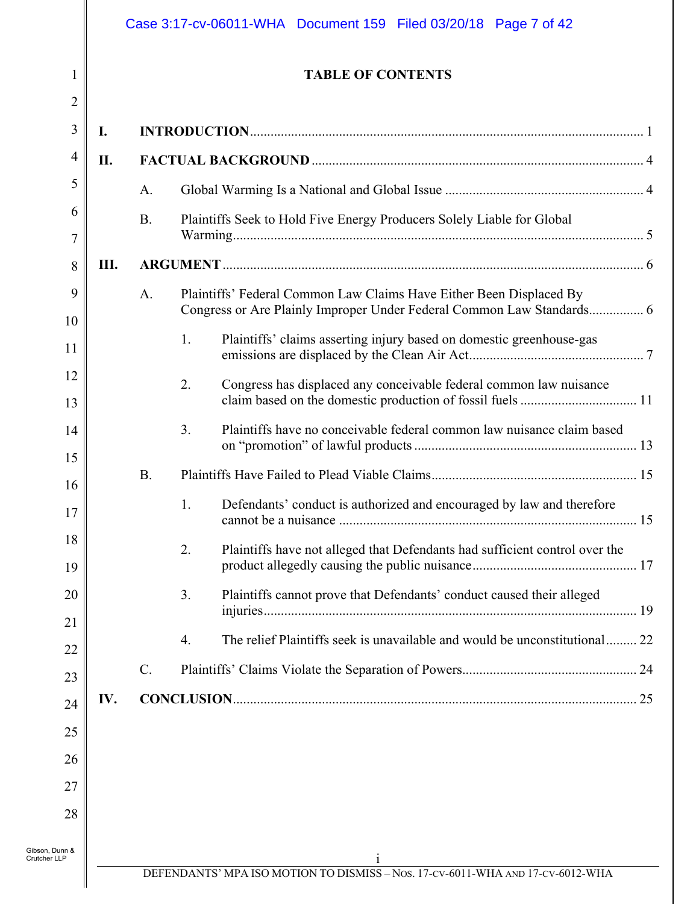# TABLE OF CONTENTS

I. **INTRODUCTION** .......... 1

II. **FACTUAL BACKGROUND** .......... 4

- A. Global Warming Is a National and Global Issue .......... 4
- B. Plaintiffs Seek to Hold Five Energy Producers Solely Liable for Global Warming .......... 5

III. **ARGUMENT** .......... 6

- A. Plaintiffs' Federal Common Law Claims Have Either Been Displaced By Congress or Are Plainly Improper Under Federal Common Law Standards .......... 6
  1. Plaintiffs' claims asserting injury based on domestic greenhouse-gas emissions are displaced by the Clean Air Act .......... 7
  2. Congress has displaced any conceivable federal common law nuisance claim based on the domestic production of fossil fuels .......... 11
  3. Plaintiffs have no conceivable federal common law nuisance claim based on "promotion" of lawful products .......... 13
- B. Plaintiffs Have Failed to Plead Viable Claims .......... 15
  1. Defendants' conduct is authorized and encouraged by law and therefore cannot be a nuisance .......... 15
  2. Plaintiffs have not alleged that Defendants had sufficient control over the product allegedly causing the public nuisance .......... 17
  3. Plaintiffs cannot prove that Defendants' conduct caused their alleged injuries .......... 19
  4. The relief Plaintiffs seek is unavailable and would be unconstitutional .......... 22
- C. Plaintiffs' Claims Violate the Separation of Powers .......... 24

IV. **CONCLUSION** .......... 25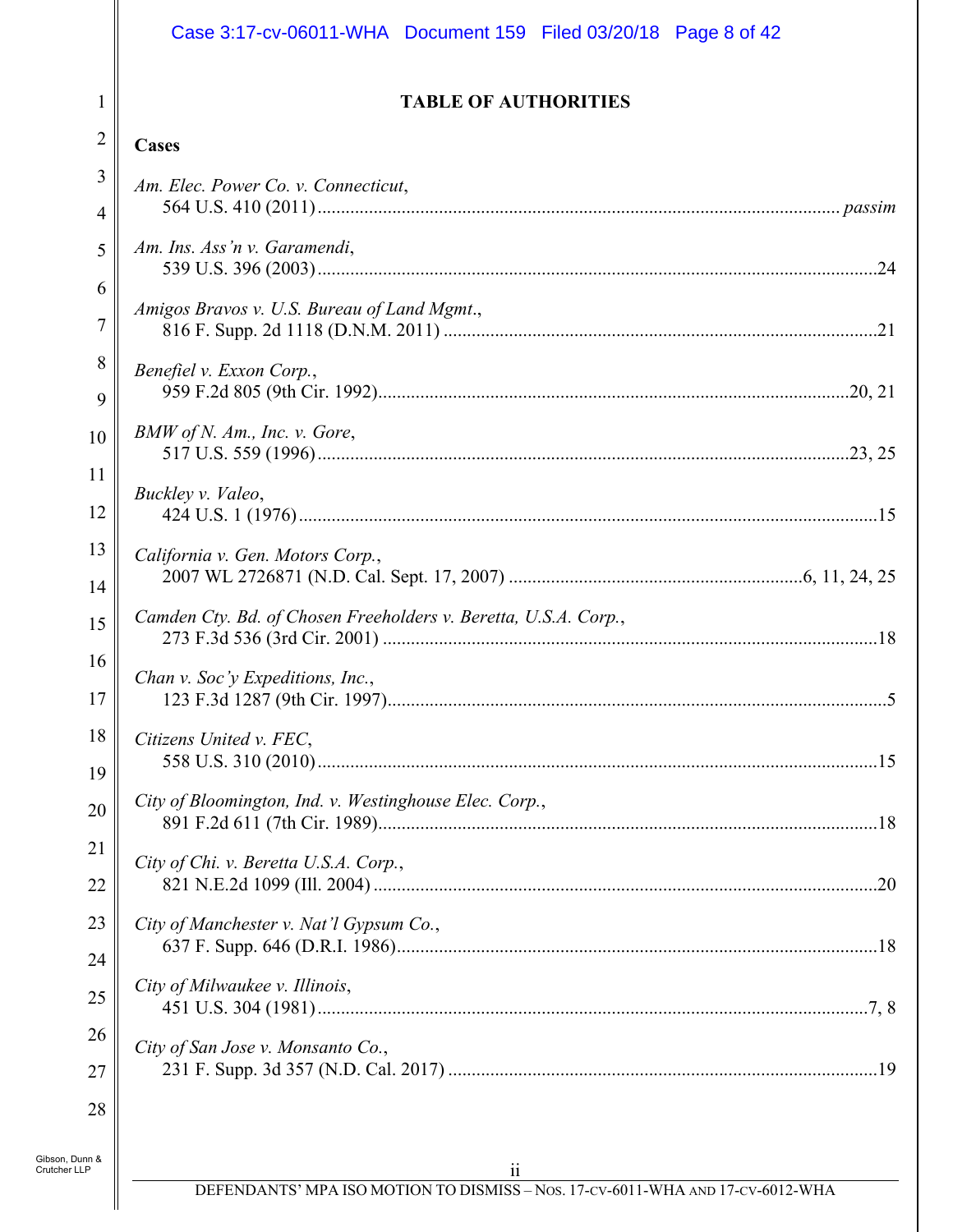# TABLE OF AUTHORITIES

## Cases

*Am. Elec. Power Co. v. Connecticut*,
564 U.S. 410 (2011) ........................................................ *passim*

*Am. Ins. Ass'n v. Garamendi*,
539 U.S. 396 (2003) ........................................................ 24

*Amigos Bravos v. U.S. Bureau of Land Mgmt.*,
816 F. Supp. 2d 1118 (D.N.M. 2011) ........................................................ 21

*Benefiel v. Exxon Corp.*,
959 F.2d 805 (9th Cir. 1992) ........................................................ 20, 21

*BMW of N. Am., Inc. v. Gore*,
517 U.S. 559 (1996) ........................................................ 23, 25

*Buckley v. Valeo*,
424 U.S. 1 (1976) ........................................................ 15

*California v. Gen. Motors Corp.*,
2007 WL 2726871 (N.D. Cal. Sept. 17, 2007) ........................................................ 6, 11, 24, 25

*Camden Cty. Bd. of Chosen Freeholders v. Beretta, U.S.A. Corp.*,
273 F.3d 536 (3rd Cir. 2001) ........................................................ 18

*Chan v. Soc'y Expeditions, Inc.*,
123 F.3d 1287 (9th Cir. 1997) ........................................................ 5

*Citizens United v. FEC*,
558 U.S. 310 (2010) ........................................................ 15

*City of Bloomington, Ind. v. Westinghouse Elec. Corp.*,
891 F.2d 611 (7th Cir. 1989) ........................................................ 18

*City of Chi. v. Beretta U.S.A. Corp.*,
821 N.E.2d 1099 (Ill. 2004) ........................................................ 20

*City of Manchester v. Nat'l Gypsum Co.*,
637 F. Supp. 646 (D.R.I. 1986) ........................................................ 18

*City of Milwaukee v. Illinois*,
451 U.S. 304 (1981) ........................................................ 7, 8

*City of San Jose v. Monsanto Co.*,
231 F. Supp. 3d 357 (N.D. Cal. 2017) ........................................................ 19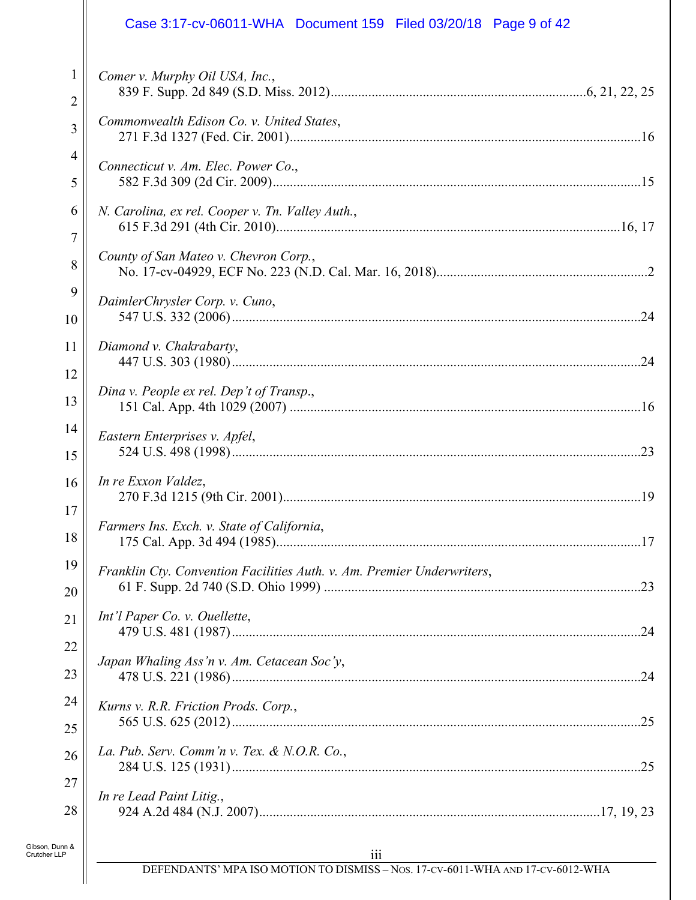*Comer v. Murphy Oil USA, Inc.*,
839 F. Supp. 2d 849 (S.D. Miss. 2012).......................................................................6, 21, 22, 25

*Commonwealth Edison Co. v. United States*,
271 F.3d 1327 (Fed. Cir. 2001).......................................................................................................16

*Connecticut v. Am. Elec. Power Co.*,
582 F.3d 309 (2d Cir. 2009)...........................................................................................................15

*N. Carolina, ex rel. Cooper v. Tn. Valley Auth.*,
615 F.3d 291 (4th Cir. 2010)....................................................................................................16, 17

*County of San Mateo v. Chevron Corp.*,
No. 17-cv-04929, ECF No. 223 (N.D. Cal. Mar. 16, 2018)..............................................................2

*DaimlerChrysler Corp. v. Cuno*,
547 U.S. 332 (2006).......................................................................................................................24

*Diamond v. Chakrabarty*,
447 U.S. 303 (1980).......................................................................................................................24

*Dina v. People ex rel. Dep't of Transp.*,
151 Cal. App. 4th 1029 (2007) .....................................................................................................16

*Eastern Enterprises v. Apfel*,
524 U.S. 498 (1998).......................................................................................................................23

*In re Exxon Valdez*,
270 F.3d 1215 (9th Cir. 2001)........................................................................................................19

*Farmers Ins. Exch. v. State of California*,
175 Cal. App. 3d 494 (1985)..........................................................................................................17

*Franklin Cty. Convention Facilities Auth. v. Am. Premier Underwriters*,
61 F. Supp. 2d 740 (S.D. Ohio 1999) ............................................................................................23

*Int'l Paper Co. v. Ouellette*,
479 U.S. 481 (1987).......................................................................................................................24

*Japan Whaling Ass'n v. Am. Cetacean Soc'y*,
478 U.S. 221 (1986).......................................................................................................................24

*Kurns v. R.R. Friction Prods. Corp.*,
565 U.S. 625 (2012).......................................................................................................................25

*La. Pub. Serv. Comm'n v. Tex. & N.O.R. Co.*,
284 U.S. 125 (1931).......................................................................................................................25

*In re Lead Paint Litig.*,
924 A.2d 484 (N.J. 2007)..................................................................................................17, 19, 23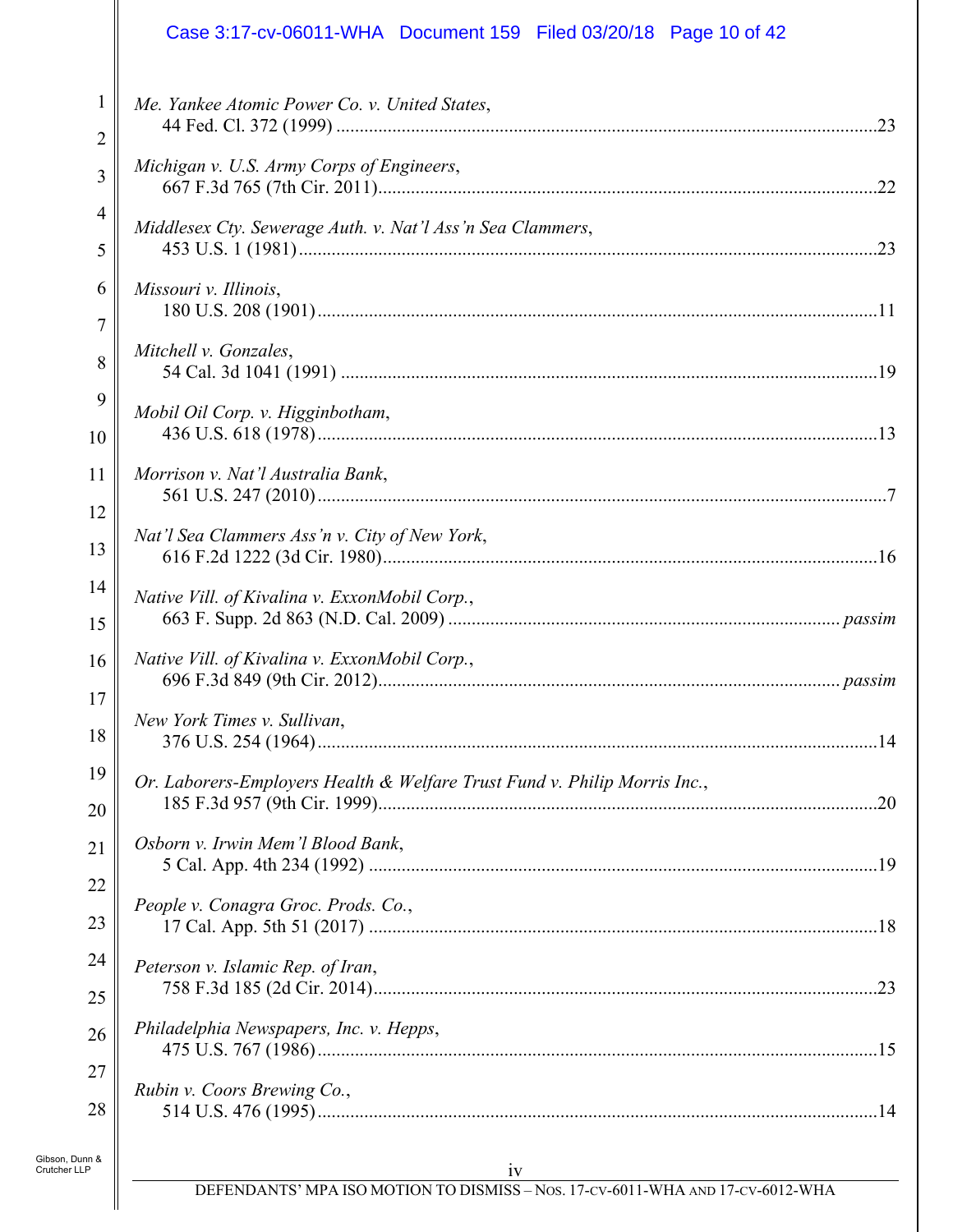*Me. Yankee Atomic Power Co. v. United States*,
44 Fed. Cl. 372 (1999) ....................................................................................................23

*Michigan v. U.S. Army Corps of Engineers*,
667 F.3d 765 (7th Cir. 2011)...........................................................................................22

*Middlesex Cty. Sewerage Auth. v. Nat'l Ass'n Sea Clammers*,
453 U.S. 1 (1981)............................................................................................................23

*Missouri v. Illinois*,
180 U.S. 208 (1901)........................................................................................................11

*Mitchell v. Gonzales*,
54 Cal. 3d 1041 (1991) ...................................................................................................19

*Mobil Oil Corp. v. Higginbotham*,
436 U.S. 618 (1978)........................................................................................................13

*Morrison v. Nat'l Australia Bank*,
561 U.S. 247 (2010)..........................................................................................................7

*Nat'l Sea Clammers Ass'n v. City of New York*,
616 F.2d 1222 (3d Cir. 1980)..........................................................................................16

*Native Vill. of Kivalina v. ExxonMobil Corp.*,
663 F. Supp. 2d 863 (N.D. Cal. 2009) ................................................................... *passim*

*Native Vill. of Kivalina v. ExxonMobil Corp.*,
696 F.3d 849 (9th Cir. 2012)................................................................................... *passim*

*New York Times v. Sullivan*,
376 U.S. 254 (1964)........................................................................................................14

*Or. Laborers-Employers Health & Welfare Trust Fund v. Philip Morris Inc.*,
185 F.3d 957 (9th Cir. 1999)...........................................................................................20

*Osborn v. Irwin Mem'l Blood Bank*,
5 Cal. App. 4th 234 (1992) .............................................................................................19

*People v. Conagra Groc. Prods. Co.*,
17 Cal. App. 5th 51 (2017) .............................................................................................18

*Peterson v. Islamic Rep. of Iran*,
758 F.3d 185 (2d Cir. 2014)............................................................................................23

*Philadelphia Newspapers, Inc. v. Hepps*,
475 U.S. 767 (1986)........................................................................................................15

*Rubin v. Coors Brewing Co.*,
514 U.S. 476 (1995)........................................................................................................14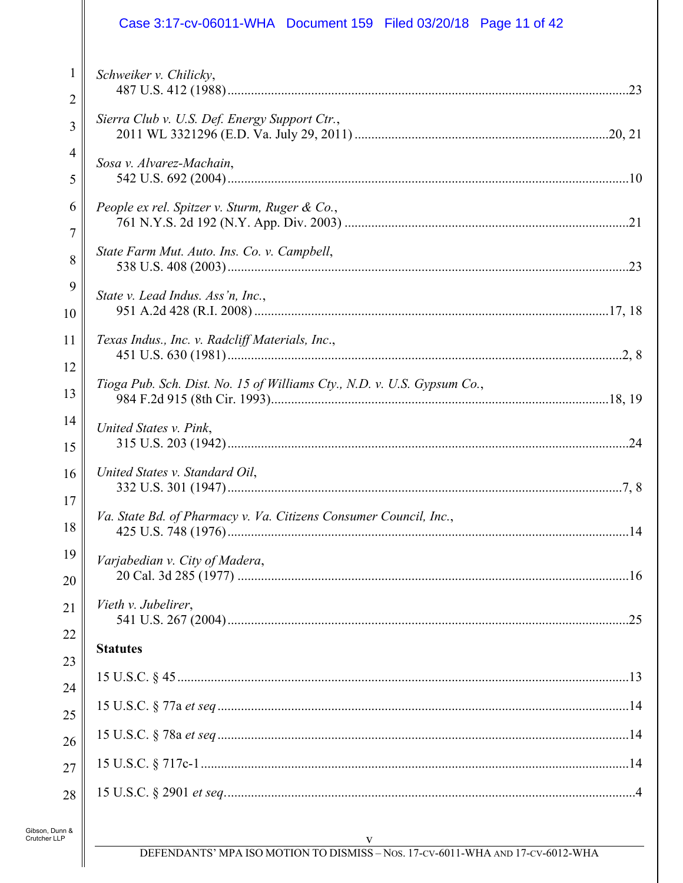*Schweiker v. Chilicky*,
487 U.S. 412 (1988) ....................................................................................................23

*Sierra Club v. U.S. Def. Energy Support Ctr.*,
2011 WL 3321296 (E.D. Va. July 29, 2011) ........................................................................20, 21

*Sosa v. Alvarez-Machain*,
542 U.S. 692 (2004) ....................................................................................................10

*People ex rel. Spitzer v. Sturm, Ruger & Co.*,
761 N.Y.S. 2d 192 (N.Y. App. Div. 2003) ..................................................................................21

*State Farm Mut. Auto. Ins. Co. v. Campbell*,
538 U.S. 408 (2003) ....................................................................................................23

*State v. Lead Indus. Ass'n, Inc.*,
951 A.2d 428 (R.I. 2008) ....................................................................................................17, 18

*Texas Indus., Inc. v. Radcliff Materials, Inc.*,
451 U.S. 630 (1981) ....................................................................................................2, 8

*Tioga Pub. Sch. Dist. No. 15 of Williams Cty., N.D. v. U.S. Gypsum Co.*,
984 F.2d 915 (8th Cir. 1993)....................................................................................................18, 19

*United States v. Pink*,
315 U.S. 203 (1942) ....................................................................................................24

*United States v. Standard Oil*,
332 U.S. 301 (1947) ....................................................................................................7, 8

*Va. State Bd. of Pharmacy v. Va. Citizens Consumer Council, Inc.*,
425 U.S. 748 (1976) ....................................................................................................14

*Varjabedian v. City of Madera*,
20 Cal. 3d 285 (1977) ....................................................................................................16

*Vieth v. Jubelirer*,
541 U.S. 267 (2004) ....................................................................................................25

**Statutes**

15 U.S.C. § 45 ....................................................................................................13

15 U.S.C. § 77a *et seq* ....................................................................................................14

15 U.S.C. § 78a *et seq* ....................................................................................................14

15 U.S.C. § 717c-1 ....................................................................................................14

15 U.S.C. § 2901 *et seq*. ....................................................................................................4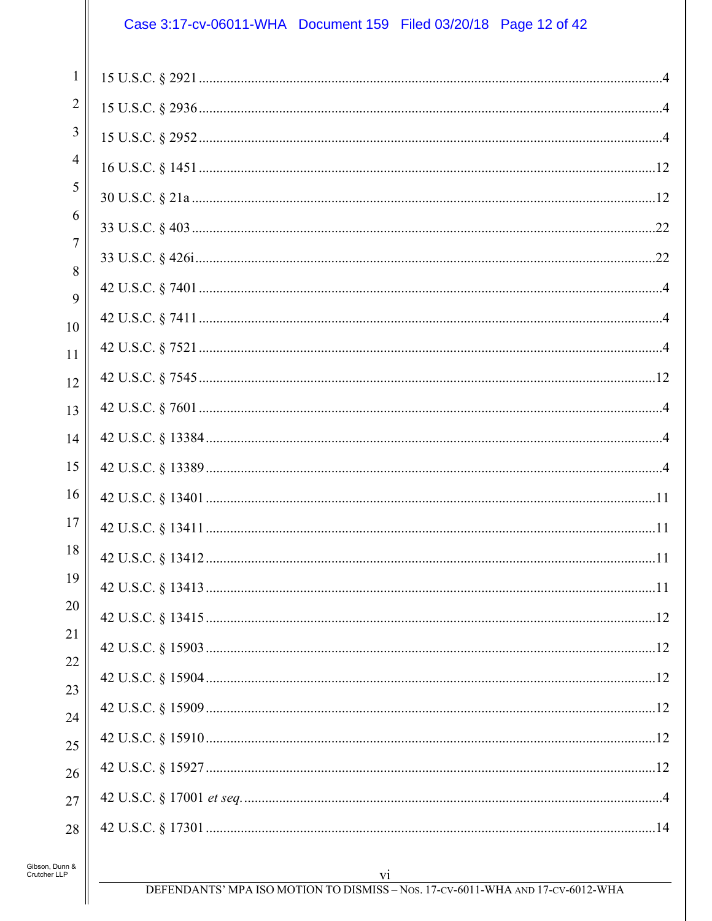15 U.S.C. § 2921 ....................................................................................................................4

15 U.S.C. § 2936 ....................................................................................................................4

15 U.S.C. § 2952 ....................................................................................................................4

16 U.S.C. § 1451 ..................................................................................................................12

30 U.S.C. § 21a ....................................................................................................................12

33 U.S.C. § 403 ....................................................................................................................22

33 U.S.C. § 426i ...................................................................................................................22

42 U.S.C. § 7401 ....................................................................................................................4

42 U.S.C. § 7411 ....................................................................................................................4

42 U.S.C. § 7521 ....................................................................................................................4

42 U.S.C. § 7545 ..................................................................................................................12

42 U.S.C. § 7601 ....................................................................................................................4

42 U.S.C. § 13384 ..................................................................................................................4

42 U.S.C. § 13389 ..................................................................................................................4

42 U.S.C. § 13401 ................................................................................................................11

42 U.S.C. § 13411 ................................................................................................................11

42 U.S.C. § 13412 ................................................................................................................11

42 U.S.C. § 13413 ................................................................................................................11

42 U.S.C. § 13415 ................................................................................................................12

42 U.S.C. § 15903 ................................................................................................................12

42 U.S.C. § 15904 ................................................................................................................12

42 U.S.C. § 15909 ................................................................................................................12

42 U.S.C. § 15910 ................................................................................................................12

42 U.S.C. § 15927 ................................................................................................................12

42 U.S.C. § 17001 *et seq.* ......................................................................................................4

42 U.S.C. § 17301 ................................................................................................................14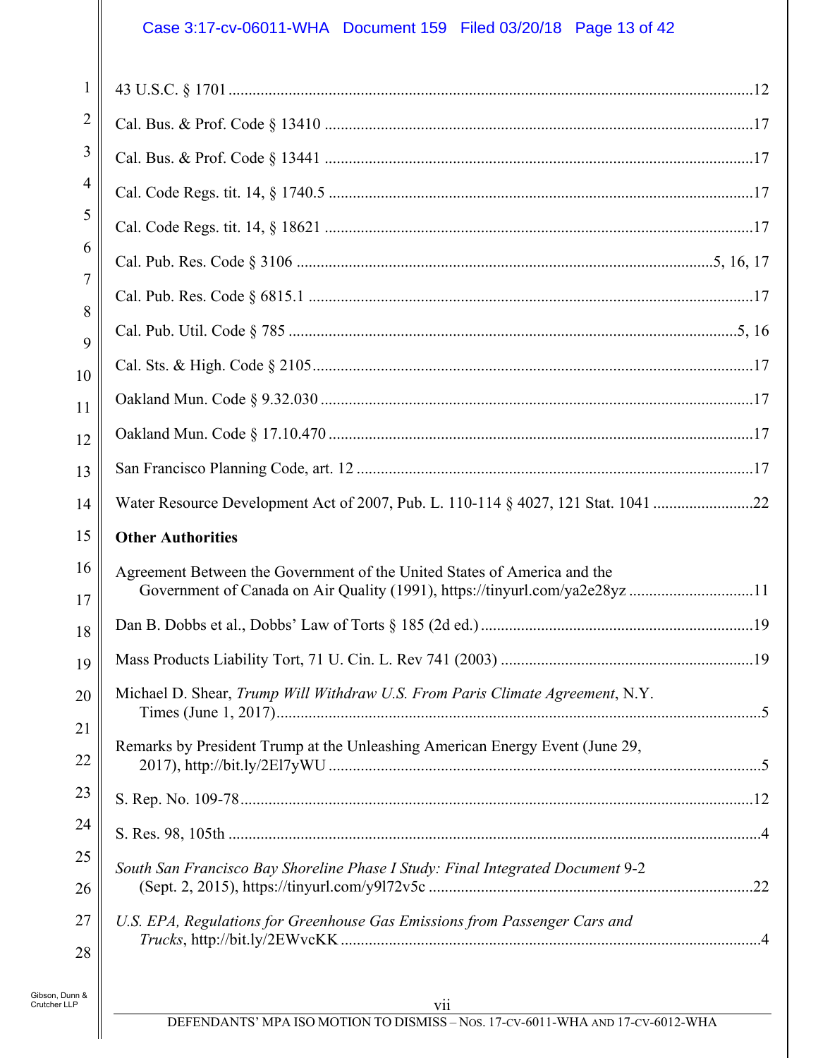43 U.S.C. § 1701 ....................................................................................................................12

Cal. Bus. & Prof. Code § 13410 ..........................................................................................17

Cal. Bus. & Prof. Code § 13441 ..........................................................................................17

Cal. Code Regs. tit. 14, § 1740.5 .........................................................................................17

Cal. Code Regs. tit. 14, § 18621 ..........................................................................................17

Cal. Pub. Res. Code § 3106 ......................................................................................5, 16, 17

Cal. Pub. Res. Code § 6815.1 ..............................................................................................17

Cal. Pub. Util. Code § 785 ...............................................................................................5, 16

Cal. Sts. & High. Code § 2105.............................................................................................17

Oakland Mun. Code § 9.32.030 ...........................................................................................17

Oakland Mun. Code § 17.10.470 .........................................................................................17

San Francisco Planning Code, art. 12 ..................................................................................17

Water Resource Development Act of 2007, Pub. L. 110-114 § 4027, 121 Stat. 1041 .........................22

**Other Authorities**

Agreement Between the Government of the United States of America and the Government of Canada on Air Quality (1991), https://tinyurl.com/ya2e28yz ...............................11

Dan B. Dobbs et al., Dobbs' Law of Torts § 185 (2d ed.) ...................................................19

Mass Products Liability Tort, 71 U. Cin. L. Rev 741 (2003) ..............................................19

Michael D. Shear, *Trump Will Withdraw U.S. From Paris Climate Agreement*, N.Y. Times (June 1, 2017).........................................................................................................5

Remarks by President Trump at the Unleashing American Energy Event (June 29, 2017), http://bit.ly/2El7yWU ...........................................................................................5

S. Rep. No. 109-78...............................................................................................................12

S. Res. 98, 105th ....................................................................................................................4

*South San Francisco Bay Shoreline Phase I Study: Final Integrated Document* 9-2 (Sept. 2, 2015), https://tinyurl.com/y9l72v5c ................................................................22

*U.S. EPA, Regulations for Greenhouse Gas Emissions from Passenger Cars and Trucks*, http://bit.ly/2EWvcKK .........................................................................................4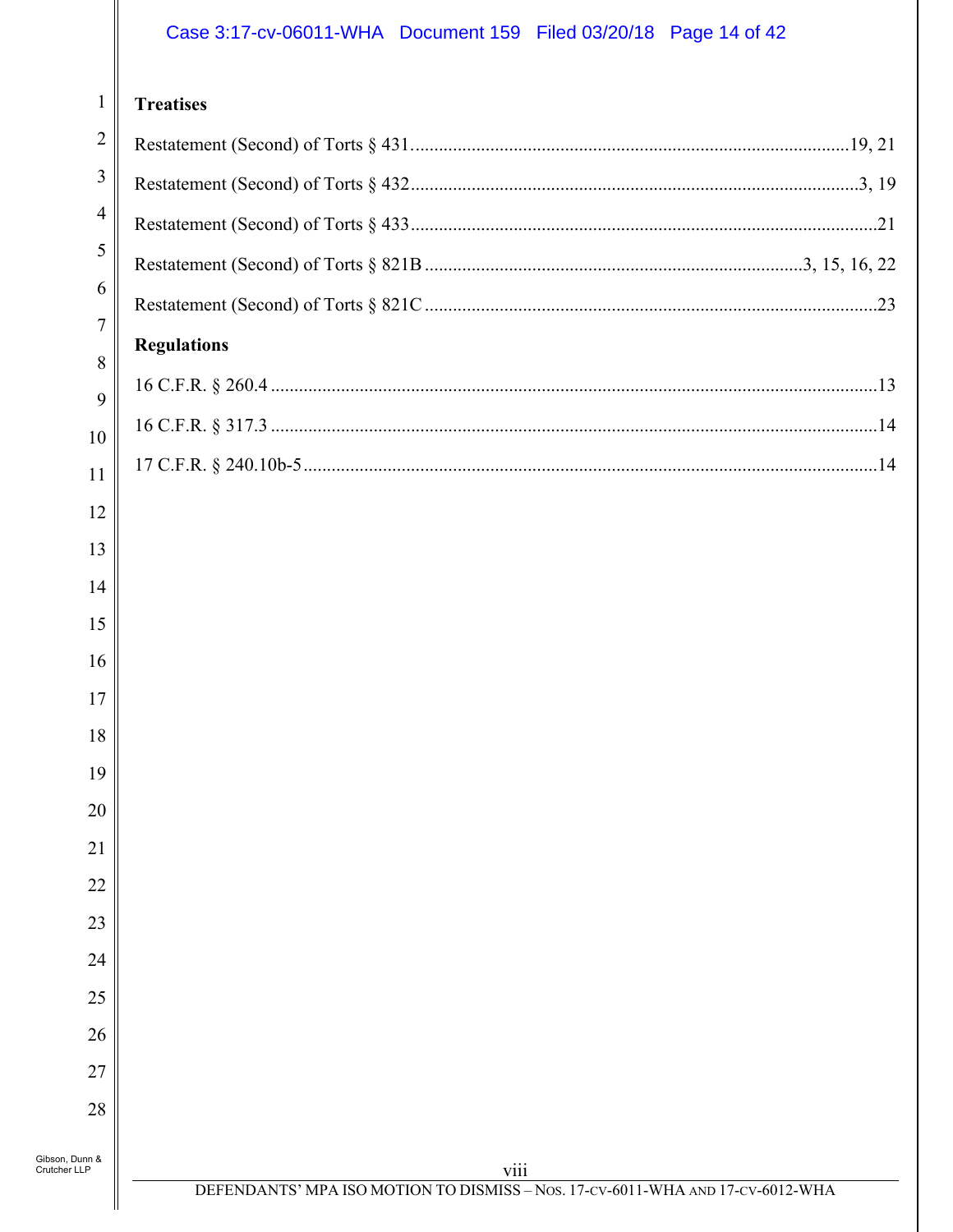**Treatises**

Restatement (Second) of Torts § 431 .......... 19, 21

Restatement (Second) of Torts § 432 .......... 3, 19

Restatement (Second) of Torts § 433 .......... 21

Restatement (Second) of Torts § 821B .......... 3, 15, 16, 22

Restatement (Second) of Torts § 821C .......... 23

**Regulations**

16 C.F.R. § 260.4 .......... 13

16 C.F.R. § 317.3 .......... 14

17 C.F.R. § 240.10b-5 .......... 14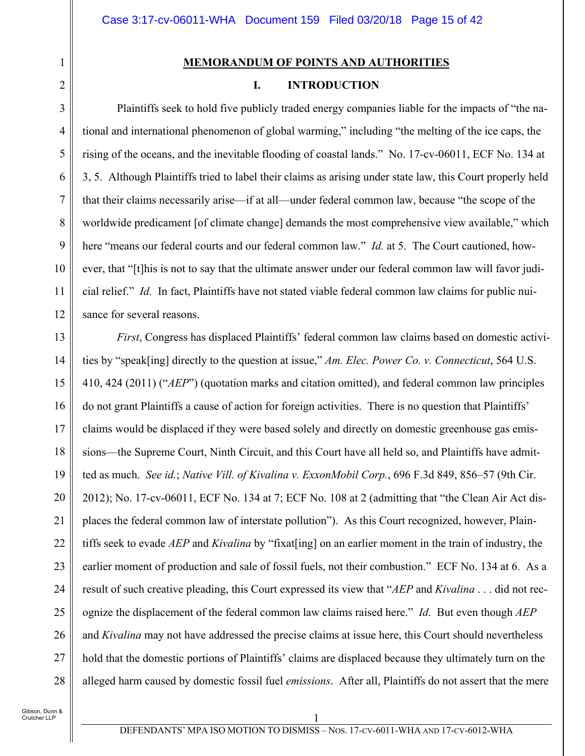## MEMORANDUM OF POINTS AND AUTHORITIES

### I. INTRODUCTION

Plaintiffs seek to hold five publicly traded energy companies liable for the impacts of "the national and international phenomenon of global warming," including "the melting of the ice caps, the rising of the oceans, and the inevitable flooding of coastal lands." No. 17-cv-06011, ECF No. 134 at 3, 5. Although Plaintiffs tried to label their claims as arising under state law, this Court properly held that their claims necessarily arise—if at all—under federal common law, because "the scope of the worldwide predicament [of climate change] demands the most comprehensive view available," which here "means our federal courts and our federal common law." *Id.* at 5. The Court cautioned, however, that "[t]his is not to say that the ultimate answer under our federal common law will favor judicial relief." *Id.* In fact, Plaintiffs have not stated viable federal common law claims for public nuisance for several reasons.

*First*, Congress has displaced Plaintiffs' federal common law claims based on domestic activities by "speak[ing] directly to the question at issue," *Am. Elec. Power Co. v. Connecticut*, 564 U.S. 410, 424 (2011) ("*AEP*") (quotation marks and citation omitted), and federal common law principles do not grant Plaintiffs a cause of action for foreign activities. There is no question that Plaintiffs' claims would be displaced if they were based solely and directly on domestic greenhouse gas emissions—the Supreme Court, Ninth Circuit, and this Court have all held so, and Plaintiffs have admitted as much. *See id.*; *Native Vill. of Kivalina v. ExxonMobil Corp.*, 696 F.3d 849, 856–57 (9th Cir. 2012); No. 17-cv-06011, ECF No. 134 at 7; ECF No. 108 at 2 (admitting that "the Clean Air Act displaces the federal common law of interstate pollution"). As this Court recognized, however, Plaintiffs seek to evade *AEP* and *Kivalina* by "fixat[ing] on an earlier moment in the train of industry, the earlier moment of production and sale of fossil fuels, not their combustion." ECF No. 134 at 6. As a result of such creative pleading, this Court expressed its view that "*AEP* and *Kivalina* . . . did not recognize the displacement of the federal common law claims raised here." *Id*. But even though *AEP* and *Kivalina* may not have addressed the precise claims at issue here, this Court should nevertheless hold that the domestic portions of Plaintiffs' claims are displaced because they ultimately turn on the alleged harm caused by domestic fossil fuel *emissions*. After all, Plaintiffs do not assert that the mere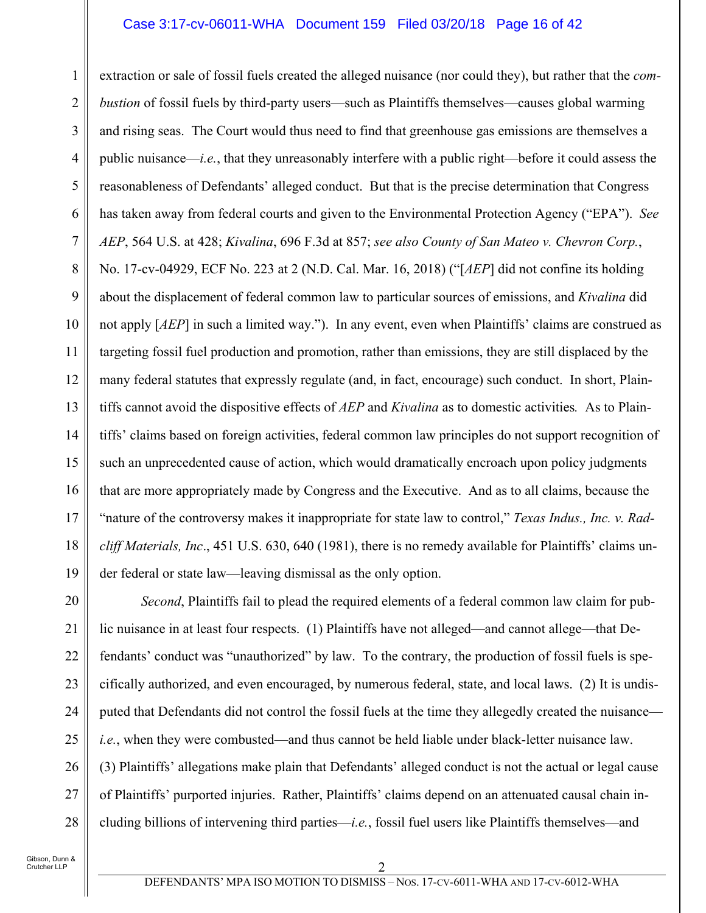extraction or sale of fossil fuels created the alleged nuisance (nor could they), but rather that the *combustion* of fossil fuels by third-party users—such as Plaintiffs themselves—causes global warming and rising seas. The Court would thus need to find that greenhouse gas emissions are themselves a public nuisance—*i.e.*, that they unreasonably interfere with a public right—before it could assess the reasonableness of Defendants' alleged conduct. But that is the precise determination that Congress has taken away from federal courts and given to the Environmental Protection Agency ("EPA"). *See AEP*, 564 U.S. at 428; *Kivalina*, 696 F.3d at 857; *see also County of San Mateo v. Chevron Corp.*, No. 17-cv-04929, ECF No. 223 at 2 (N.D. Cal. Mar. 16, 2018) ("[*AEP*] did not confine its holding about the displacement of federal common law to particular sources of emissions, and *Kivalina* did not apply [*AEP*] in such a limited way."). In any event, even when Plaintiffs' claims are construed as targeting fossil fuel production and promotion, rather than emissions, they are still displaced by the many federal statutes that expressly regulate (and, in fact, encourage) such conduct. In short, Plaintiffs cannot avoid the dispositive effects of *AEP* and *Kivalina* as to domestic activities*.* As to Plaintiffs' claims based on foreign activities, federal common law principles do not support recognition of such an unprecedented cause of action, which would dramatically encroach upon policy judgments that are more appropriately made by Congress and the Executive. And as to all claims, because the "nature of the controversy makes it inappropriate for state law to control," *Texas Indus., Inc. v. Radcliff Materials, Inc*., 451 U.S. 630, 640 (1981), there is no remedy available for Plaintiffs' claims under federal or state law—leaving dismissal as the only option.

*Second*, Plaintiffs fail to plead the required elements of a federal common law claim for public nuisance in at least four respects. (1) Plaintiffs have not alleged—and cannot allege—that Defendants' conduct was "unauthorized" by law. To the contrary, the production of fossil fuels is specifically authorized, and even encouraged, by numerous federal, state, and local laws. (2) It is undisputed that Defendants did not control the fossil fuels at the time they allegedly created the nuisance—*i.e.*, when they were combusted—and thus cannot be held liable under black-letter nuisance law. (3) Plaintiffs' allegations make plain that Defendants' alleged conduct is not the actual or legal cause of Plaintiffs' purported injuries. Rather, Plaintiffs' claims depend on an attenuated causal chain including billions of intervening third parties—*i.e.*, fossil fuel users like Plaintiffs themselves—and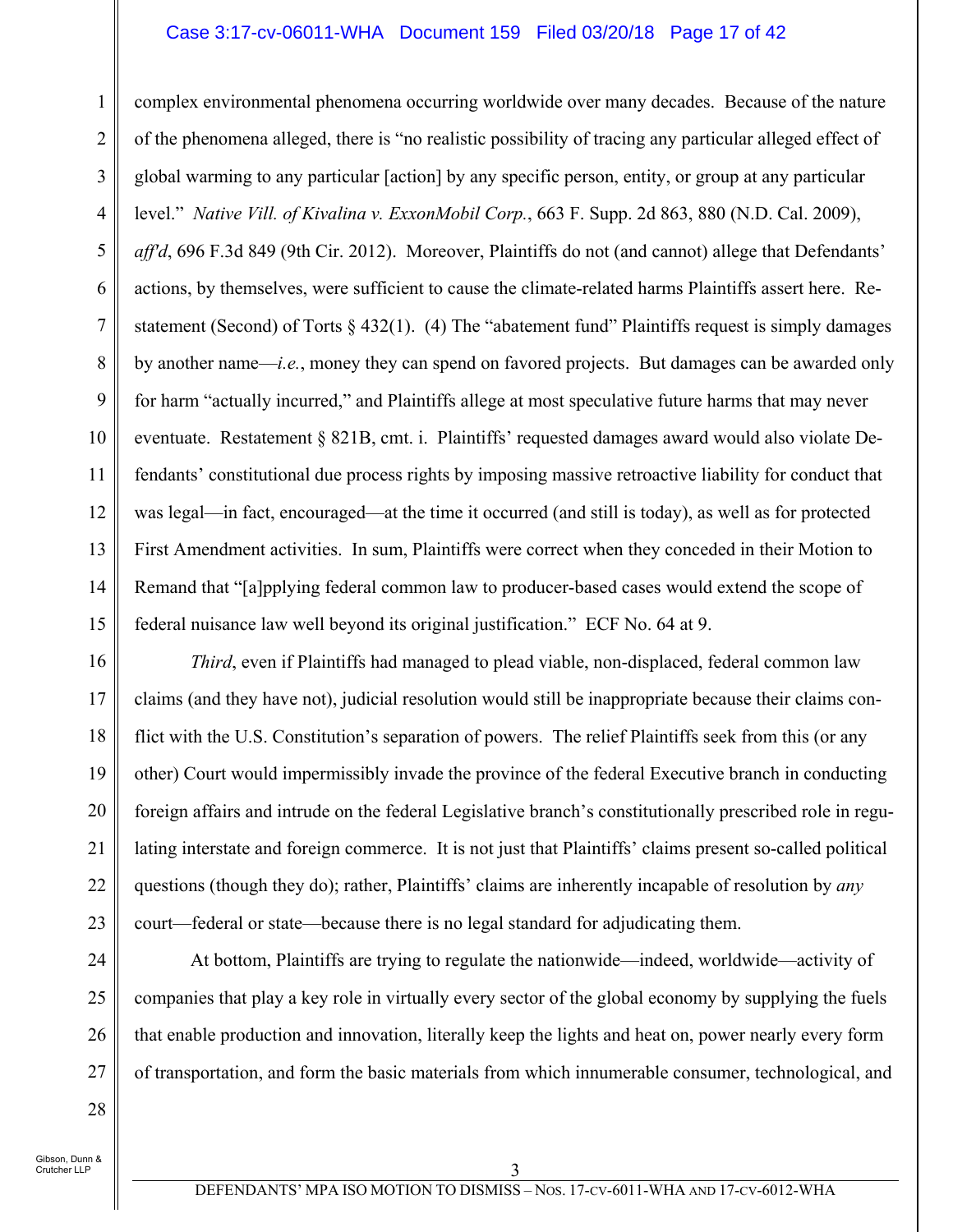complex environmental phenomena occurring worldwide over many decades. Because of the nature of the phenomena alleged, there is "no realistic possibility of tracing any particular alleged effect of global warming to any particular [action] by any specific person, entity, or group at any particular level." *Native Vill. of Kivalina v. ExxonMobil Corp.*, 663 F. Supp. 2d 863, 880 (N.D. Cal. 2009), *aff'd*, 696 F.3d 849 (9th Cir. 2012). Moreover, Plaintiffs do not (and cannot) allege that Defendants' actions, by themselves, were sufficient to cause the climate-related harms Plaintiffs assert here. Restatement (Second) of Torts § 432(1). (4) The "abatement fund" Plaintiffs request is simply damages by another name—*i.e.*, money they can spend on favored projects. But damages can be awarded only for harm "actually incurred," and Plaintiffs allege at most speculative future harms that may never eventuate. Restatement § 821B, cmt. i. Plaintiffs' requested damages award would also violate Defendants' constitutional due process rights by imposing massive retroactive liability for conduct that was legal—in fact, encouraged—at the time it occurred (and still is today), as well as for protected First Amendment activities. In sum, Plaintiffs were correct when they conceded in their Motion to Remand that "[a]pplying federal common law to producer-based cases would extend the scope of federal nuisance law well beyond its original justification." ECF No. 64 at 9.

*Third*, even if Plaintiffs had managed to plead viable, non-displaced, federal common law claims (and they have not), judicial resolution would still be inappropriate because their claims conflict with the U.S. Constitution's separation of powers. The relief Plaintiffs seek from this (or any other) Court would impermissibly invade the province of the federal Executive branch in conducting foreign affairs and intrude on the federal Legislative branch's constitutionally prescribed role in regulating interstate and foreign commerce. It is not just that Plaintiffs' claims present so-called political questions (though they do); rather, Plaintiffs' claims are inherently incapable of resolution by *any* court—federal or state—because there is no legal standard for adjudicating them.

At bottom, Plaintiffs are trying to regulate the nationwide—indeed, worldwide—activity of companies that play a key role in virtually every sector of the global economy by supplying the fuels that enable production and innovation, literally keep the lights and heat on, power nearly every form of transportation, and form the basic materials from which innumerable consumer, technological, and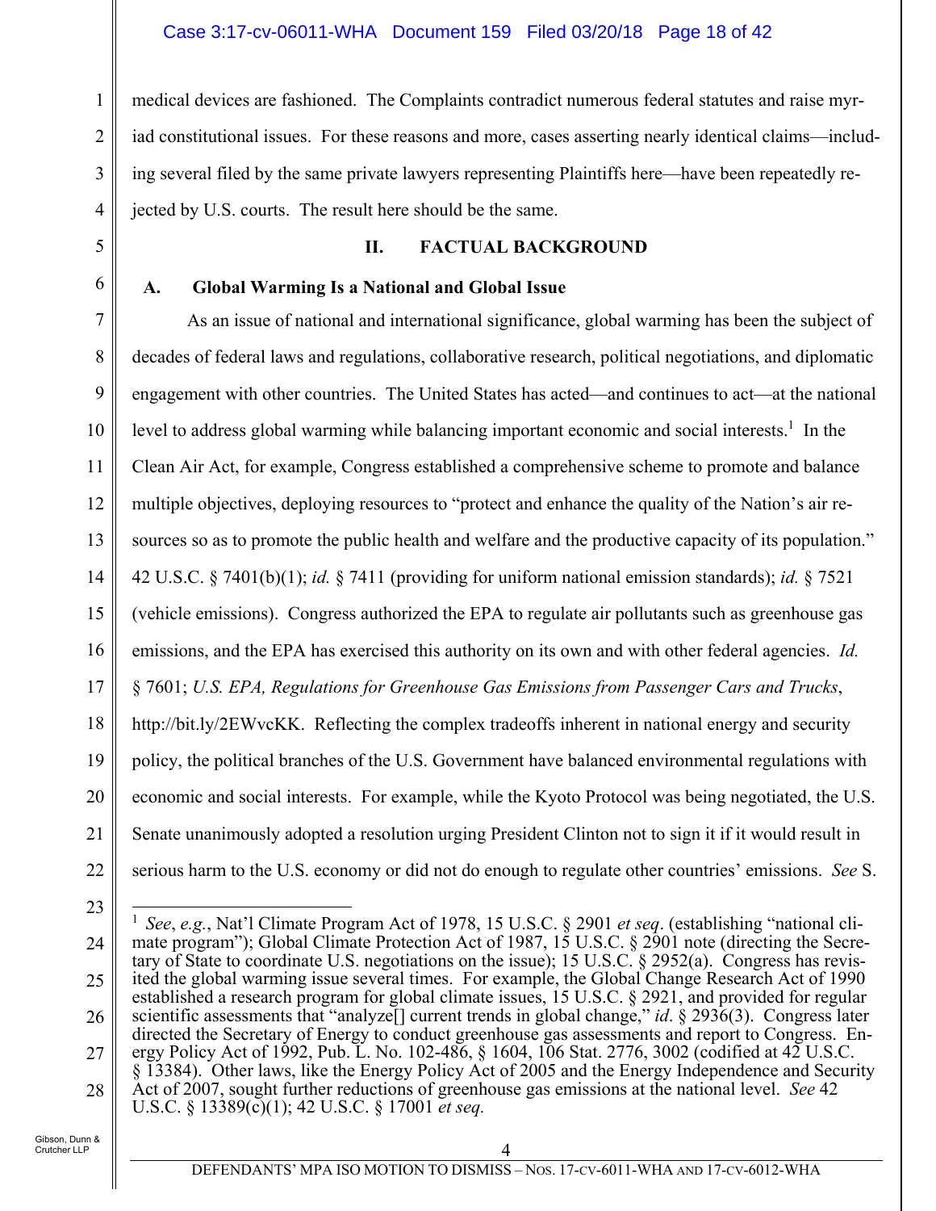medical devices are fashioned. The Complaints contradict numerous federal statutes and raise myriad constitutional issues. For these reasons and more, cases asserting nearly identical claims—including several filed by the same private lawyers representing Plaintiffs here—have been repeatedly rejected by U.S. courts. The result here should be the same.

## II. FACTUAL BACKGROUND

### A. Global Warming Is a National and Global Issue

As an issue of national and international significance, global warming has been the subject of decades of federal laws and regulations, collaborative research, political negotiations, and diplomatic engagement with other countries. The United States has acted—and continues to act—at the national level to address global warming while balancing important economic and social interests.[1] In the Clean Air Act, for example, Congress established a comprehensive scheme to promote and balance multiple objectives, deploying resources to "protect and enhance the quality of the Nation's air resources so as to promote the public health and welfare and the productive capacity of its population." 42 U.S.C. § 7401(b)(1); *id.* § 7411 (providing for uniform national emission standards); *id.* § 7521 (vehicle emissions). Congress authorized the EPA to regulate air pollutants such as greenhouse gas emissions, and the EPA has exercised this authority on its own and with other federal agencies. *Id.* § 7601; *U.S. EPA, Regulations for Greenhouse Gas Emissions from Passenger Cars and Trucks*, http://bit.ly/2EWvcKK. Reflecting the complex tradeoffs inherent in national energy and security policy, the political branches of the U.S. Government have balanced environmental regulations with economic and social interests. For example, while the Kyoto Protocol was being negotiated, the U.S. Senate unanimously adopted a resolution urging President Clinton not to sign it if it would result in serious harm to the U.S. economy or did not do enough to regulate other countries' emissions. *See* S.

---

[1] *See*, *e.g.*, Nat'l Climate Program Act of 1978, 15 U.S.C. § 2901 *et seq*. (establishing "national climate program"); Global Climate Protection Act of 1987, 15 U.S.C. § 2901 note (directing the Secretary of State to coordinate U.S. negotiations on the issue); 15 U.S.C. § 2952(a). Congress has revisited the global warming issue several times. For example, the Global Change Research Act of 1990 established a research program for global climate issues, 15 U.S.C. § 2921, and provided for regular scientific assessments that "analyze[] current trends in global change," *id*. § 2936(3). Congress later directed the Secretary of Energy to conduct greenhouse gas assessments and report to Congress. Energy Policy Act of 1992, Pub. L. No. 102-486, § 1604, 106 Stat. 2776, 3002 (codified at 42 U.S.C. § 13384). Other laws, like the Energy Policy Act of 2005 and the Energy Independence and Security Act of 2007, sought further reductions of greenhouse gas emissions at the national level. *See* 42 U.S.C. § 13389(c)(1); 42 U.S.C. § 17001 *et seq.*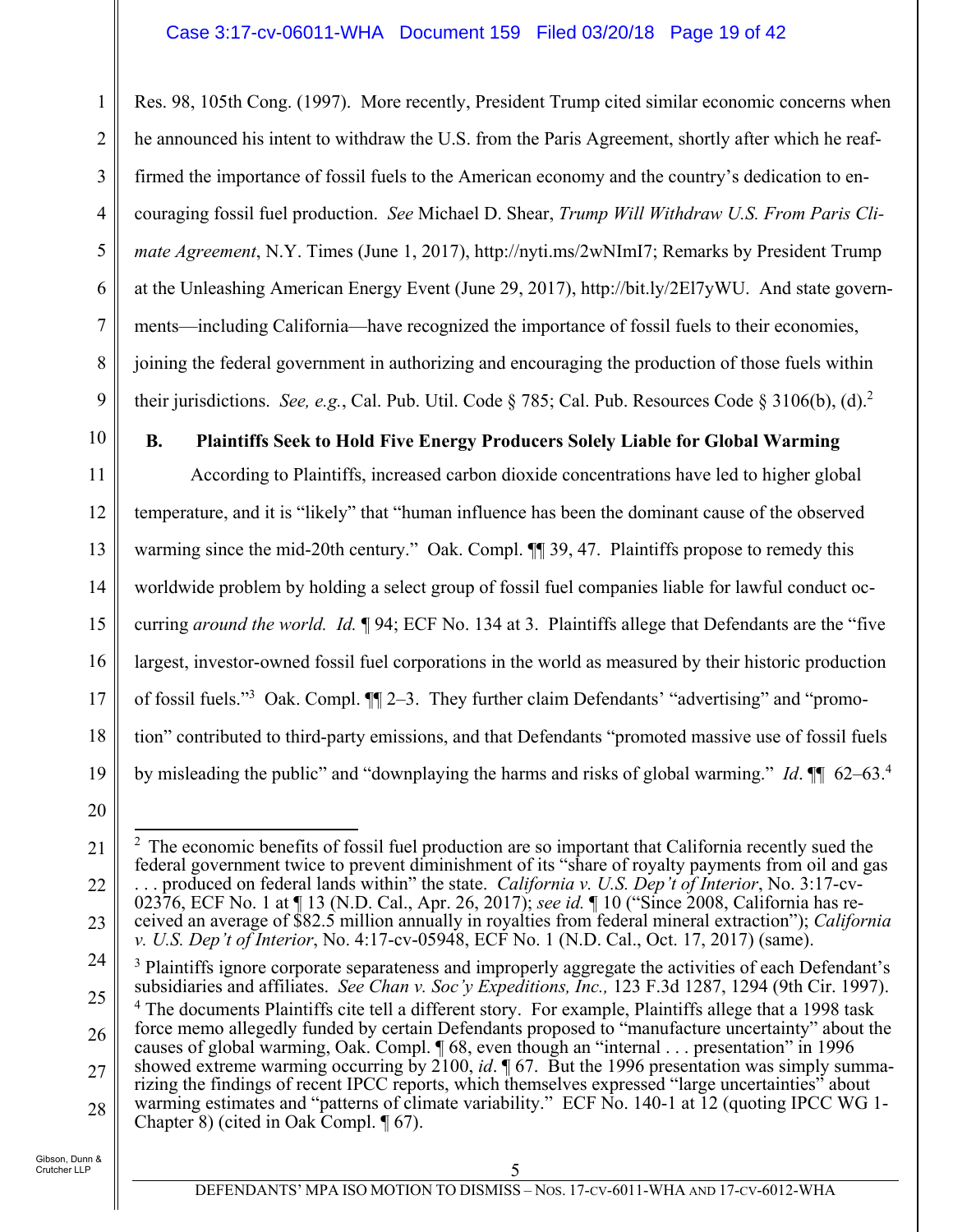Res. 98, 105th Cong. (1997). More recently, President Trump cited similar economic concerns when he announced his intent to withdraw the U.S. from the Paris Agreement, shortly after which he reaffirmed the importance of fossil fuels to the American economy and the country's dedication to encouraging fossil fuel production. *See* Michael D. Shear, *Trump Will Withdraw U.S. From Paris Climate Agreement*, N.Y. Times (June 1, 2017), http://nyti.ms/2wNImI7; Remarks by President Trump at the Unleashing American Energy Event (June 29, 2017), http://bit.ly/2El7yWU. And state governments—including California—have recognized the importance of fossil fuels to their economies, joining the federal government in authorizing and encouraging the production of those fuels within their jurisdictions. *See, e.g.*, Cal. Pub. Util. Code § 785; Cal. Pub. Resources Code § 3106(b), (d).[2]

### B. Plaintiffs Seek to Hold Five Energy Producers Solely Liable for Global Warming

According to Plaintiffs, increased carbon dioxide concentrations have led to higher global temperature, and it is "likely" that "human influence has been the dominant cause of the observed warming since the mid-20th century." Oak. Compl. ¶¶ 39, 47. Plaintiffs propose to remedy this worldwide problem by holding a select group of fossil fuel companies liable for lawful conduct occurring *around the world. Id.* ¶ 94; ECF No. 134 at 3. Plaintiffs allege that Defendants are the "five largest, investor-owned fossil fuel corporations in the world as measured by their historic production of fossil fuels."[3] Oak. Compl. ¶¶ 2–3. They further claim Defendants' "advertising" and "promotion" contributed to third-party emissions, and that Defendants "promoted massive use of fossil fuels by misleading the public" and "downplaying the harms and risks of global warming." *Id*. ¶¶ 62–63.[4]

---

[2] The economic benefits of fossil fuel production are so important that California recently sued the federal government twice to prevent diminishment of its "share of royalty payments from oil and gas . . . produced on federal lands within" the state. *California v. U.S. Dep't of Interior*, No. 3:17-cv-02376, ECF No. 1 at ¶ 13 (N.D. Cal., Apr. 26, 2017); *see id.* ¶ 10 ("Since 2008, California has received an average of $82.5 million annually in royalties from federal mineral extraction"); *California v. U.S. Dep't of Interior*, No. 4:17-cv-05948, ECF No. 1 (N.D. Cal., Oct. 17, 2017) (same).

[3] Plaintiffs ignore corporate separateness and improperly aggregate the activities of each Defendant's subsidiaries and affiliates. *See Chan v. Soc'y Expeditions, Inc.,* 123 F.3d 1287, 1294 (9th Cir. 1997).

[4] The documents Plaintiffs cite tell a different story. For example, Plaintiffs allege that a 1998 task force memo allegedly funded by certain Defendants proposed to "manufacture uncertainty" about the causes of global warming, Oak. Compl. ¶ 68, even though an "internal . . . presentation" in 1996 showed extreme warming occurring by 2100, *id*. ¶ 67. But the 1996 presentation was simply summarizing the findings of recent IPCC reports, which themselves expressed "large uncertainties" about warming estimates and "patterns of climate variability." ECF No. 140-1 at 12 (quoting IPCC WG 1-Chapter 8) (cited in Oak Compl. ¶ 67).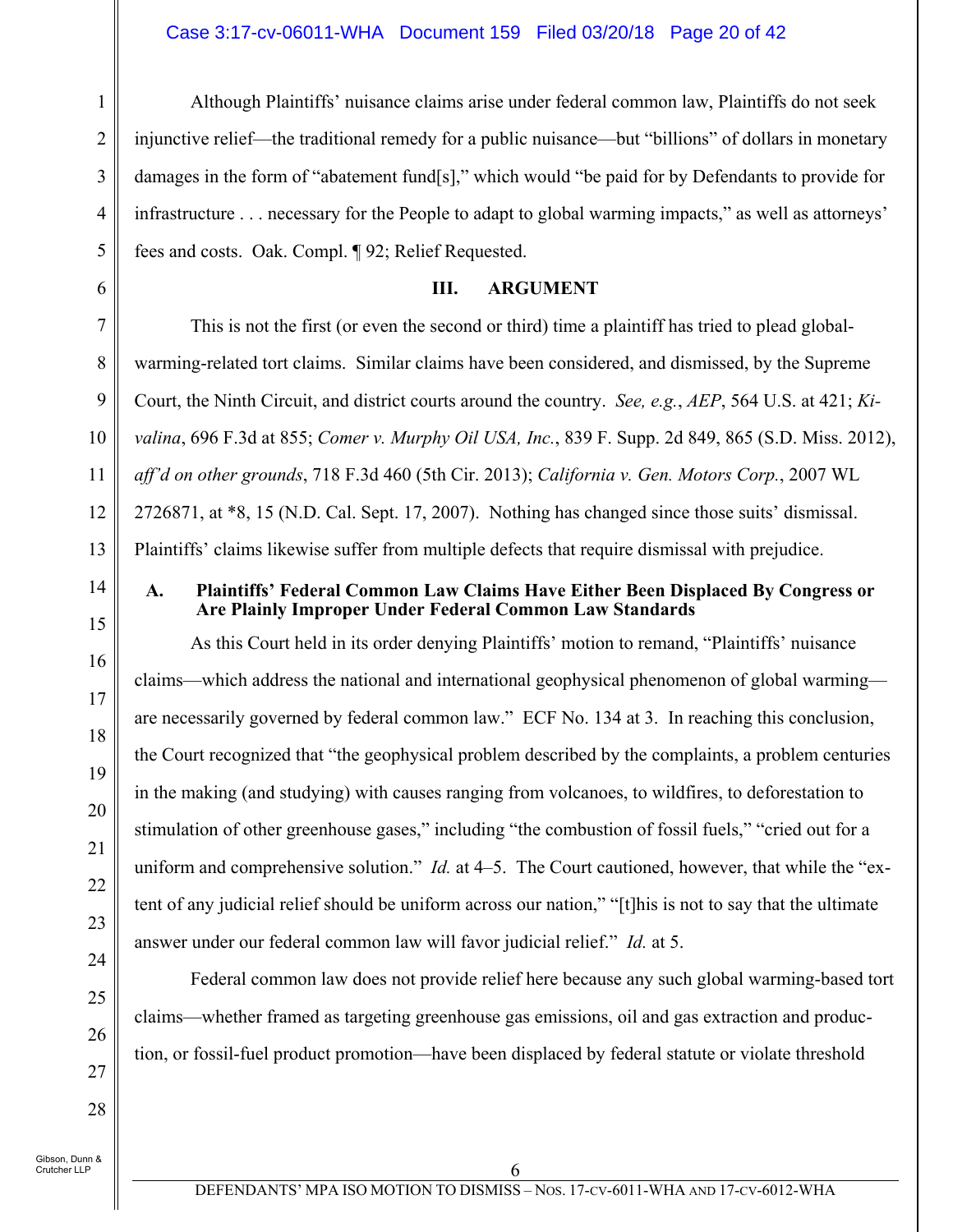Although Plaintiffs' nuisance claims arise under federal common law, Plaintiffs do not seek injunctive relief—the traditional remedy for a public nuisance—but "billions" of dollars in monetary damages in the form of "abatement fund[s]," which would "be paid for by Defendants to provide for infrastructure . . . necessary for the People to adapt to global warming impacts," as well as attorneys' fees and costs. Oak. Compl. ¶ 92; Relief Requested.

## III. ARGUMENT

This is not the first (or even the second or third) time a plaintiff has tried to plead global-warming-related tort claims. Similar claims have been considered, and dismissed, by the Supreme Court, the Ninth Circuit, and district courts around the country. *See, e.g.*, *AEP*, 564 U.S. at 421; *Kivalina*, 696 F.3d at 855; *Comer v. Murphy Oil USA, Inc.*, 839 F. Supp. 2d 849, 865 (S.D. Miss. 2012), *aff'd on other grounds*, 718 F.3d 460 (5th Cir. 2013); *California v. Gen. Motors Corp.*, 2007 WL 2726871, at *8, 15 (N.D. Cal. Sept. 17, 2007). Nothing has changed since those suits' dismissal. Plaintiffs' claims likewise suffer from multiple defects that require dismissal with prejudice.

### A. Plaintiffs' Federal Common Law Claims Have Either Been Displaced By Congress or Are Plainly Improper Under Federal Common Law Standards

As this Court held in its order denying Plaintiffs' motion to remand, "Plaintiffs' nuisance claims—which address the national and international geophysical phenomenon of global warming—are necessarily governed by federal common law." ECF No. 134 at 3. In reaching this conclusion, the Court recognized that "the geophysical problem described by the complaints, a problem centuries in the making (and studying) with causes ranging from volcanoes, to wildfires, to deforestation to stimulation of other greenhouse gases," including "the combustion of fossil fuels," "cried out for a uniform and comprehensive solution." *Id.* at 4–5. The Court cautioned, however, that while the "extent of any judicial relief should be uniform across our nation," "[t]his is not to say that the ultimate answer under our federal common law will favor judicial relief." *Id.* at 5.

Federal common law does not provide relief here because any such global warming-based tort claims—whether framed as targeting greenhouse gas emissions, oil and gas extraction and production, or fossil-fuel product promotion—have been displaced by federal statute or violate threshold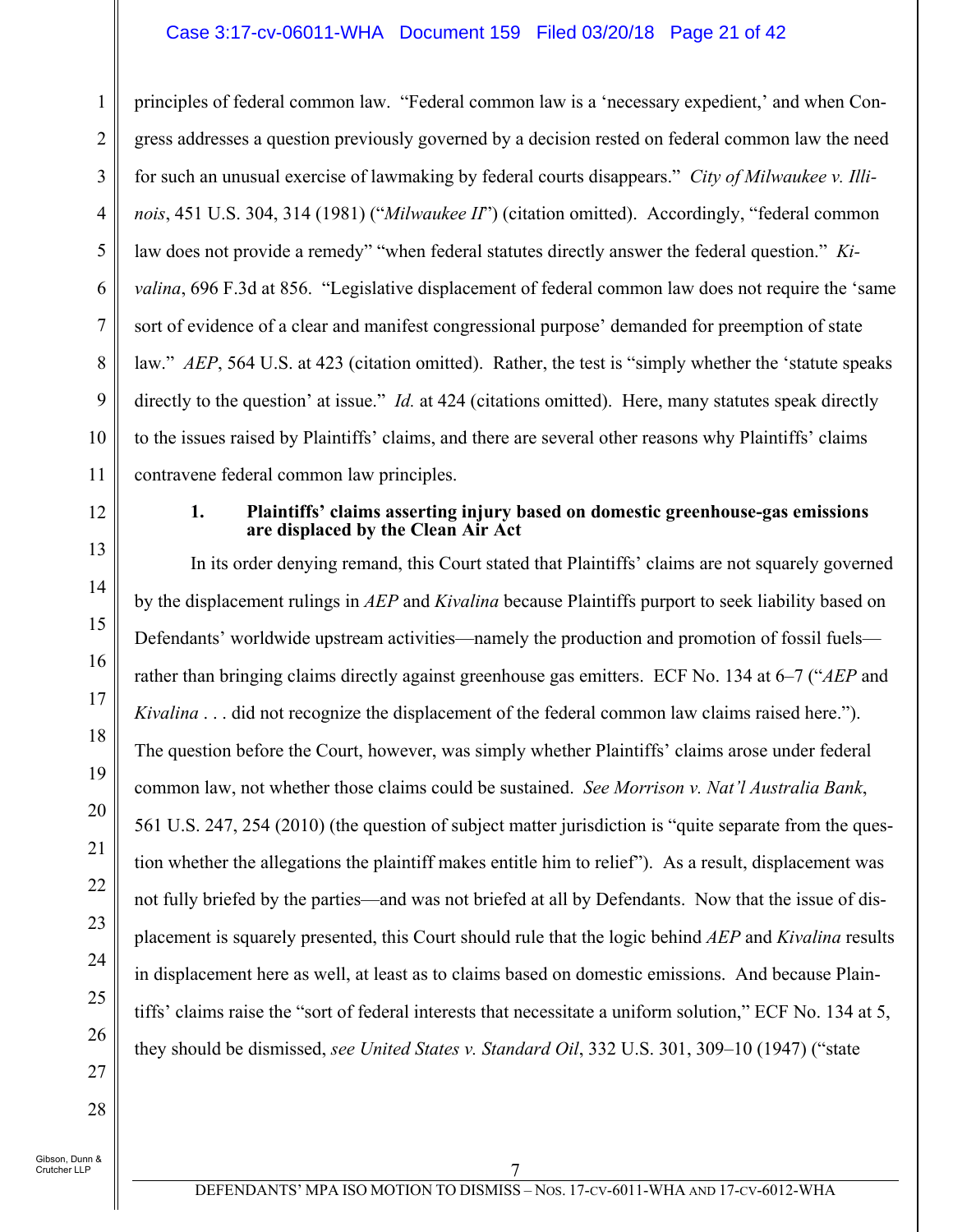principles of federal common law. "Federal common law is a 'necessary expedient,' and when Congress addresses a question previously governed by a decision rested on federal common law the need for such an unusual exercise of lawmaking by federal courts disappears." *City of Milwaukee v. Illinois*, 451 U.S. 304, 314 (1981) ("*Milwaukee II*") (citation omitted). Accordingly, "federal common law does not provide a remedy" "when federal statutes directly answer the federal question." *Kivalina*, 696 F.3d at 856. "Legislative displacement of federal common law does not require the 'same sort of evidence of a clear and manifest congressional purpose' demanded for preemption of state law." *AEP*, 564 U.S. at 423 (citation omitted). Rather, the test is "simply whether the 'statute speaks directly to the question' at issue." *Id.* at 424 (citations omitted). Here, many statutes speak directly to the issues raised by Plaintiffs' claims, and there are several other reasons why Plaintiffs' claims contravene federal common law principles.

**1. Plaintiffs' claims asserting injury based on domestic greenhouse-gas emissions are displaced by the Clean Air Act**

In its order denying remand, this Court stated that Plaintiffs' claims are not squarely governed by the displacement rulings in *AEP* and *Kivalina* because Plaintiffs purport to seek liability based on Defendants' worldwide upstream activities—namely the production and promotion of fossil fuels—rather than bringing claims directly against greenhouse gas emitters. ECF No. 134 at 6–7 ("*AEP* and *Kivalina* . . . did not recognize the displacement of the federal common law claims raised here."). The question before the Court, however, was simply whether Plaintiffs' claims arose under federal common law, not whether those claims could be sustained. *See Morrison v. Nat'l Australia Bank*, 561 U.S. 247, 254 (2010) (the question of subject matter jurisdiction is "quite separate from the question whether the allegations the plaintiff makes entitle him to relief"). As a result, displacement was not fully briefed by the parties—and was not briefed at all by Defendants. Now that the issue of displacement is squarely presented, this Court should rule that the logic behind *AEP* and *Kivalina* results in displacement here as well, at least as to claims based on domestic emissions. And because Plaintiffs' claims raise the "sort of federal interests that necessitate a uniform solution," ECF No. 134 at 5, they should be dismissed, *see United States v. Standard Oil*, 332 U.S. 301, 309–10 (1947) ("state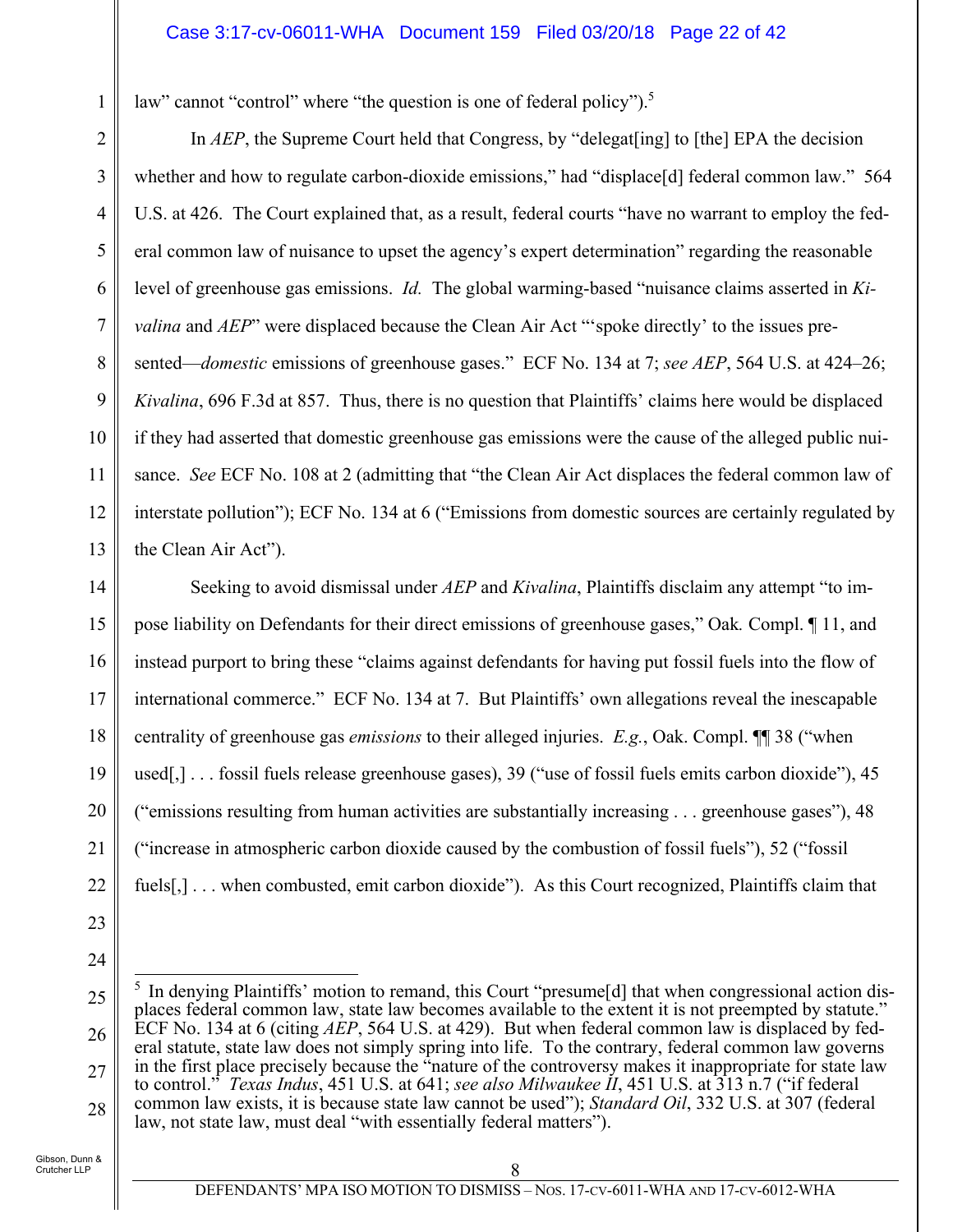law" cannot "control" where "the question is one of federal policy").[5]

In *AEP*, the Supreme Court held that Congress, by "delegat[ing] to [the] EPA the decision whether and how to regulate carbon-dioxide emissions," had "displace[d] federal common law." 564 U.S. at 426. The Court explained that, as a result, federal courts "have no warrant to employ the federal common law of nuisance to upset the agency's expert determination" regarding the reasonable level of greenhouse gas emissions. *Id.* The global warming-based "nuisance claims asserted in *Kivalina* and *AEP*" were displaced because the Clean Air Act "'spoke directly' to the issues presented—*domestic* emissions of greenhouse gases." ECF No. 134 at 7; *see AEP*, 564 U.S. at 424–26; *Kivalina*, 696 F.3d at 857. Thus, there is no question that Plaintiffs' claims here would be displaced if they had asserted that domestic greenhouse gas emissions were the cause of the alleged public nuisance. *See* ECF No. 108 at 2 (admitting that "the Clean Air Act displaces the federal common law of interstate pollution"); ECF No. 134 at 6 ("Emissions from domestic sources are certainly regulated by the Clean Air Act").

Seeking to avoid dismissal under *AEP* and *Kivalina*, Plaintiffs disclaim any attempt "to impose liability on Defendants for their direct emissions of greenhouse gases," Oak*.* Compl. ¶ 11, and instead purport to bring these "claims against defendants for having put fossil fuels into the flow of international commerce." ECF No. 134 at 7. But Plaintiffs' own allegations reveal the inescapable centrality of greenhouse gas *emissions* to their alleged injuries. *E.g.*, Oak. Compl. ¶¶ 38 ("when used[,] . . . fossil fuels release greenhouse gases), 39 ("use of fossil fuels emits carbon dioxide"), 45 ("emissions resulting from human activities are substantially increasing . . . greenhouse gases"), 48 ("increase in atmospheric carbon dioxide caused by the combustion of fossil fuels"), 52 ("fossil fuels[,] . . . when combusted, emit carbon dioxide"). As this Court recognized, Plaintiffs claim that

---

[5] In denying Plaintiffs' motion to remand, this Court "presume[d] that when congressional action displaces federal common law, state law becomes available to the extent it is not preempted by statute." ECF No. 134 at 6 (citing *AEP*, 564 U.S. at 429). But when federal common law is displaced by federal statute, state law does not simply spring into life. To the contrary, federal common law governs in the first place precisely because the "nature of the controversy makes it inappropriate for state law to control." *Texas Indus*, 451 U.S. at 641; *see also Milwaukee II*, 451 U.S. at 313 n.7 ("if federal common law exists, it is because state law cannot be used"); *Standard Oil*, 332 U.S. at 307 (federal law, not state law, must deal "with essentially federal matters").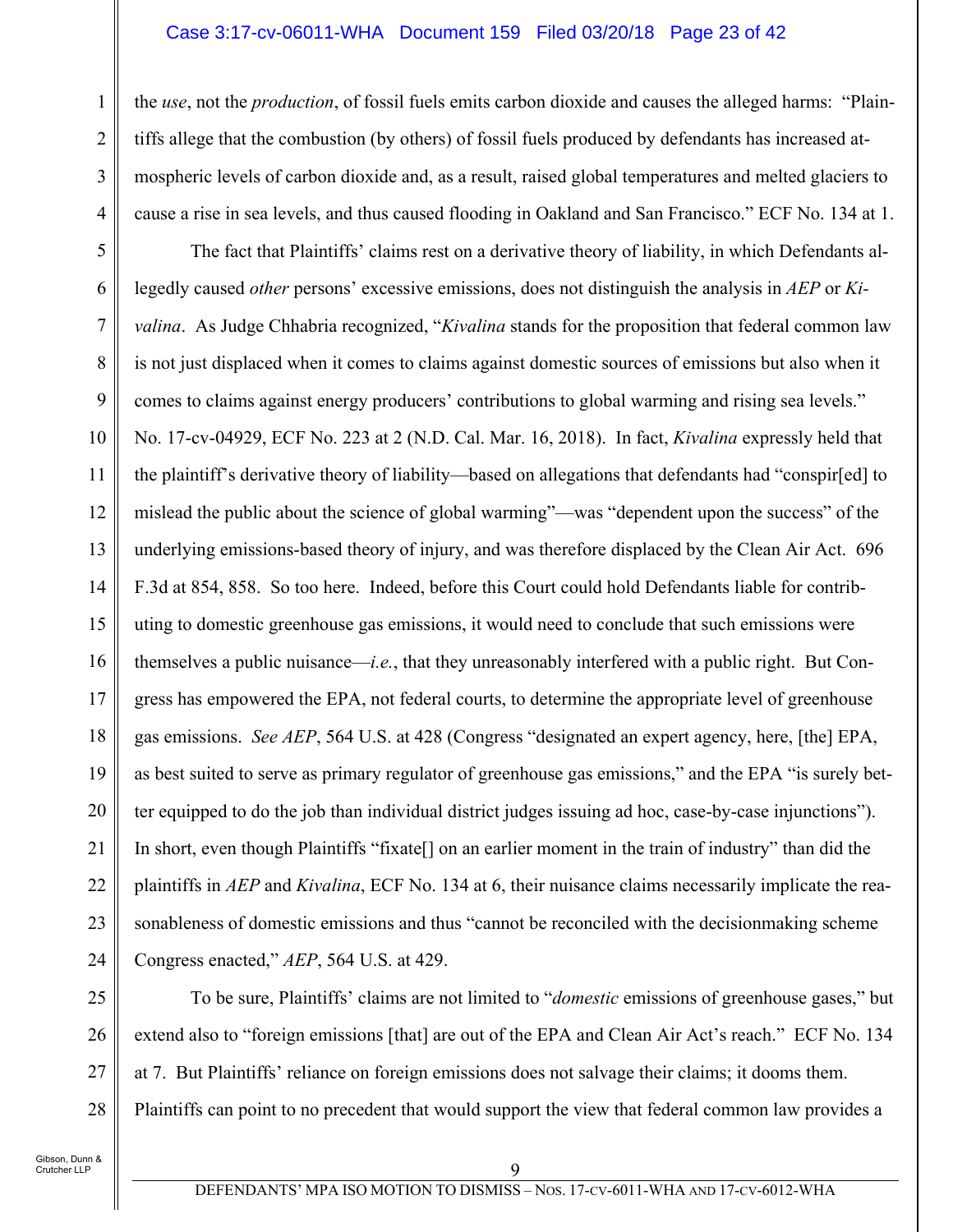the *use*, not the *production*, of fossil fuels emits carbon dioxide and causes the alleged harms: "Plaintiffs allege that the combustion (by others) of fossil fuels produced by defendants has increased atmospheric levels of carbon dioxide and, as a result, raised global temperatures and melted glaciers to cause a rise in sea levels, and thus caused flooding in Oakland and San Francisco." ECF No. 134 at 1.

The fact that Plaintiffs' claims rest on a derivative theory of liability, in which Defendants allegedly caused *other* persons' excessive emissions, does not distinguish the analysis in *AEP* or *Kivalina*. As Judge Chhabria recognized, "*Kivalina* stands for the proposition that federal common law is not just displaced when it comes to claims against domestic sources of emissions but also when it comes to claims against energy producers' contributions to global warming and rising sea levels." No. 17-cv-04929, ECF No. 223 at 2 (N.D. Cal. Mar. 16, 2018). In fact, *Kivalina* expressly held that the plaintiff's derivative theory of liability—based on allegations that defendants had "conspir[ed] to mislead the public about the science of global warming"—was "dependent upon the success" of the underlying emissions-based theory of injury, and was therefore displaced by the Clean Air Act. 696 F.3d at 854, 858. So too here. Indeed, before this Court could hold Defendants liable for contributing to domestic greenhouse gas emissions, it would need to conclude that such emissions were themselves a public nuisance—*i.e.*, that they unreasonably interfered with a public right. But Congress has empowered the EPA, not federal courts, to determine the appropriate level of greenhouse gas emissions. *See AEP*, 564 U.S. at 428 (Congress "designated an expert agency, here, [the] EPA, as best suited to serve as primary regulator of greenhouse gas emissions," and the EPA "is surely better equipped to do the job than individual district judges issuing ad hoc, case-by-case injunctions"). In short, even though Plaintiffs "fixate[] on an earlier moment in the train of industry" than did the plaintiffs in *AEP* and *Kivalina*, ECF No. 134 at 6, their nuisance claims necessarily implicate the reasonableness of domestic emissions and thus "cannot be reconciled with the decisionmaking scheme Congress enacted," *AEP*, 564 U.S. at 429.

To be sure, Plaintiffs' claims are not limited to "*domestic* emissions of greenhouse gases," but extend also to "foreign emissions [that] are out of the EPA and Clean Air Act's reach." ECF No. 134 at 7. But Plaintiffs' reliance on foreign emissions does not salvage their claims; it dooms them. Plaintiffs can point to no precedent that would support the view that federal common law provides a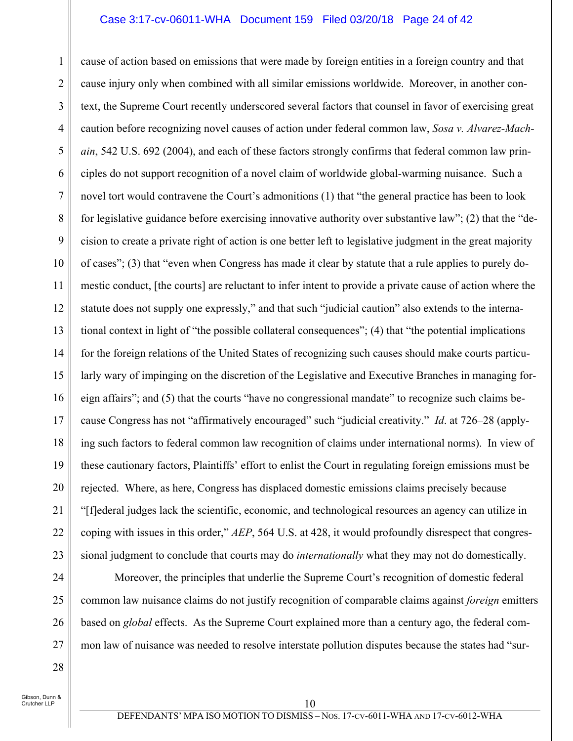cause of action based on emissions that were made by foreign entities in a foreign country and that cause injury only when combined with all similar emissions worldwide. Moreover, in another context, the Supreme Court recently underscored several factors that counsel in favor of exercising great caution before recognizing novel causes of action under federal common law, *Sosa v. Alvarez-Machain*, 542 U.S. 692 (2004), and each of these factors strongly confirms that federal common law principles do not support recognition of a novel claim of worldwide global-warming nuisance. Such a novel tort would contravene the Court's admonitions (1) that "the general practice has been to look for legislative guidance before exercising innovative authority over substantive law"; (2) that the "decision to create a private right of action is one better left to legislative judgment in the great majority of cases"; (3) that "even when Congress has made it clear by statute that a rule applies to purely domestic conduct, [the courts] are reluctant to infer intent to provide a private cause of action where the statute does not supply one expressly," and that such "judicial caution" also extends to the international context in light of "the possible collateral consequences"; (4) that "the potential implications for the foreign relations of the United States of recognizing such causes should make courts particularly wary of impinging on the discretion of the Legislative and Executive Branches in managing foreign affairs"; and (5) that the courts "have no congressional mandate" to recognize such claims because Congress has not "affirmatively encouraged" such "judicial creativity." *Id*. at 726–28 (applying such factors to federal common law recognition of claims under international norms). In view of these cautionary factors, Plaintiffs' effort to enlist the Court in regulating foreign emissions must be rejected. Where, as here, Congress has displaced domestic emissions claims precisely because "[f]ederal judges lack the scientific, economic, and technological resources an agency can utilize in coping with issues in this order," *AEP*, 564 U.S. at 428, it would profoundly disrespect that congressional judgment to conclude that courts may do *internationally* what they may not do domestically.

Moreover, the principles that underlie the Supreme Court's recognition of domestic federal common law nuisance claims do not justify recognition of comparable claims against *foreign* emitters based on *global* effects. As the Supreme Court explained more than a century ago, the federal common law of nuisance was needed to resolve interstate pollution disputes because the states had "sur-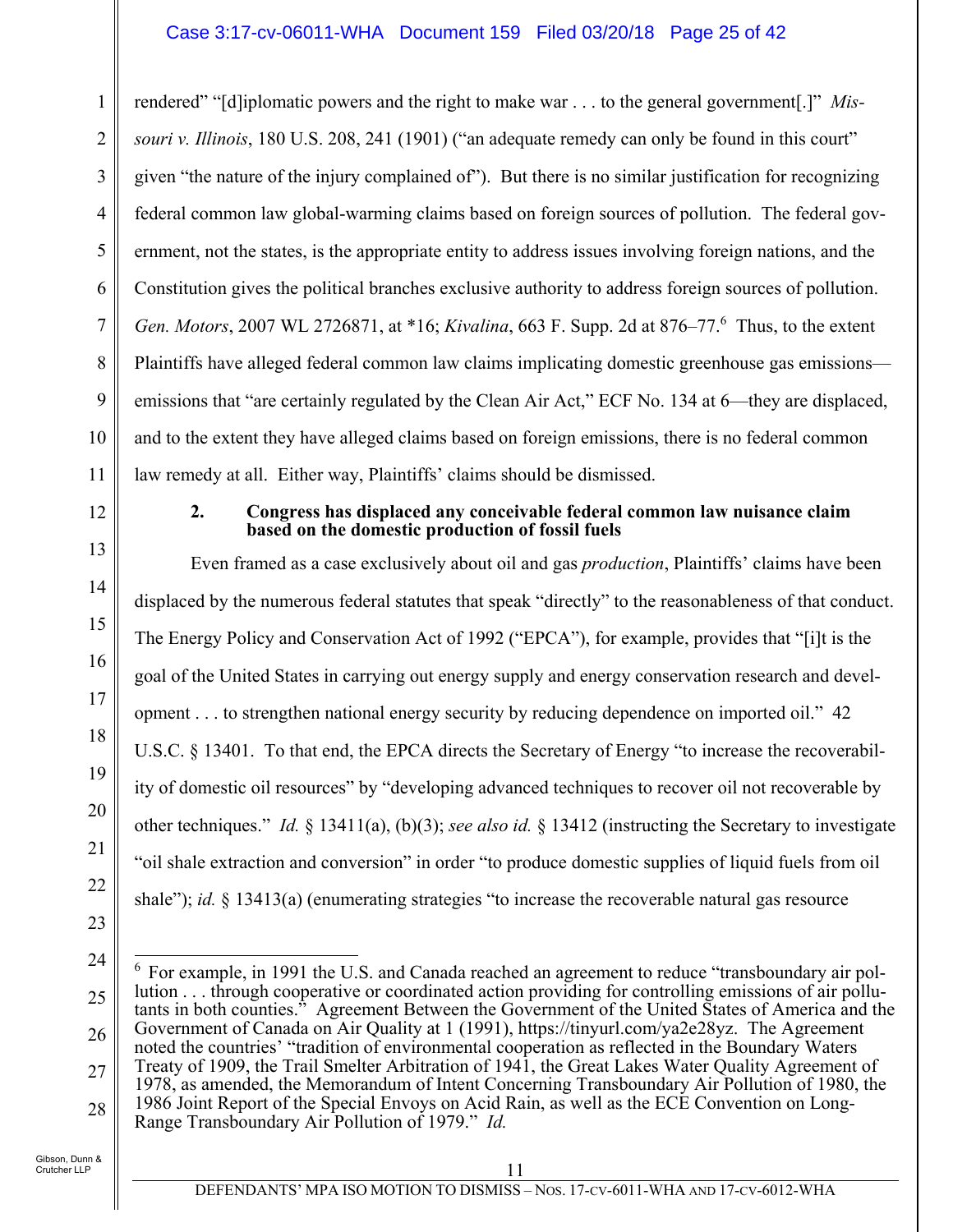rendered" "[d]iplomatic powers and the right to make war . . . to the general government[.]" *Missouri v. Illinois*, 180 U.S. 208, 241 (1901) ("an adequate remedy can only be found in this court" given "the nature of the injury complained of"). But there is no similar justification for recognizing federal common law global-warming claims based on foreign sources of pollution. The federal government, not the states, is the appropriate entity to address issues involving foreign nations, and the Constitution gives the political branches exclusive authority to address foreign sources of pollution. *Gen. Motors*, 2007 WL 2726871, at *16; *Kivalina*, 663 F. Supp. 2d at 876–77.[6] Thus, to the extent Plaintiffs have alleged federal common law claims implicating domestic greenhouse gas emissions—emissions that "are certainly regulated by the Clean Air Act," ECF No. 134 at 6—they are displaced, and to the extent they have alleged claims based on foreign emissions, there is no federal common law remedy at all. Either way, Plaintiffs' claims should be dismissed.

**2. Congress has displaced any conceivable federal common law nuisance claim based on the domestic production of fossil fuels**

Even framed as a case exclusively about oil and gas *production*, Plaintiffs' claims have been displaced by the numerous federal statutes that speak "directly" to the reasonableness of that conduct. The Energy Policy and Conservation Act of 1992 ("EPCA"), for example, provides that "[i]t is the goal of the United States in carrying out energy supply and energy conservation research and development . . . to strengthen national energy security by reducing dependence on imported oil." 42 U.S.C. § 13401. To that end, the EPCA directs the Secretary of Energy "to increase the recoverability of domestic oil resources" by "developing advanced techniques to recover oil not recoverable by other techniques." *Id.* § 13411(a), (b)(3); *see also id.* § 13412 (instructing the Secretary to investigate "oil shale extraction and conversion" in order "to produce domestic supplies of liquid fuels from oil shale"); *id.* § 13413(a) (enumerating strategies "to increase the recoverable natural gas resource

---

[6] For example, in 1991 the U.S. and Canada reached an agreement to reduce "transboundary air pollution . . . through cooperative or coordinated action providing for controlling emissions of air pollutants in both counties." Agreement Between the Government of the United States of America and the Government of Canada on Air Quality at 1 (1991), https://tinyurl.com/ya2e28yz. The Agreement noted the countries' "tradition of environmental cooperation as reflected in the Boundary Waters Treaty of 1909, the Trail Smelter Arbitration of 1941, the Great Lakes Water Quality Agreement of 1978, as amended, the Memorandum of Intent Concerning Transboundary Air Pollution of 1980, the 1986 Joint Report of the Special Envoys on Acid Rain, as well as the ECE Convention on Long-Range Transboundary Air Pollution of 1979." *Id.*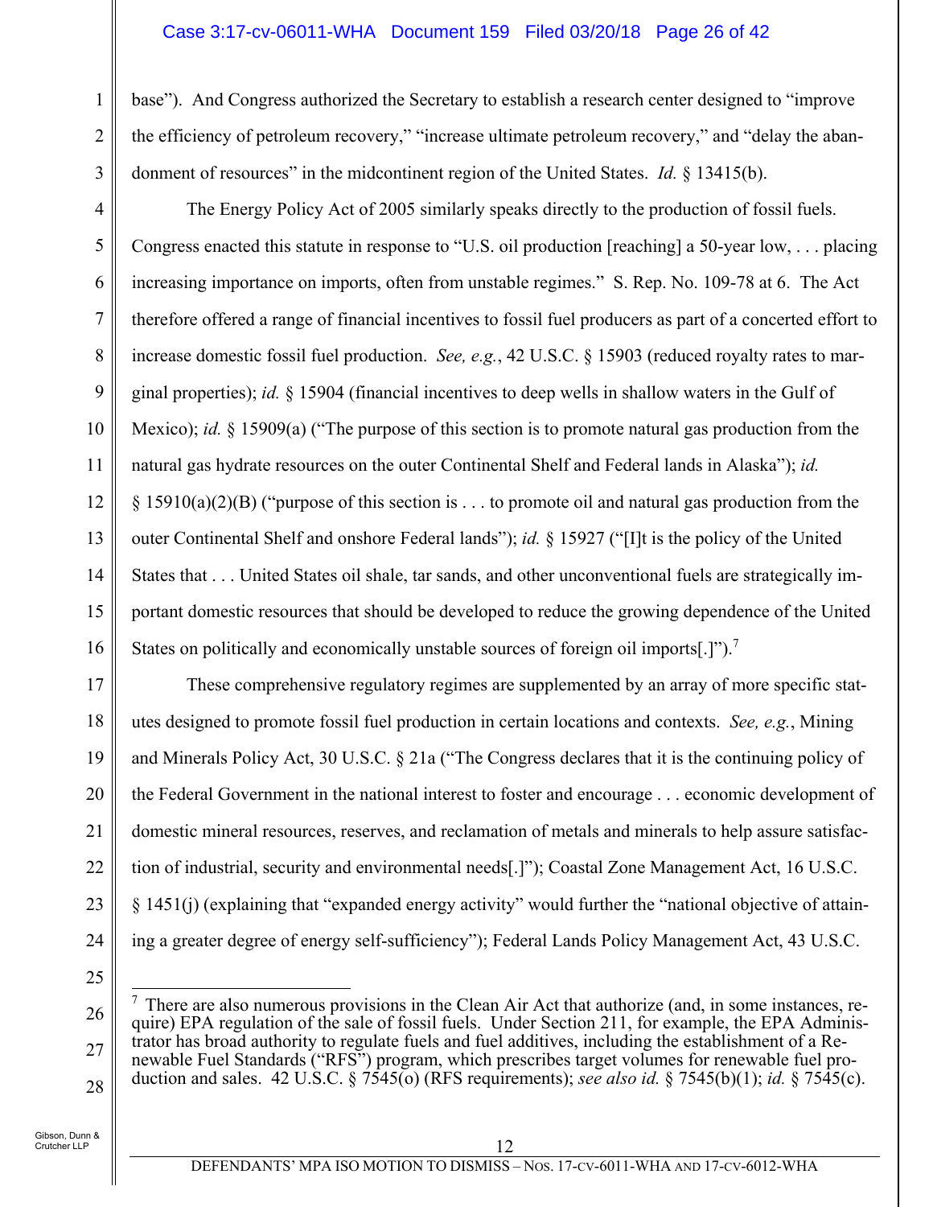base"). And Congress authorized the Secretary to establish a research center designed to "improve the efficiency of petroleum recovery," "increase ultimate petroleum recovery," and "delay the abandonment of resources" in the midcontinent region of the United States. *Id.* § 13415(b).

The Energy Policy Act of 2005 similarly speaks directly to the production of fossil fuels. Congress enacted this statute in response to "U.S. oil production [reaching] a 50-year low, . . . placing increasing importance on imports, often from unstable regimes." S. Rep. No. 109-78 at 6. The Act therefore offered a range of financial incentives to fossil fuel producers as part of a concerted effort to increase domestic fossil fuel production. *See, e.g.*, 42 U.S.C. § 15903 (reduced royalty rates to marginal properties); *id.* § 15904 (financial incentives to deep wells in shallow waters in the Gulf of Mexico); *id.* § 15909(a) ("The purpose of this section is to promote natural gas production from the natural gas hydrate resources on the outer Continental Shelf and Federal lands in Alaska"); *id.* § 15910(a)(2)(B) ("purpose of this section is . . . to promote oil and natural gas production from the outer Continental Shelf and onshore Federal lands"); *id.* § 15927 ("[I]t is the policy of the United States that . . . United States oil shale, tar sands, and other unconventional fuels are strategically important domestic resources that should be developed to reduce the growing dependence of the United States on politically and economically unstable sources of foreign oil imports[.]").[7]

These comprehensive regulatory regimes are supplemented by an array of more specific statutes designed to promote fossil fuel production in certain locations and contexts. *See, e.g.*, Mining and Minerals Policy Act, 30 U.S.C. § 21a ("The Congress declares that it is the continuing policy of the Federal Government in the national interest to foster and encourage . . . economic development of domestic mineral resources, reserves, and reclamation of metals and minerals to help assure satisfaction of industrial, security and environmental needs[.]"); Coastal Zone Management Act, 16 U.S.C. § 1451(j) (explaining that "expanded energy activity" would further the "national objective of attaining a greater degree of energy self-sufficiency"); Federal Lands Policy Management Act, 43 U.S.C.

---

[7] There are also numerous provisions in the Clean Air Act that authorize (and, in some instances, require) EPA regulation of the sale of fossil fuels. Under Section 211, for example, the EPA Administrator has broad authority to regulate fuels and fuel additives, including the establishment of a Renewable Fuel Standards ("RFS") program, which prescribes target volumes for renewable fuel production and sales. 42 U.S.C. § 7545(o) (RFS requirements); *see also id.* § 7545(b)(1); *id.* § 7545(c).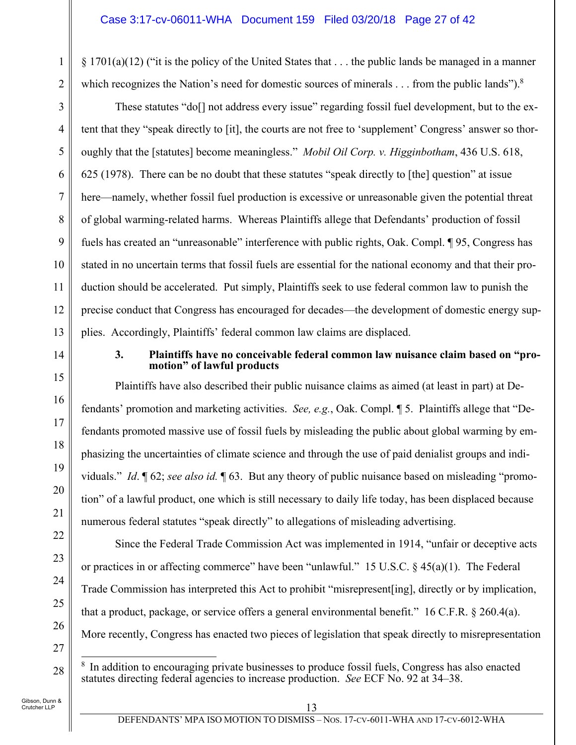§ 1701(a)(12) ("it is the policy of the United States that . . . the public lands be managed in a manner which recognizes the Nation's need for domestic sources of minerals . . . from the public lands").[8]

These statutes "do[] not address every issue" regarding fossil fuel development, but to the extent that they "speak directly to [it], the courts are not free to 'supplement' Congress' answer so thoroughly that the [statutes] become meaningless." *Mobil Oil Corp. v. Higginbotham*, 436 U.S. 618, 625 (1978). There can be no doubt that these statutes "speak directly to [the] question" at issue here—namely, whether fossil fuel production is excessive or unreasonable given the potential threat of global warming-related harms. Whereas Plaintiffs allege that Defendants' production of fossil fuels has created an "unreasonable" interference with public rights, Oak. Compl. ¶ 95, Congress has stated in no uncertain terms that fossil fuels are essential for the national economy and that their production should be accelerated. Put simply, Plaintiffs seek to use federal common law to punish the precise conduct that Congress has encouraged for decades—the development of domestic energy supplies. Accordingly, Plaintiffs' federal common law claims are displaced.

### 3. Plaintiffs have no conceivable federal common law nuisance claim based on "promotion" of lawful products

Plaintiffs have also described their public nuisance claims as aimed (at least in part) at Defendants' promotion and marketing activities. *See, e.g.*, Oak. Compl. ¶ 5. Plaintiffs allege that "Defendants promoted massive use of fossil fuels by misleading the public about global warming by emphasizing the uncertainties of climate science and through the use of paid denialist groups and individuals." *Id*. ¶ 62; *see also id.* ¶ 63. But any theory of public nuisance based on misleading "promotion" of a lawful product, one which is still necessary to daily life today, has been displaced because numerous federal statutes "speak directly" to allegations of misleading advertising.

Since the Federal Trade Commission Act was implemented in 1914, "unfair or deceptive acts or practices in or affecting commerce" have been "unlawful." 15 U.S.C. § 45(a)(1). The Federal Trade Commission has interpreted this Act to prohibit "misrepresent[ing], directly or by implication, that a product, package, or service offers a general environmental benefit." 16 C.F.R. § 260.4(a). More recently, Congress has enacted two pieces of legislation that speak directly to misrepresentation

---

[8] In addition to encouraging private businesses to produce fossil fuels, Congress has also enacted statutes directing federal agencies to increase production. *See* ECF No. 92 at 34–38.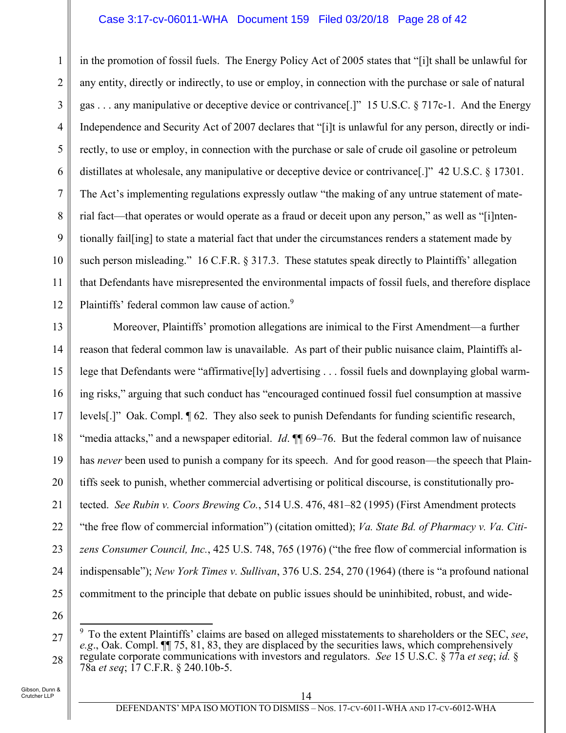in the promotion of fossil fuels. The Energy Policy Act of 2005 states that "[i]t shall be unlawful for any entity, directly or indirectly, to use or employ, in connection with the purchase or sale of natural gas . . . any manipulative or deceptive device or contrivance[.]" 15 U.S.C. § 717c-1. And the Energy Independence and Security Act of 2007 declares that "[i]t is unlawful for any person, directly or indirectly, to use or employ, in connection with the purchase or sale of crude oil gasoline or petroleum distillates at wholesale, any manipulative or deceptive device or contrivance[.]" 42 U.S.C. § 17301. The Act's implementing regulations expressly outlaw "the making of any untrue statement of material fact—that operates or would operate as a fraud or deceit upon any person," as well as "[i]ntentionally fail[ing] to state a material fact that under the circumstances renders a statement made by such person misleading." 16 C.F.R. § 317.3. These statutes speak directly to Plaintiffs' allegation that Defendants have misrepresented the environmental impacts of fossil fuels, and therefore displace Plaintiffs' federal common law cause of action.[9]

Moreover, Plaintiffs' promotion allegations are inimical to the First Amendment—a further reason that federal common law is unavailable. As part of their public nuisance claim, Plaintiffs allege that Defendants were "affirmative[ly] advertising . . . fossil fuels and downplaying global warming risks," arguing that such conduct has "encouraged continued fossil fuel consumption at massive levels[.]" Oak. Compl. ¶ 62. They also seek to punish Defendants for funding scientific research, "media attacks," and a newspaper editorial. *Id*. ¶¶ 69–76. But the federal common law of nuisance has *never* been used to punish a company for its speech. And for good reason—the speech that Plaintiffs seek to punish, whether commercial advertising or political discourse, is constitutionally protected. *See Rubin v. Coors Brewing Co.*, 514 U.S. 476, 481–82 (1995) (First Amendment protects "the free flow of commercial information") (citation omitted); *Va. State Bd. of Pharmacy v. Va. Citizens Consumer Council, Inc.*, 425 U.S. 748, 765 (1976) ("the free flow of commercial information is indispensable"); *New York Times v. Sullivan*, 376 U.S. 254, 270 (1964) (there is "a profound national commitment to the principle that debate on public issues should be uninhibited, robust, and wide-

---

[9] To the extent Plaintiffs' claims are based on alleged misstatements to shareholders or the SEC, *see*, *e.g*., Oak. Compl. ¶¶ 75, 81, 83, they are displaced by the securities laws, which comprehensively regulate corporate communications with investors and regulators. *See* 15 U.S.C. § 77a *et seq*; *id.* § 78a *et seq*; 17 C.F.R. § 240.10b-5.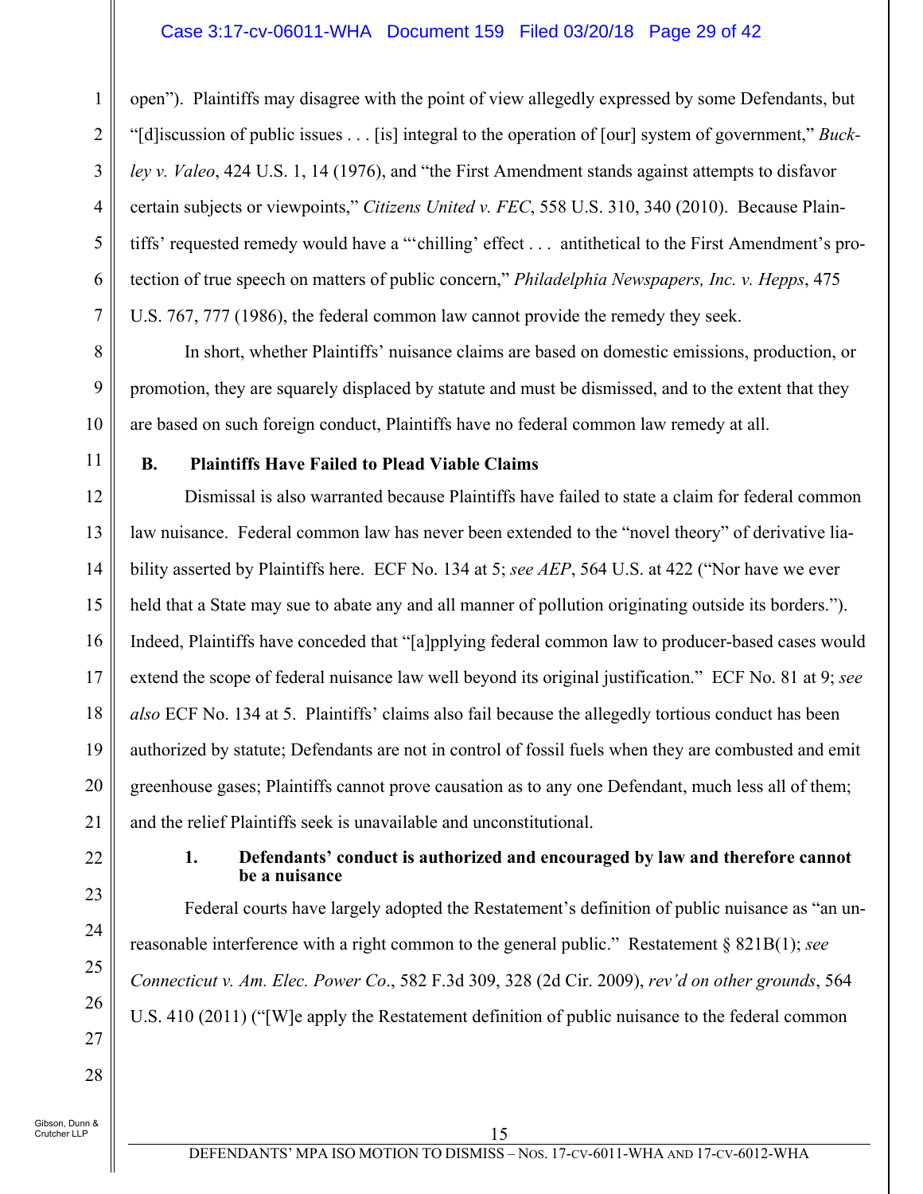open"). Plaintiffs may disagree with the point of view allegedly expressed by some Defendants, but "[d]iscussion of public issues . . . [is] integral to the operation of [our] system of government," *Buckley v. Valeo*, 424 U.S. 1, 14 (1976), and "the First Amendment stands against attempts to disfavor certain subjects or viewpoints," *Citizens United v. FEC*, 558 U.S. 310, 340 (2010). Because Plaintiffs' requested remedy would have a "'chilling' effect . . . antithetical to the First Amendment's protection of true speech on matters of public concern," *Philadelphia Newspapers, Inc. v. Hepps*, 475 U.S. 767, 777 (1986), the federal common law cannot provide the remedy they seek.

In short, whether Plaintiffs' nuisance claims are based on domestic emissions, production, or promotion, they are squarely displaced by statute and must be dismissed, and to the extent that they are based on such foreign conduct, Plaintiffs have no federal common law remedy at all.

### B. Plaintiffs Have Failed to Plead Viable Claims

Dismissal is also warranted because Plaintiffs have failed to state a claim for federal common law nuisance. Federal common law has never been extended to the "novel theory" of derivative liability asserted by Plaintiffs here. ECF No. 134 at 5; *see AEP*, 564 U.S. at 422 ("Nor have we ever held that a State may sue to abate any and all manner of pollution originating outside its borders."). Indeed, Plaintiffs have conceded that "[a]pplying federal common law to producer-based cases would extend the scope of federal nuisance law well beyond its original justification." ECF No. 81 at 9; *see also* ECF No. 134 at 5. Plaintiffs' claims also fail because the allegedly tortious conduct has been authorized by statute; Defendants are not in control of fossil fuels when they are combusted and emit greenhouse gases; Plaintiffs cannot prove causation as to any one Defendant, much less all of them; and the relief Plaintiffs seek is unavailable and unconstitutional.

#### 1. Defendants' conduct is authorized and encouraged by law and therefore cannot be a nuisance

Federal courts have largely adopted the Restatement's definition of public nuisance as "an unreasonable interference with a right common to the general public." Restatement § 821B(1); *see Connecticut v. Am. Elec. Power Co*., 582 F.3d 309, 328 (2d Cir. 2009), *rev'd on other grounds*, 564 U.S. 410 (2011) ("[W]e apply the Restatement definition of public nuisance to the federal common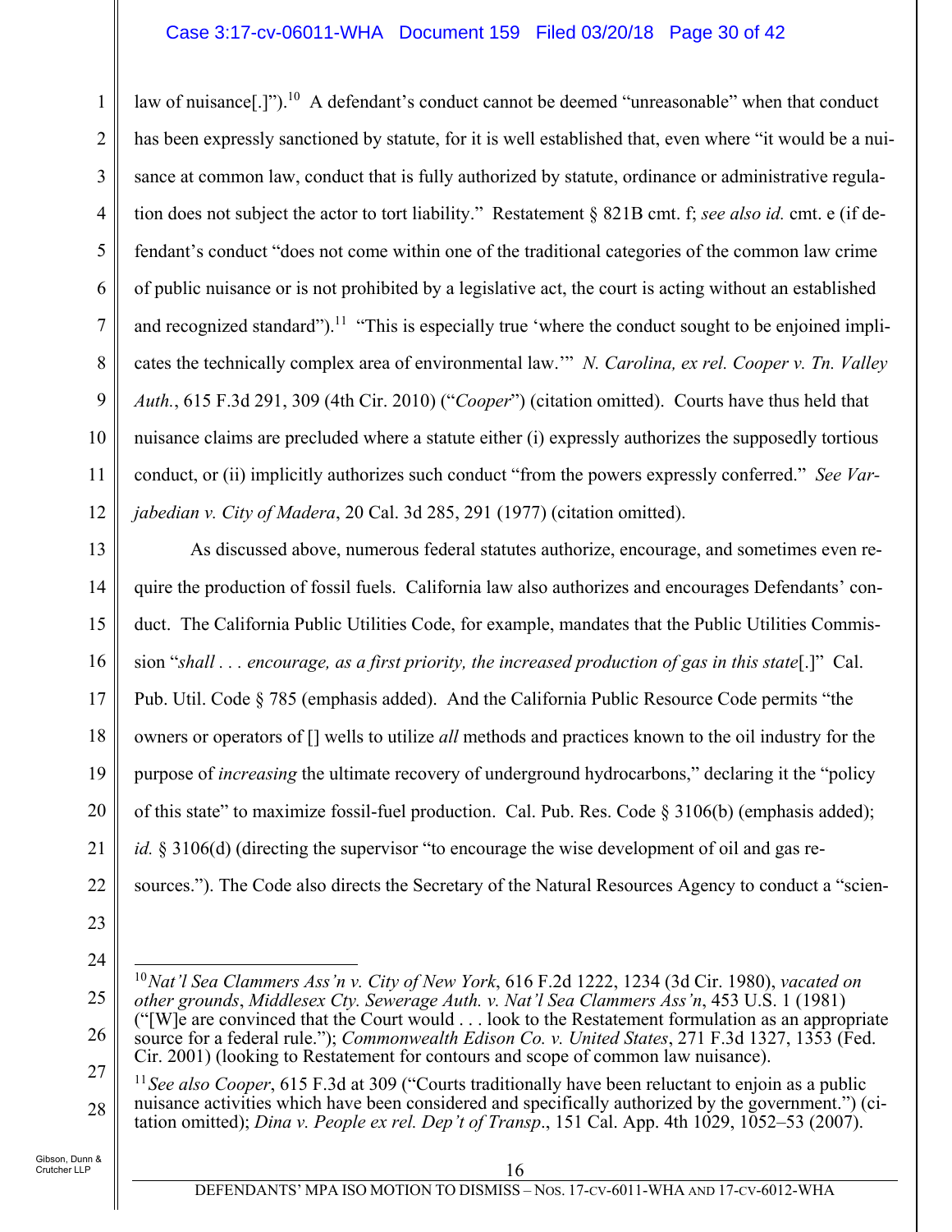law of nuisance[.]").[10] A defendant's conduct cannot be deemed "unreasonable" when that conduct has been expressly sanctioned by statute, for it is well established that, even where "it would be a nuisance at common law, conduct that is fully authorized by statute, ordinance or administrative regulation does not subject the actor to tort liability." Restatement § 821B cmt. f; *see also id.* cmt. e (if defendant's conduct "does not come within one of the traditional categories of the common law crime of public nuisance or is not prohibited by a legislative act, the court is acting without an established and recognized standard").[11] "This is especially true 'where the conduct sought to be enjoined implicates the technically complex area of environmental law.'" *N. Carolina, ex rel. Cooper v. Tn. Valley Auth.*, 615 F.3d 291, 309 (4th Cir. 2010) ("*Cooper*") (citation omitted). Courts have thus held that nuisance claims are precluded where a statute either (i) expressly authorizes the supposedly tortious conduct, or (ii) implicitly authorizes such conduct "from the powers expressly conferred." *See Varjabedian v. City of Madera*, 20 Cal. 3d 285, 291 (1977) (citation omitted).

As discussed above, numerous federal statutes authorize, encourage, and sometimes even require the production of fossil fuels. California law also authorizes and encourages Defendants' conduct. The California Public Utilities Code, for example, mandates that the Public Utilities Commission "*shall . . . encourage, as a first priority, the increased production of gas in this state*[.]" Cal. Pub. Util. Code § 785 (emphasis added). And the California Public Resource Code permits "the owners or operators of [] wells to utilize *all* methods and practices known to the oil industry for the purpose of *increasing* the ultimate recovery of underground hydrocarbons," declaring it the "policy of this state" to maximize fossil-fuel production. Cal. Pub. Res. Code § 3106(b) (emphasis added); *id.* § 3106(d) (directing the supervisor "to encourage the wise development of oil and gas resources."). The Code also directs the Secretary of the Natural Resources Agency to conduct a "scien-

---

[10] *Nat'l Sea Clammers Ass'n v. City of New York*, 616 F.2d 1222, 1234 (3d Cir. 1980), *vacated on other grounds*, *Middlesex Cty. Sewerage Auth. v. Nat'l Sea Clammers Ass'n*, 453 U.S. 1 (1981) ("[W]e are convinced that the Court would . . . look to the Restatement formulation as an appropriate source for a federal rule."); *Commonwealth Edison Co. v. United States*, 271 F.3d 1327, 1353 (Fed. Cir. 2001) (looking to Restatement for contours and scope of common law nuisance).

[11] *See also Cooper*, 615 F.3d at 309 ("Courts traditionally have been reluctant to enjoin as a public nuisance activities which have been considered and specifically authorized by the government.") (citation omitted); *Dina v. People ex rel. Dep't of Transp.*, 151 Cal. App. 4th 1029, 1052–53 (2007).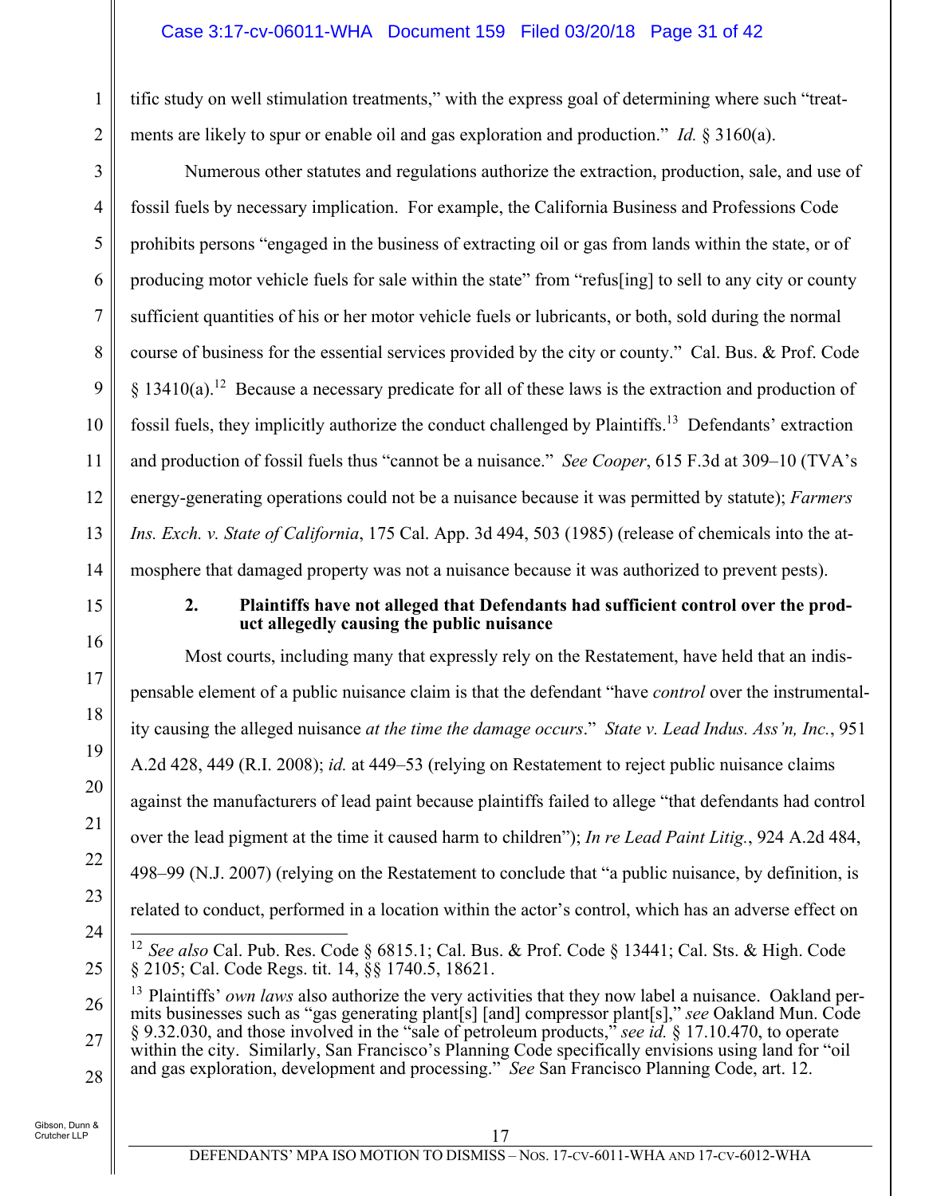tific study on well stimulation treatments," with the express goal of determining where such "treatments are likely to spur or enable oil and gas exploration and production." *Id.* § 3160(a).

Numerous other statutes and regulations authorize the extraction, production, sale, and use of fossil fuels by necessary implication. For example, the California Business and Professions Code prohibits persons "engaged in the business of extracting oil or gas from lands within the state, or of producing motor vehicle fuels for sale within the state" from "refus[ing] to sell to any city or county sufficient quantities of his or her motor vehicle fuels or lubricants, or both, sold during the normal course of business for the essential services provided by the city or county." Cal. Bus. & Prof. Code § 13410(a).[12] Because a necessary predicate for all of these laws is the extraction and production of fossil fuels, they implicitly authorize the conduct challenged by Plaintiffs.[13] Defendants' extraction and production of fossil fuels thus "cannot be a nuisance." *See Cooper*, 615 F.3d at 309–10 (TVA's energy-generating operations could not be a nuisance because it was permitted by statute); *Farmers Ins. Exch. v. State of California*, 175 Cal. App. 3d 494, 503 (1985) (release of chemicals into the atmosphere that damaged property was not a nuisance because it was authorized to prevent pests).

### 2. Plaintiffs have not alleged that Defendants had sufficient control over the product allegedly causing the public nuisance

Most courts, including many that expressly rely on the Restatement, have held that an indispensable element of a public nuisance claim is that the defendant "have *control* over the instrumentality causing the alleged nuisance *at the time the damage occurs*." *State v. Lead Indus. Ass'n, Inc.*, 951 A.2d 428, 449 (R.I. 2008); *id.* at 449–53 (relying on Restatement to reject public nuisance claims against the manufacturers of lead paint because plaintiffs failed to allege "that defendants had control over the lead pigment at the time it caused harm to children"); *In re Lead Paint Litig.*, 924 A.2d 484, 498–99 (N.J. 2007) (relying on the Restatement to conclude that "a public nuisance, by definition, is related to conduct, performed in a location within the actor's control, which has an adverse effect on

---

[12] *See also* Cal. Pub. Res. Code § 6815.1; Cal. Bus. & Prof. Code § 13441; Cal. Sts. & High. Code § 2105; Cal. Code Regs. tit. 14, §§ 1740.5, 18621.

[13] Plaintiffs' *own laws* also authorize the very activities that they now label a nuisance. Oakland permits businesses such as "gas generating plant[s] [and] compressor plant[s]," *see* Oakland Mun. Code § 9.32.030, and those involved in the "sale of petroleum products," *see id.* § 17.10.470, to operate within the city. Similarly, San Francisco's Planning Code specifically envisions using land for "oil and gas exploration, development and processing." *See* San Francisco Planning Code, art. 12.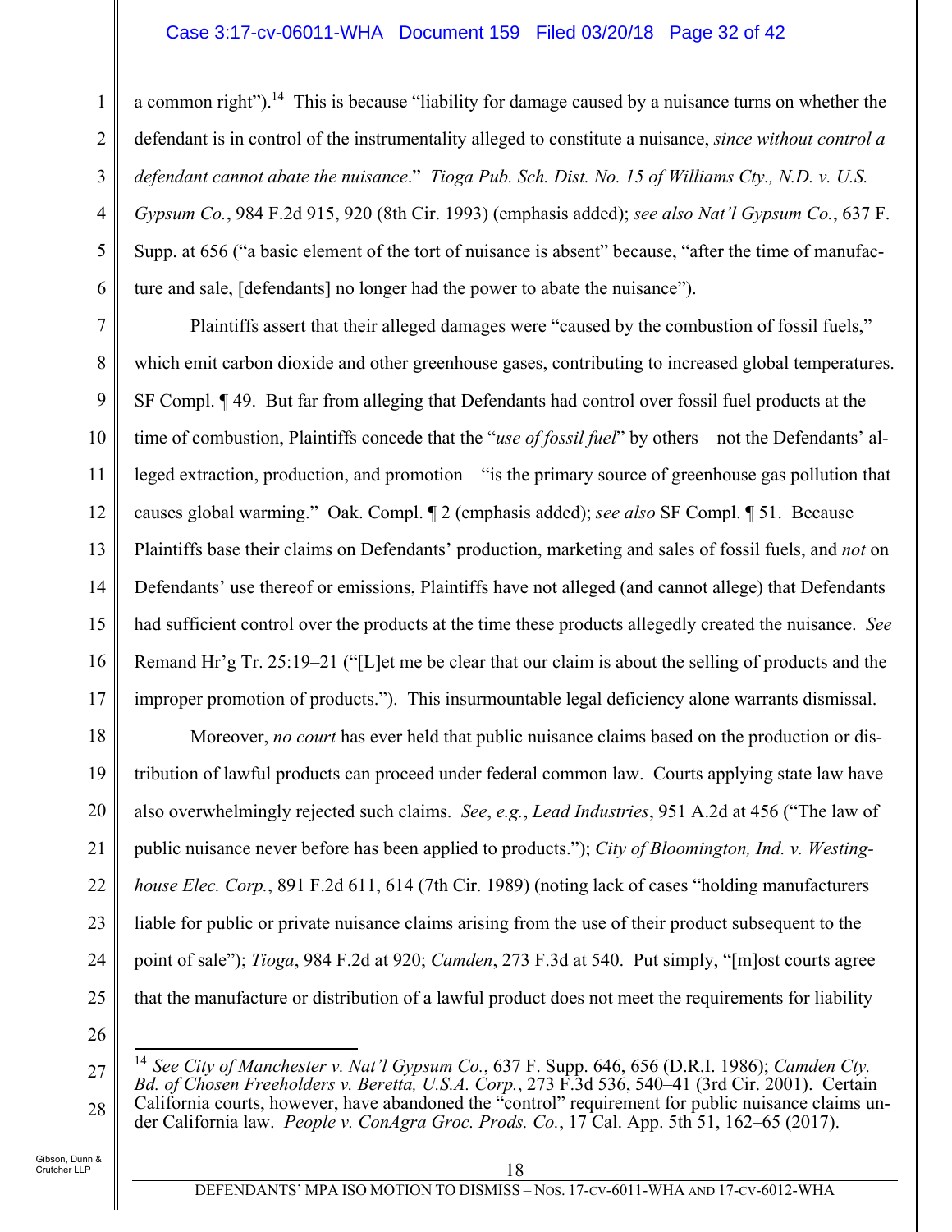a common right").[14] This is because "liability for damage caused by a nuisance turns on whether the defendant is in control of the instrumentality alleged to constitute a nuisance, *since without control a defendant cannot abate the nuisance*." *Tioga Pub. Sch. Dist. No. 15 of Williams Cty., N.D. v. U.S. Gypsum Co.*, 984 F.2d 915, 920 (8th Cir. 1993) (emphasis added); *see also Nat'l Gypsum Co.*, 637 F. Supp. at 656 ("a basic element of the tort of nuisance is absent" because, "after the time of manufacture and sale, [defendants] no longer had the power to abate the nuisance").

Plaintiffs assert that their alleged damages were "caused by the combustion of fossil fuels," which emit carbon dioxide and other greenhouse gases, contributing to increased global temperatures. SF Compl. ¶ 49. But far from alleging that Defendants had control over fossil fuel products at the time of combustion, Plaintiffs concede that the "*use of fossil fuel*" by others—not the Defendants' alleged extraction, production, and promotion—"is the primary source of greenhouse gas pollution that causes global warming." Oak. Compl. ¶ 2 (emphasis added); *see also* SF Compl. ¶ 51. Because Plaintiffs base their claims on Defendants' production, marketing and sales of fossil fuels, and *not* on Defendants' use thereof or emissions, Plaintiffs have not alleged (and cannot allege) that Defendants had sufficient control over the products at the time these products allegedly created the nuisance. *See* Remand Hr'g Tr. 25:19–21 ("[L]et me be clear that our claim is about the selling of products and the improper promotion of products."). This insurmountable legal deficiency alone warrants dismissal.

Moreover, *no court* has ever held that public nuisance claims based on the production or distribution of lawful products can proceed under federal common law. Courts applying state law have also overwhelmingly rejected such claims. *See*, *e.g.*, *Lead Industries*, 951 A.2d at 456 ("The law of public nuisance never before has been applied to products."); *City of Bloomington, Ind. v. Westinghouse Elec. Corp.*, 891 F.2d 611, 614 (7th Cir. 1989) (noting lack of cases "holding manufacturers liable for public or private nuisance claims arising from the use of their product subsequent to the point of sale"); *Tioga*, 984 F.2d at 920; *Camden*, 273 F.3d at 540. Put simply, "[m]ost courts agree that the manufacture or distribution of a lawful product does not meet the requirements for liability

---

[14] *See City of Manchester v. Nat'l Gypsum Co.*, 637 F. Supp. 646, 656 (D.R.I. 1986); *Camden Cty. Bd. of Chosen Freeholders v. Beretta, U.S.A. Corp.*, 273 F.3d 536, 540–41 (3rd Cir. 2001). Certain California courts, however, have abandoned the "control" requirement for public nuisance claims under California law. *People v. ConAgra Groc. Prods. Co.*, 17 Cal. App. 5th 51, 162–65 (2017).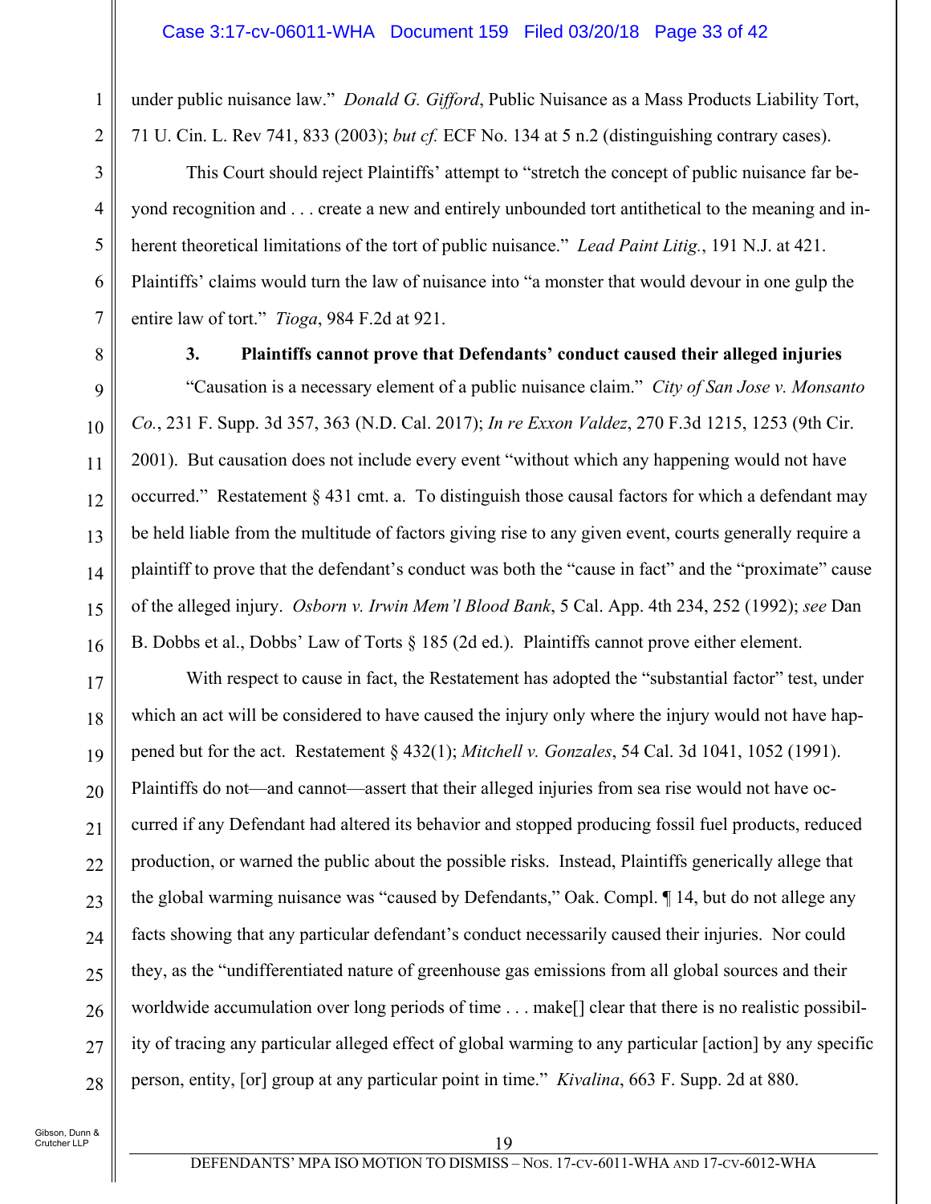under public nuisance law." *Donald G. Gifford*, Public Nuisance as a Mass Products Liability Tort, 71 U. Cin. L. Rev 741, 833 (2003); *but cf.* ECF No. 134 at 5 n.2 (distinguishing contrary cases).

This Court should reject Plaintiffs' attempt to "stretch the concept of public nuisance far beyond recognition and . . . create a new and entirely unbounded tort antithetical to the meaning and inherent theoretical limitations of the tort of public nuisance." *Lead Paint Litig.*, 191 N.J. at 421. Plaintiffs' claims would turn the law of nuisance into "a monster that would devour in one gulp the entire law of tort." *Tioga*, 984 F.2d at 921.

**3. Plaintiffs cannot prove that Defendants' conduct caused their alleged injuries**

"Causation is a necessary element of a public nuisance claim." *City of San Jose v. Monsanto Co.*, 231 F. Supp. 3d 357, 363 (N.D. Cal. 2017); *In re Exxon Valdez*, 270 F.3d 1215, 1253 (9th Cir. 2001). But causation does not include every event "without which any happening would not have occurred." Restatement § 431 cmt. a. To distinguish those causal factors for which a defendant may be held liable from the multitude of factors giving rise to any given event, courts generally require a plaintiff to prove that the defendant's conduct was both the "cause in fact" and the "proximate" cause of the alleged injury. *Osborn v. Irwin Mem'l Blood Bank*, 5 Cal. App. 4th 234, 252 (1992); *see* Dan B. Dobbs et al., Dobbs' Law of Torts § 185 (2d ed.). Plaintiffs cannot prove either element.

With respect to cause in fact, the Restatement has adopted the "substantial factor" test, under which an act will be considered to have caused the injury only where the injury would not have happened but for the act. Restatement § 432(1); *Mitchell v. Gonzales*, 54 Cal. 3d 1041, 1052 (1991). Plaintiffs do not—and cannot—assert that their alleged injuries from sea rise would not have occurred if any Defendant had altered its behavior and stopped producing fossil fuel products, reduced production, or warned the public about the possible risks. Instead, Plaintiffs generically allege that the global warming nuisance was "caused by Defendants," Oak. Compl. ¶ 14, but do not allege any facts showing that any particular defendant's conduct necessarily caused their injuries. Nor could they, as the "undifferentiated nature of greenhouse gas emissions from all global sources and their worldwide accumulation over long periods of time . . . make[] clear that there is no realistic possibility of tracing any particular alleged effect of global warming to any particular [action] by any specific person, entity, [or] group at any particular point in time." *Kivalina*, 663 F. Supp. 2d at 880.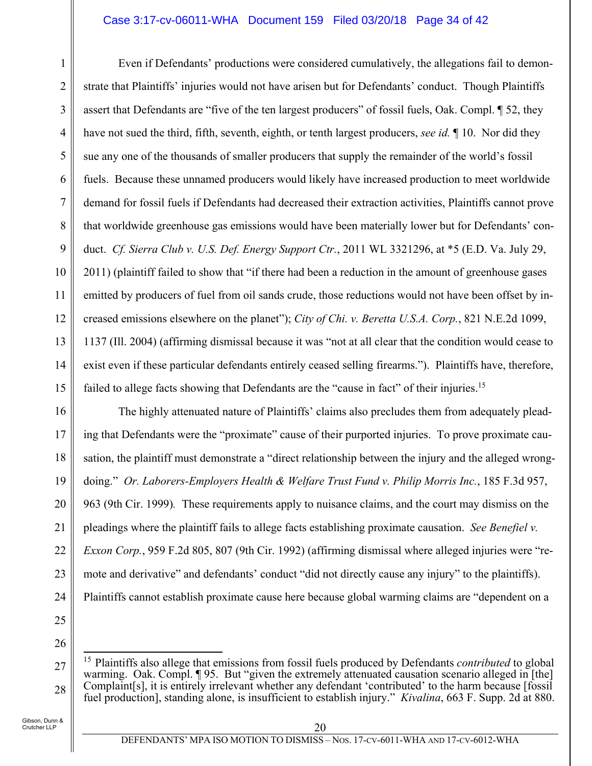Even if Defendants' productions were considered cumulatively, the allegations fail to demonstrate that Plaintiffs' injuries would not have arisen but for Defendants' conduct. Though Plaintiffs assert that Defendants are "five of the ten largest producers" of fossil fuels, Oak. Compl. ¶ 52, they have not sued the third, fifth, seventh, eighth, or tenth largest producers, *see id.* ¶ 10. Nor did they sue any one of the thousands of smaller producers that supply the remainder of the world's fossil fuels. Because these unnamed producers would likely have increased production to meet worldwide demand for fossil fuels if Defendants had decreased their extraction activities, Plaintiffs cannot prove that worldwide greenhouse gas emissions would have been materially lower but for Defendants' conduct. *Cf. Sierra Club v. U.S. Def. Energy Support Ctr.*, 2011 WL 3321296, at *5 (E.D. Va. July 29, 2011) (plaintiff failed to show that "if there had been a reduction in the amount of greenhouse gases emitted by producers of fuel from oil sands crude, those reductions would not have been offset by increased emissions elsewhere on the planet"); *City of Chi. v. Beretta U.S.A. Corp.*, 821 N.E.2d 1099, 1137 (Ill. 2004) (affirming dismissal because it was "not at all clear that the condition would cease to exist even if these particular defendants entirely ceased selling firearms."). Plaintiffs have, therefore, failed to allege facts showing that Defendants are the "cause in fact" of their injuries.[15]

The highly attenuated nature of Plaintiffs' claims also precludes them from adequately pleading that Defendants were the "proximate" cause of their purported injuries. To prove proximate causation, the plaintiff must demonstrate a "direct relationship between the injury and the alleged wrongdoing." *Or. Laborers-Employers Health & Welfare Trust Fund v. Philip Morris Inc.*, 185 F.3d 957, 963 (9th Cir. 1999). These requirements apply to nuisance claims, and the court may dismiss on the pleadings where the plaintiff fails to allege facts establishing proximate causation. *See Benefiel v. Exxon Corp.*, 959 F.2d 805, 807 (9th Cir. 1992) (affirming dismissal where alleged injuries were "remote and derivative" and defendants' conduct "did not directly cause any injury" to the plaintiffs). Plaintiffs cannot establish proximate cause here because global warming claims are "dependent on a

---

[15] Plaintiffs also allege that emissions from fossil fuels produced by Defendants *contributed* to global warming. Oak. Compl. ¶ 95. But "given the extremely attenuated causation scenario alleged in [the] Complaint[s], it is entirely irrelevant whether any defendant 'contributed' to the harm because [fossil fuel production], standing alone, is insufficient to establish injury." *Kivalina*, 663 F. Supp. 2d at 880.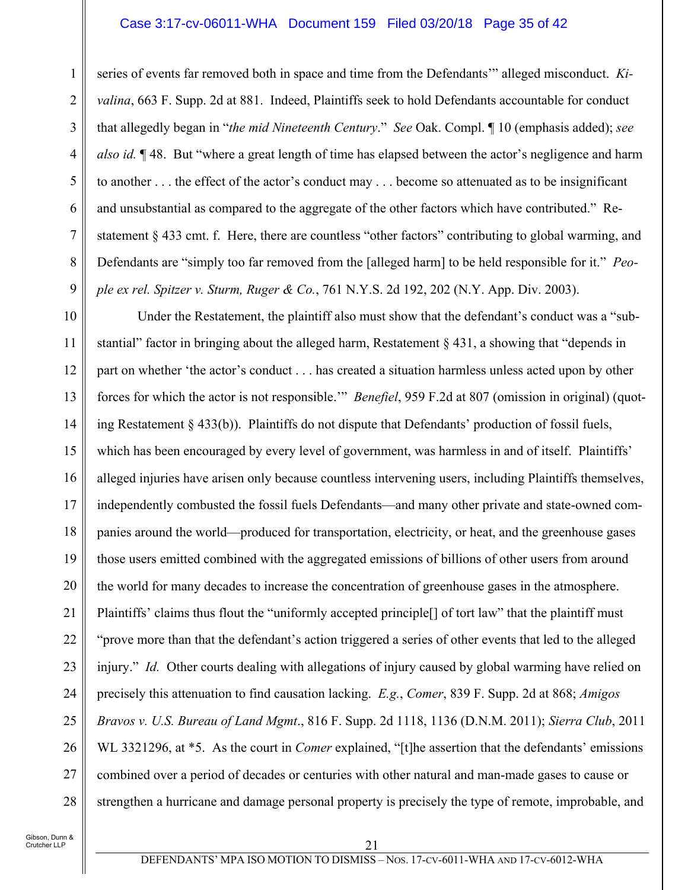series of events far removed both in space and time from the Defendants'" alleged misconduct. *Kivalina*, 663 F. Supp. 2d at 881. Indeed, Plaintiffs seek to hold Defendants accountable for conduct that allegedly began in "*the mid Nineteenth Century*." *See* Oak. Compl. ¶ 10 (emphasis added); *see also id.* ¶ 48. But "where a great length of time has elapsed between the actor's negligence and harm to another . . . the effect of the actor's conduct may . . . become so attenuated as to be insignificant and unsubstantial as compared to the aggregate of the other factors which have contributed." Restatement § 433 cmt. f. Here, there are countless "other factors" contributing to global warming, and Defendants are "simply too far removed from the [alleged harm] to be held responsible for it." *People ex rel. Spitzer v. Sturm, Ruger & Co.*, 761 N.Y.S. 2d 192, 202 (N.Y. App. Div. 2003).

Under the Restatement, the plaintiff also must show that the defendant's conduct was a "substantial" factor in bringing about the alleged harm, Restatement § 431, a showing that "depends in part on whether 'the actor's conduct . . . has created a situation harmless unless acted upon by other forces for which the actor is not responsible.'" *Benefiel*, 959 F.2d at 807 (omission in original) (quoting Restatement § 433(b)). Plaintiffs do not dispute that Defendants' production of fossil fuels, which has been encouraged by every level of government, was harmless in and of itself. Plaintiffs' alleged injuries have arisen only because countless intervening users, including Plaintiffs themselves, independently combusted the fossil fuels Defendants—and many other private and state-owned companies around the world—produced for transportation, electricity, or heat, and the greenhouse gases those users emitted combined with the aggregated emissions of billions of other users from around the world for many decades to increase the concentration of greenhouse gases in the atmosphere. Plaintiffs' claims thus flout the "uniformly accepted principle[] of tort law" that the plaintiff must "prove more than that the defendant's action triggered a series of other events that led to the alleged injury." *Id.* Other courts dealing with allegations of injury caused by global warming have relied on precisely this attenuation to find causation lacking. *E.g.*, *Comer*, 839 F. Supp. 2d at 868; *Amigos Bravos v. U.S. Bureau of Land Mgmt*., 816 F. Supp. 2d 1118, 1136 (D.N.M. 2011); *Sierra Club*, 2011 WL 3321296, at *5. As the court in *Comer* explained, "[t]he assertion that the defendants' emissions combined over a period of decades or centuries with other natural and man-made gases to cause or strengthen a hurricane and damage personal property is precisely the type of remote, improbable, and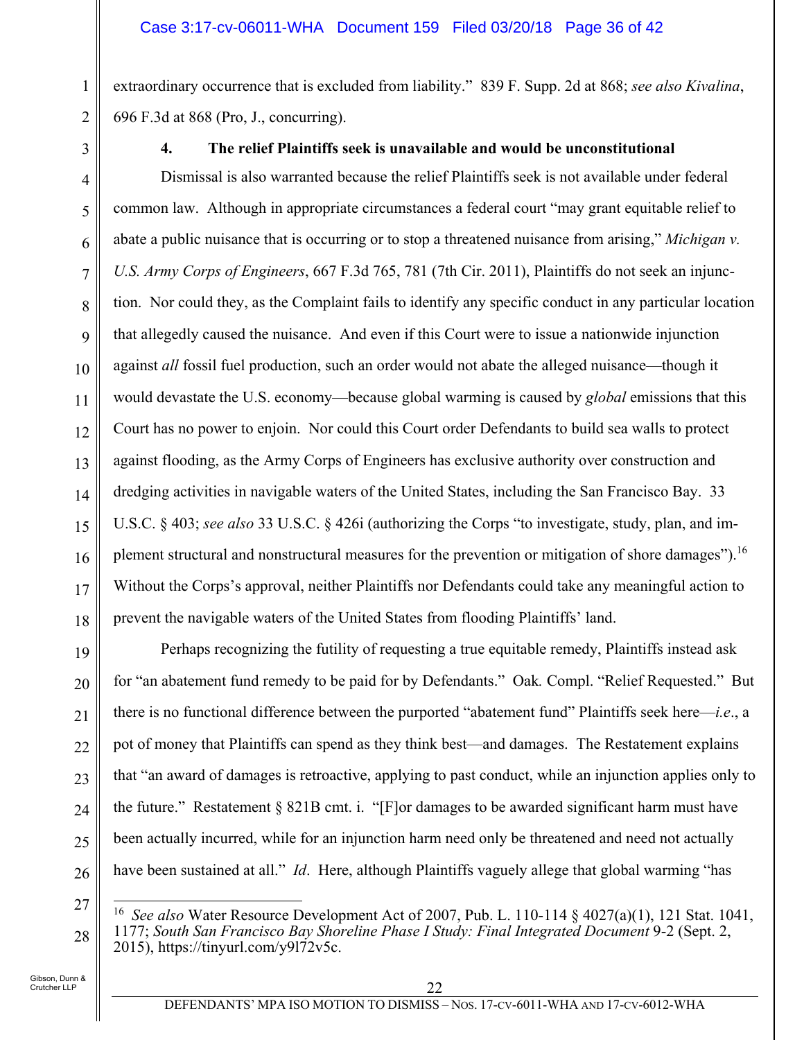extraordinary occurrence that is excluded from liability." 839 F. Supp. 2d at 868; *see also Kivalina*, 696 F.3d at 868 (Pro, J., concurring).

**4. The relief Plaintiffs seek is unavailable and would be unconstitutional**

Dismissal is also warranted because the relief Plaintiffs seek is not available under federal common law. Although in appropriate circumstances a federal court "may grant equitable relief to abate a public nuisance that is occurring or to stop a threatened nuisance from arising," *Michigan v. U.S. Army Corps of Engineers*, 667 F.3d 765, 781 (7th Cir. 2011), Plaintiffs do not seek an injunction. Nor could they, as the Complaint fails to identify any specific conduct in any particular location that allegedly caused the nuisance. And even if this Court were to issue a nationwide injunction against *all* fossil fuel production, such an order would not abate the alleged nuisance—though it would devastate the U.S. economy—because global warming is caused by *global* emissions that this Court has no power to enjoin. Nor could this Court order Defendants to build sea walls to protect against flooding, as the Army Corps of Engineers has exclusive authority over construction and dredging activities in navigable waters of the United States, including the San Francisco Bay. 33 U.S.C. § 403; *see also* 33 U.S.C. § 426i (authorizing the Corps "to investigate, study, plan, and implement structural and nonstructural measures for the prevention or mitigation of shore damages").[16] Without the Corps's approval, neither Plaintiffs nor Defendants could take any meaningful action to prevent the navigable waters of the United States from flooding Plaintiffs' land.

Perhaps recognizing the futility of requesting a true equitable remedy, Plaintiffs instead ask for "an abatement fund remedy to be paid for by Defendants." Oak*.* Compl. "Relief Requested." But there is no functional difference between the purported "abatement fund" Plaintiffs seek here—*i.e.*, a pot of money that Plaintiffs can spend as they think best—and damages. The Restatement explains that "an award of damages is retroactive, applying to past conduct, while an injunction applies only to the future." Restatement § 821B cmt. i. "[F]or damages to be awarded significant harm must have been actually incurred, while for an injunction harm need only be threatened and need not actually have been sustained at all." *Id*. Here, although Plaintiffs vaguely allege that global warming "has

---

[16] *See also* Water Resource Development Act of 2007, Pub. L. 110-114 § 4027(a)(1), 121 Stat. 1041, 1177; *South San Francisco Bay Shoreline Phase I Study: Final Integrated Document* 9-2 (Sept. 2, 2015), https://tinyurl.com/y9l72v5c.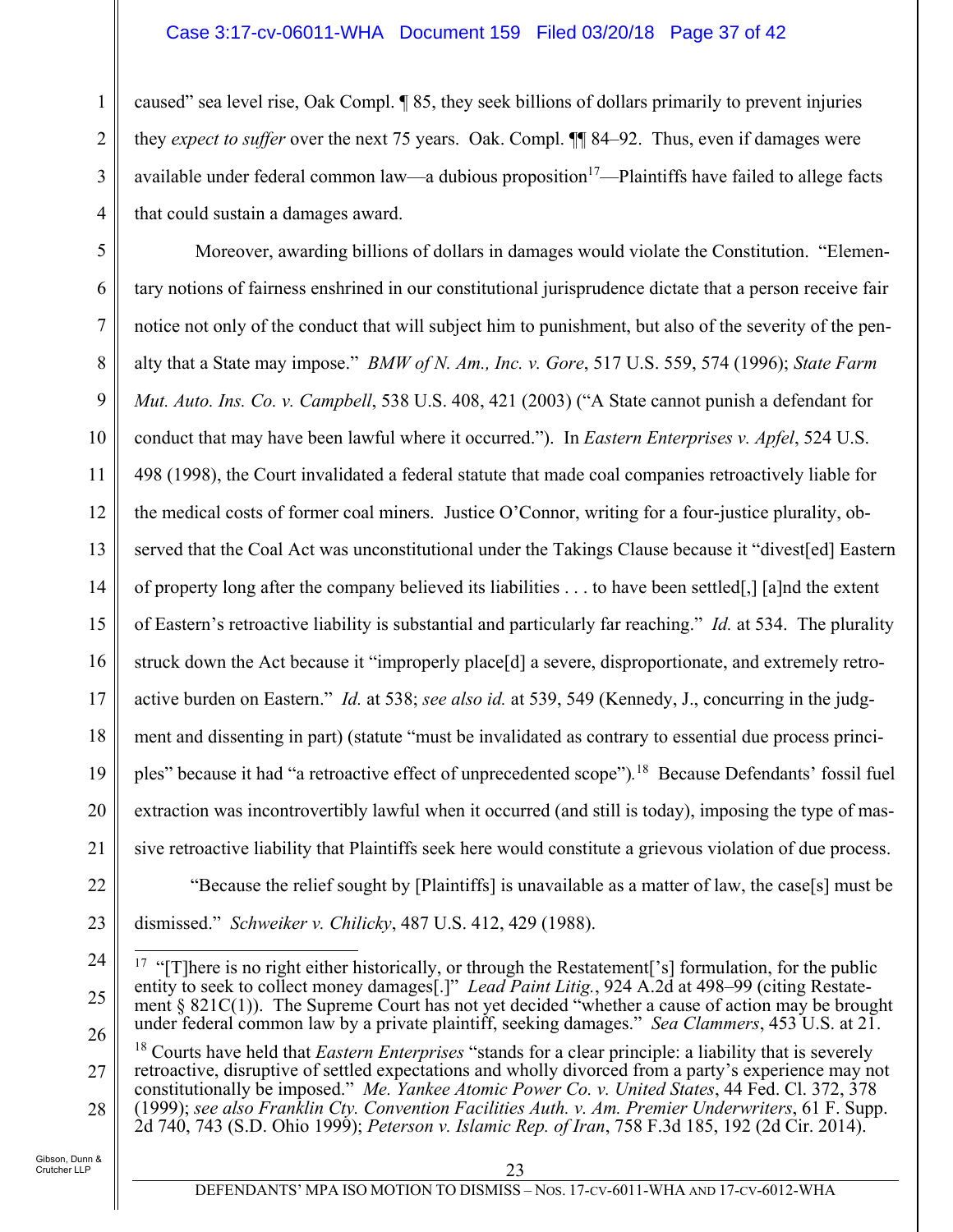caused" sea level rise, Oak Compl. ¶ 85, they seek billions of dollars primarily to prevent injuries they *expect to suffer* over the next 75 years. Oak. Compl. ¶¶ 84–92. Thus, even if damages were available under federal common law—a dubious proposition[17]—Plaintiffs have failed to allege facts that could sustain a damages award.

Moreover, awarding billions of dollars in damages would violate the Constitution. "Elementary notions of fairness enshrined in our constitutional jurisprudence dictate that a person receive fair notice not only of the conduct that will subject him to punishment, but also of the severity of the penalty that a State may impose." *BMW of N. Am., Inc. v. Gore*, 517 U.S. 559, 574 (1996); *State Farm Mut. Auto. Ins. Co. v. Campbell*, 538 U.S. 408, 421 (2003) ("A State cannot punish a defendant for conduct that may have been lawful where it occurred."). In *Eastern Enterprises v. Apfel*, 524 U.S. 498 (1998), the Court invalidated a federal statute that made coal companies retroactively liable for the medical costs of former coal miners. Justice O'Connor, writing for a four-justice plurality, observed that the Coal Act was unconstitutional under the Takings Clause because it "divest[ed] Eastern of property long after the company believed its liabilities . . . to have been settled[,] [a]nd the extent of Eastern's retroactive liability is substantial and particularly far reaching." *Id.* at 534. The plurality struck down the Act because it "improperly place[d] a severe, disproportionate, and extremely retroactive burden on Eastern." *Id.* at 538; *see also id.* at 539, 549 (Kennedy, J., concurring in the judgment and dissenting in part) (statute "must be invalidated as contrary to essential due process principles" because it had "a retroactive effect of unprecedented scope").[18] Because Defendants' fossil fuel extraction was incontrovertibly lawful when it occurred (and still is today), imposing the type of massive retroactive liability that Plaintiffs seek here would constitute a grievous violation of due process.

"Because the relief sought by [Plaintiffs] is unavailable as a matter of law, the case[s] must be dismissed." *Schweiker v. Chilicky*, 487 U.S. 412, 429 (1988).

---

[17] "[T]here is no right either historically, or through the Restatement['s] formulation, for the public entity to seek to collect money damages[.]" *Lead Paint Litig.*, 924 A.2d at 498–99 (citing Restatement § 821C(1)). The Supreme Court has not yet decided "whether a cause of action may be brought under federal common law by a private plaintiff, seeking damages." *Sea Clammers*, 453 U.S. at 21.

[18] Courts have held that *Eastern Enterprises* "stands for a clear principle: a liability that is severely retroactive, disruptive of settled expectations and wholly divorced from a party's experience may not constitutionally be imposed." *Me. Yankee Atomic Power Co. v. United States*, 44 Fed. Cl. 372, 378 (1999); *see also Franklin Cty. Convention Facilities Auth. v. Am. Premier Underwriters*, 61 F. Supp. 2d 740, 743 (S.D. Ohio 1999); *Peterson v. Islamic Rep. of Iran*, 758 F.3d 185, 192 (2d Cir. 2014).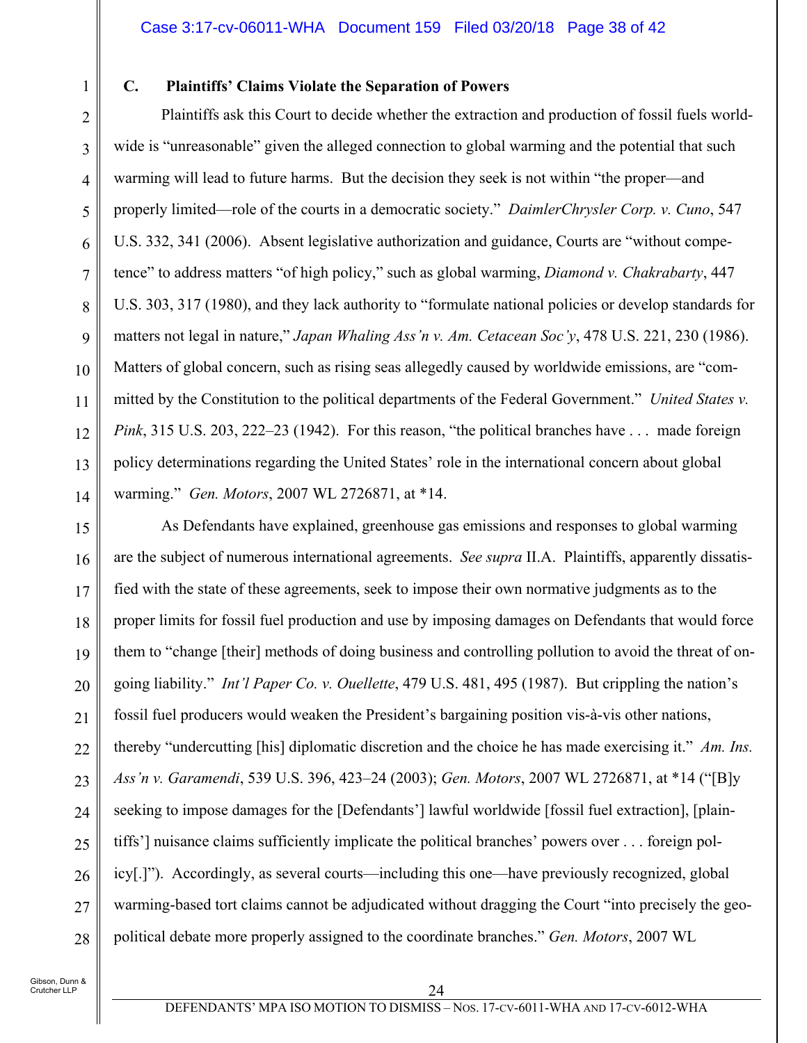### C. Plaintiffs' Claims Violate the Separation of Powers

Plaintiffs ask this Court to decide whether the extraction and production of fossil fuels worldwide is "unreasonable" given the alleged connection to global warming and the potential that such warming will lead to future harms. But the decision they seek is not within "the proper—and properly limited—role of the courts in a democratic society." *DaimlerChrysler Corp. v. Cuno*, 547 U.S. 332, 341 (2006). Absent legislative authorization and guidance, Courts are "without competence" to address matters "of high policy," such as global warming, *Diamond v. Chakrabarty*, 447 U.S. 303, 317 (1980), and they lack authority to "formulate national policies or develop standards for matters not legal in nature," *Japan Whaling Ass'n v. Am. Cetacean Soc'y*, 478 U.S. 221, 230 (1986). Matters of global concern, such as rising seas allegedly caused by worldwide emissions, are "committed by the Constitution to the political departments of the Federal Government." *United States v. Pink*, 315 U.S. 203, 222–23 (1942). For this reason, "the political branches have . . . made foreign policy determinations regarding the United States' role in the international concern about global warming." *Gen. Motors*, 2007 WL 2726871, at *14.

As Defendants have explained, greenhouse gas emissions and responses to global warming are the subject of numerous international agreements. *See supra* II.A. Plaintiffs, apparently dissatisfied with the state of these agreements, seek to impose their own normative judgments as to the proper limits for fossil fuel production and use by imposing damages on Defendants that would force them to "change [their] methods of doing business and controlling pollution to avoid the threat of ongoing liability." *Int'l Paper Co. v. Ouellette*, 479 U.S. 481, 495 (1987). But crippling the nation's fossil fuel producers would weaken the President's bargaining position vis-à-vis other nations, thereby "undercutting [his] diplomatic discretion and the choice he has made exercising it." *Am. Ins. Ass'n v. Garamendi*, 539 U.S. 396, 423–24 (2003); *Gen. Motors*, 2007 WL 2726871, at *14 ("[B]y seeking to impose damages for the [Defendants'] lawful worldwide [fossil fuel extraction], [plaintiffs'] nuisance claims sufficiently implicate the political branches' powers over . . . foreign policy[.]"). Accordingly, as several courts—including this one—have previously recognized, global warming-based tort claims cannot be adjudicated without dragging the Court "into precisely the geopolitical debate more properly assigned to the coordinate branches." *Gen. Motors*, 2007 WL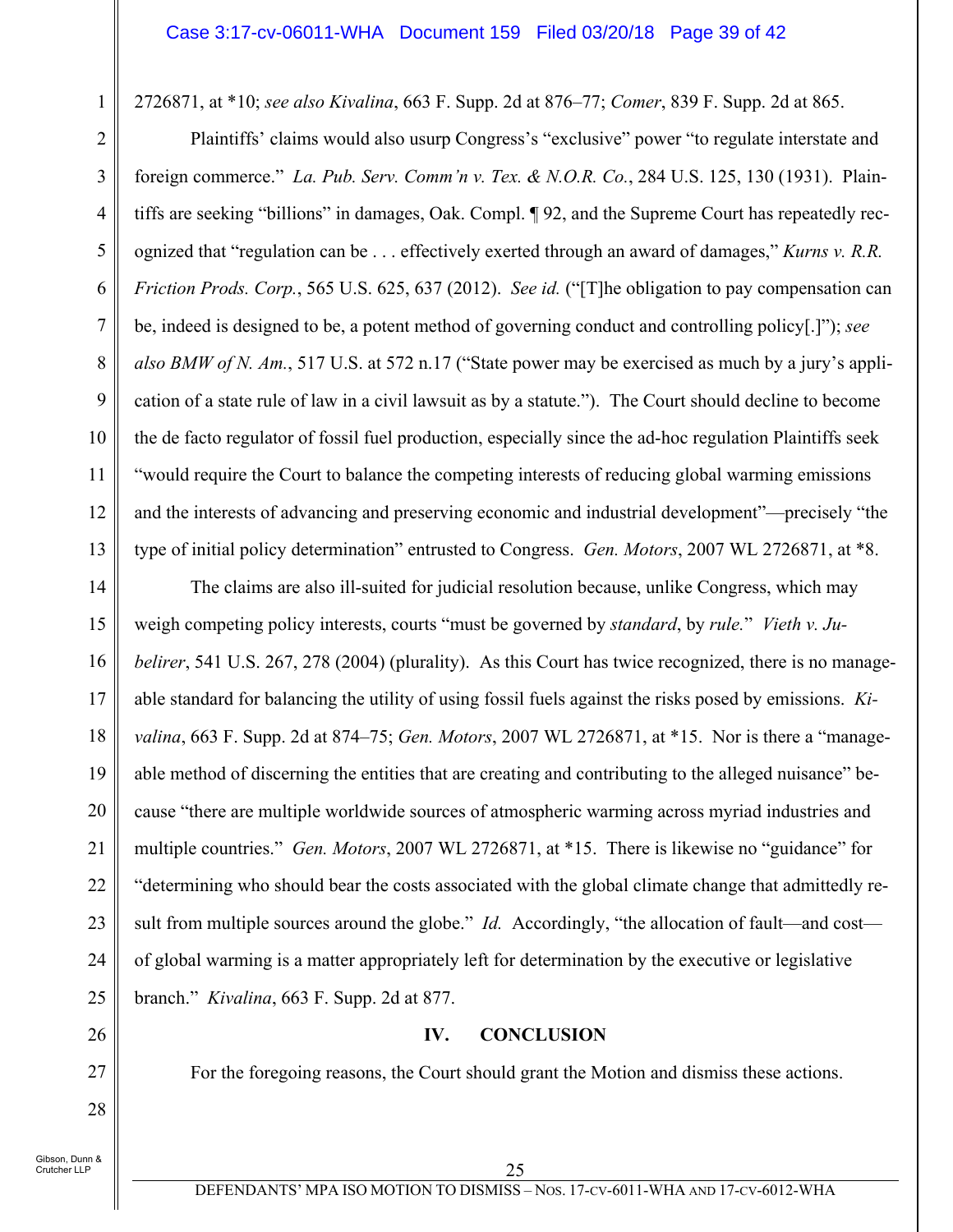2726871, at *10; *see also Kivalina*, 663 F. Supp. 2d at 876–77; *Comer*, 839 F. Supp. 2d at 865.

Plaintiffs' claims would also usurp Congress's "exclusive" power "to regulate interstate and foreign commerce." *La. Pub. Serv. Comm'n v. Tex. & N.O.R. Co.*, 284 U.S. 125, 130 (1931). Plaintiffs are seeking "billions" in damages, Oak. Compl. ¶ 92, and the Supreme Court has repeatedly recognized that "regulation can be . . . effectively exerted through an award of damages," *Kurns v. R.R. Friction Prods. Corp.*, 565 U.S. 625, 637 (2012). *See id.* ("[T]he obligation to pay compensation can be, indeed is designed to be, a potent method of governing conduct and controlling policy[.]"); *see also BMW of N. Am.*, 517 U.S. at 572 n.17 ("State power may be exercised as much by a jury's application of a state rule of law in a civil lawsuit as by a statute."). The Court should decline to become the de facto regulator of fossil fuel production, especially since the ad-hoc regulation Plaintiffs seek "would require the Court to balance the competing interests of reducing global warming emissions and the interests of advancing and preserving economic and industrial development"—precisely "the type of initial policy determination" entrusted to Congress. *Gen. Motors*, 2007 WL 2726871, at *8.

The claims are also ill-suited for judicial resolution because, unlike Congress, which may weigh competing policy interests, courts "must be governed by *standard*, by *rule*." *Vieth v. Jubelirer*, 541 U.S. 267, 278 (2004) (plurality). As this Court has twice recognized, there is no manageable standard for balancing the utility of using fossil fuels against the risks posed by emissions. *Kivalina*, 663 F. Supp. 2d at 874–75; *Gen. Motors*, 2007 WL 2726871, at *15. Nor is there a "manageable method of discerning the entities that are creating and contributing to the alleged nuisance" because "there are multiple worldwide sources of atmospheric warming across myriad industries and multiple countries." *Gen. Motors*, 2007 WL 2726871, at *15. There is likewise no "guidance" for "determining who should bear the costs associated with the global climate change that admittedly result from multiple sources around the globe." *Id.* Accordingly, "the allocation of fault—and cost—of global warming is a matter appropriately left for determination by the executive or legislative branch." *Kivalina*, 663 F. Supp. 2d at 877.

## IV. CONCLUSION

For the foregoing reasons, the Court should grant the Motion and dismiss these actions.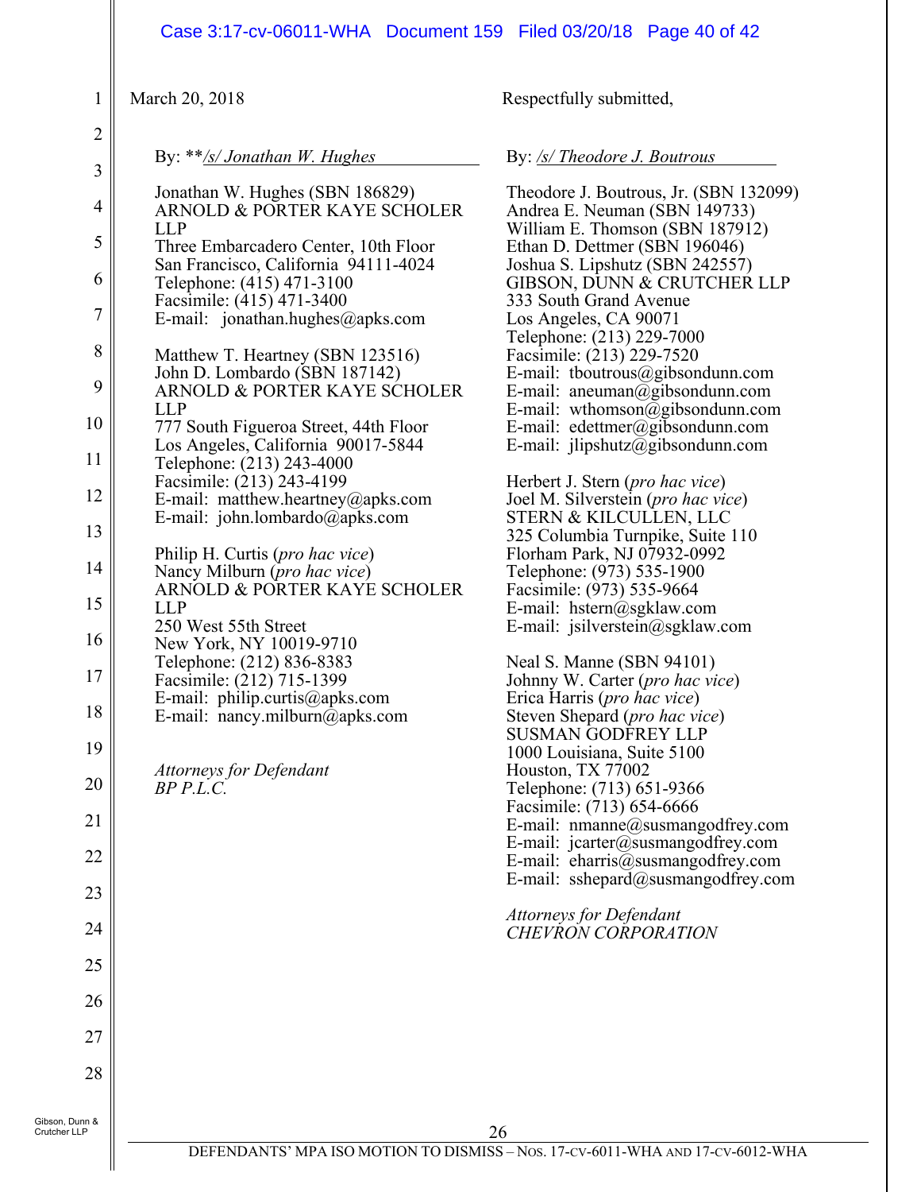March 20, 2018

Respectfully submitted,

By: **_/s/ Jonathan W. Hughes_

Jonathan W. Hughes (SBN 186829)
ARNOLD & PORTER KAYE SCHOLER LLP
Three Embarcadero Center, 10th Floor
San Francisco, California 94111-4024
Telephone: (415) 471-3100
Facsimile: (415) 471-3400
E-mail: jonathan.hughes@apks.com

Matthew T. Heartney (SBN 123516)
John D. Lombardo (SBN 187142)
ARNOLD & PORTER KAYE SCHOLER LLP
777 South Figueroa Street, 44th Floor
Los Angeles, California 90017-5844
Telephone: (213) 243-4000
Facsimile: (213) 243-4199
E-mail: matthew.heartney@apks.com
E-mail: john.lombardo@apks.com

Philip H. Curtis (*pro hac vice*)
Nancy Milburn (*pro hac vice*)
ARNOLD & PORTER KAYE SCHOLER LLP
250 West 55th Street
New York, NY 10019-9710
Telephone: (212) 836-8383
Facsimile: (212) 715-1399
E-mail: philip.curtis@apks.com
E-mail: nancy.milburn@apks.com

*Attorneys for Defendant BP P.L.C.*

By: _/s/ Theodore J. Boutrous_

Theodore J. Boutrous, Jr. (SBN 132099)
Andrea E. Neuman (SBN 149733)
William E. Thomson (SBN 187912)
Ethan D. Dettmer (SBN 196046)
Joshua S. Lipshutz (SBN 242557)
GIBSON, DUNN & CRUTCHER LLP
333 South Grand Avenue
Los Angeles, CA 90071
Telephone: (213) 229-7000
Facsimile: (213) 229-7520
E-mail: tboutrous@gibsondunn.com
E-mail: aneuman@gibsondunn.com
E-mail: wthomson@gibsondunn.com
E-mail: edettmer@gibsondunn.com
E-mail: jlipshutz@gibsondunn.com

Herbert J. Stern (*pro hac vice*)
Joel M. Silverstein (*pro hac vice*)
STERN & KILCULLEN, LLC
325 Columbia Turnpike, Suite 110
Florham Park, NJ 07932-0992
Telephone: (973) 535-1900
Facsimile: (973) 535-9664
E-mail: hstern@sgklaw.com
E-mail: jsilverstein@sgklaw.com

Neal S. Manne (SBN 94101)
Johnny W. Carter (*pro hac vice*)
Erica Harris (*pro hac vice*)
Steven Shepard (*pro hac vice*)
SUSMAN GODFREY LLP
1000 Louisiana, Suite 5100
Houston, TX 77002
Telephone: (713) 651-9366
Facsimile: (713) 654-6666
E-mail: nmanne@susmangodfrey.com
E-mail: jcarter@susmangodfrey.com
E-mail: eharris@susmangodfrey.com
E-mail: sshepard@susmangodfrey.com

*Attorneys for Defendant CHEVRON CORPORATION*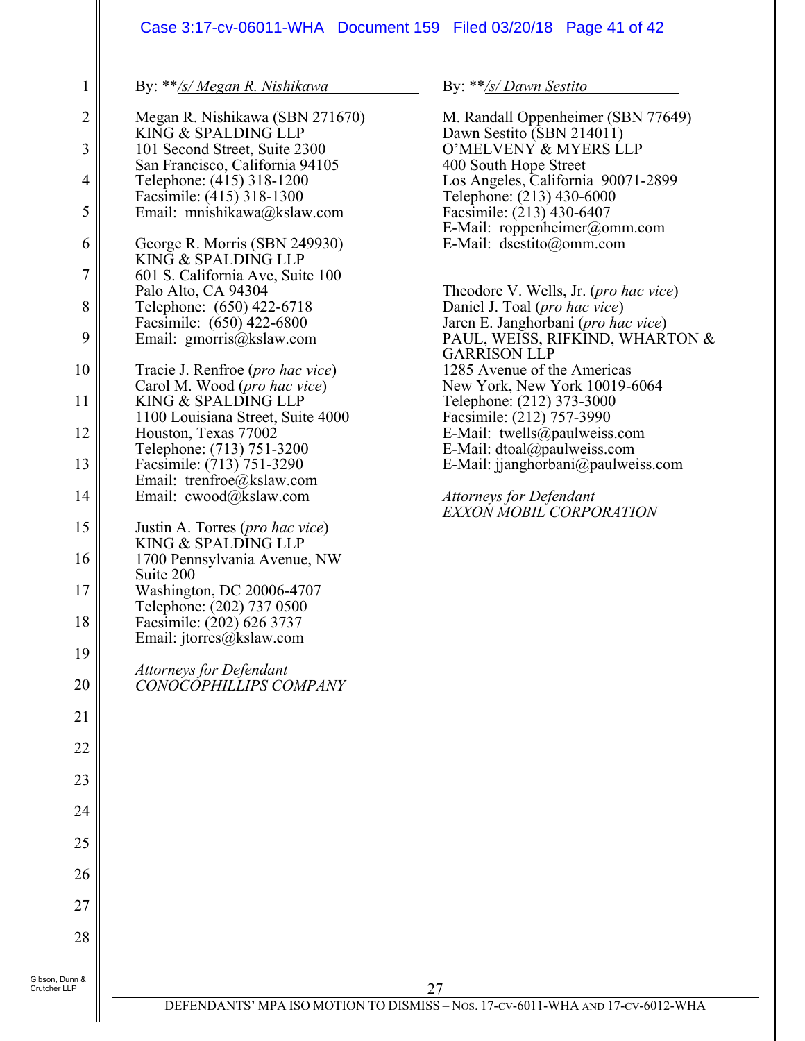By: **/s/ Megan R. Nishikawa

Megan R. Nishikawa (SBN 271670)
KING & SPALDING LLP
101 Second Street, Suite 2300
San Francisco, California 94105
Telephone: (415) 318-1200
Facsimile: (415) 318-1300
Email: mnishikawa@kslaw.com

George R. Morris (SBN 249930)
KING & SPALDING LLP
601 S. California Ave, Suite 100
Palo Alto, CA 94304
Telephone: (650) 422-6718
Facsimile: (650) 422-6800
Email: gmorris@kslaw.com

Tracie J. Renfroe (*pro hac vice*)
Carol M. Wood (*pro hac vice*)
KING & SPALDING LLP
1100 Louisiana Street, Suite 4000
Houston, Texas 77002
Telephone: (713) 751-3200
Facsimile: (713) 751-3290
Email: trenfroe@kslaw.com
Email: cwood@kslaw.com

Justin A. Torres (*pro hac vice*)
KING & SPALDING LLP
1700 Pennsylvania Avenue, NW
Suite 200
Washington, DC 20006-4707
Telephone: (202) 737 0500
Facsimile: (202) 626 3737
Email: jtorres@kslaw.com

*Attorneys for Defendant*
*CONOCOPHILLIPS COMPANY*

By: **/s/ Dawn Sestito

M. Randall Oppenheimer (SBN 77649)
Dawn Sestito (SBN 214011)
O'MELVENY & MYERS LLP
400 South Hope Street
Los Angeles, California 90071-2899
Telephone: (213) 430-6000
Facsimile: (213) 430-6407
E-Mail: roppenheimer@omm.com
E-Mail: dsestito@omm.com

Theodore V. Wells, Jr. (*pro hac vice*)
Daniel J. Toal (*pro hac vice*)
Jaren E. Janghorbani (*pro hac vice*)
PAUL, WEISS, RIFKIND, WHARTON & GARRISON LLP
1285 Avenue of the Americas
New York, New York 10019-6064
Telephone: (212) 373-3000
Facsimile: (212) 757-3990
E-Mail: twells@paulweiss.com
E-Mail: dtoal@paulweiss.com
E-Mail: jjanghorbani@paulweiss.com

*Attorneys for Defendant*
*EXXON MOBIL CORPORATION*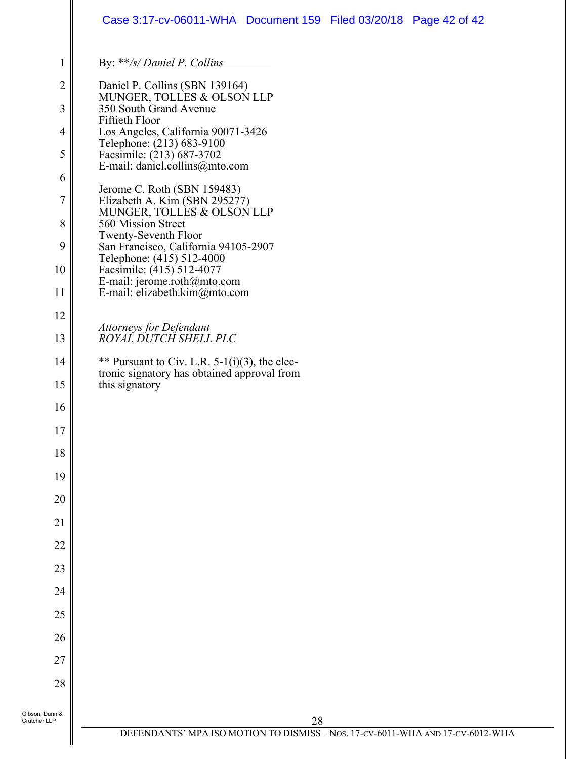By: ***/s/ Daniel P. Collins*

Daniel P. Collins (SBN 139164)
MUNGER, TOLLES & OLSON LLP
350 South Grand Avenue
Fiftieth Floor
Los Angeles, California 90071-3426
Telephone: (213) 683-9100
Facsimile: (213) 687-3702
E-mail: daniel.collins@mto.com

Jerome C. Roth (SBN 159483)
Elizabeth A. Kim (SBN 295277)
MUNGER, TOLLES & OLSON LLP
560 Mission Street
Twenty-Seventh Floor
San Francisco, California 94105-2907
Telephone: (415) 512-4000
Facsimile: (415) 512-4077
E-mail: jerome.roth@mto.com
E-mail: elizabeth.kim@mto.com

*Attorneys for Defendant*
*ROYAL DUTCH SHELL PLC*

** Pursuant to Civ. L.R. 5-1(i)(3), the electronic signatory has obtained approval from this signatory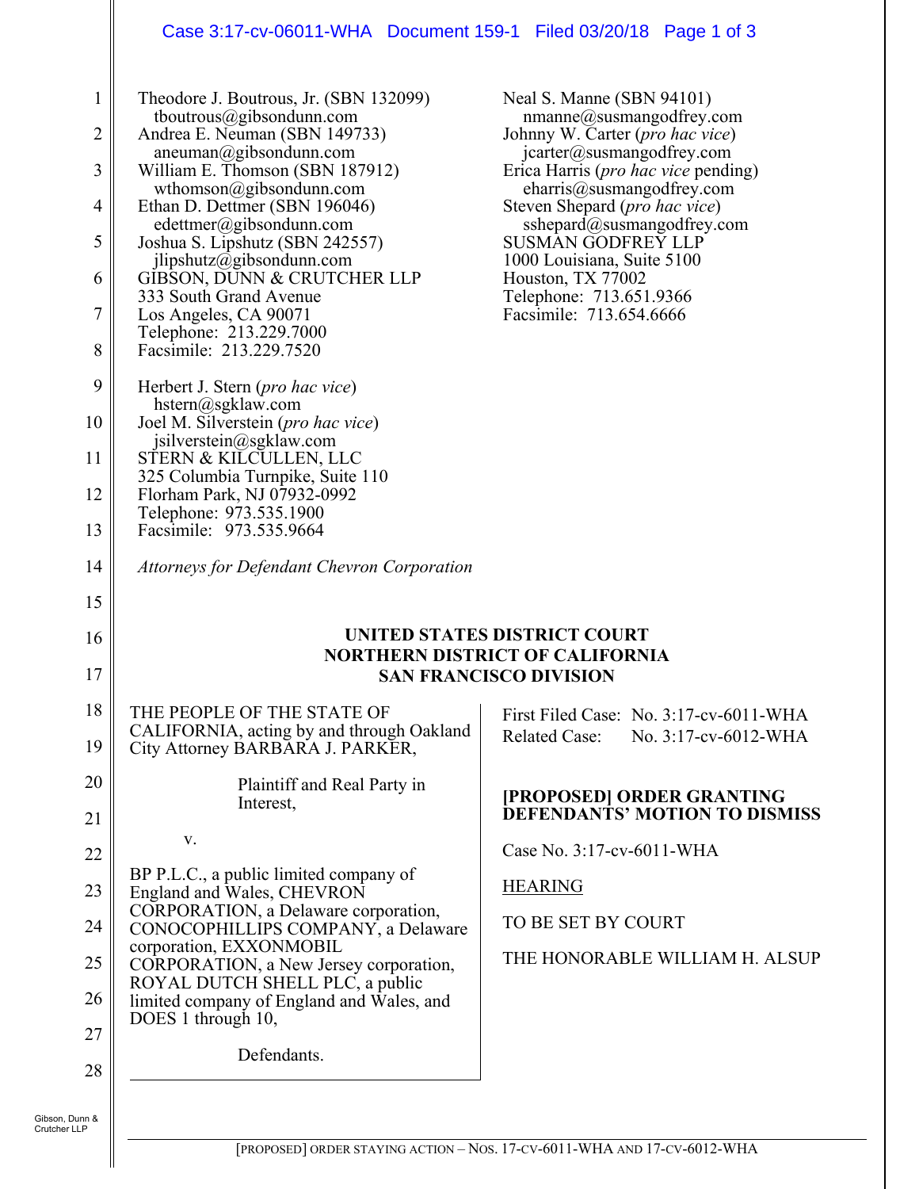Theodore J. Boutrous, Jr. (SBN 132099)
tboutrous@gibsondunn.com
Andrea E. Neuman (SBN 149733)
aneuman@gibsondunn.com
William E. Thomson (SBN 187912)
wthomson@gibsondunn.com
Ethan D. Dettmer (SBN 196046)
edettmer@gibsondunn.com
Joshua S. Lipshutz (SBN 242557)
jlipshutz@gibsondunn.com
GIBSON, DUNN & CRUTCHER LLP
333 South Grand Avenue
Los Angeles, CA 90071
Telephone: 213.229.7000
Facsimile: 213.229.7520

Herbert J. Stern (*pro hac vice*)
hstern@sgklaw.com
Joel M. Silverstein (*pro hac vice*)
jsilverstein@sgklaw.com
STERN & KILCULLEN, LLC
325 Columbia Turnpike, Suite 110
Florham Park, NJ 07932-0992
Telephone: 973.535.1900
Facsimile: 973.535.9664

Neal S. Manne (SBN 94101)
nmanne@susmangodfrey.com
Johnny W. Carter (*pro hac vice*)
jcarter@susmangodfrey.com
Erica Harris (*pro hac vice* pending)
eharris@susmangodfrey.com
Steven Shepard (*pro hac vice*)
sshepard@susmangodfrey.com
SUSMAN GODFREY LLP
1000 Louisiana, Suite 5100
Houston, TX 77002
Telephone: 713.651.9366
Facsimile: 713.654.6666

*Attorneys for Defendant Chevron Corporation*

**UNITED STATES DISTRICT COURT**
**NORTHERN DISTRICT OF CALIFORNIA**
**SAN FRANCISCO DIVISION**

THE PEOPLE OF THE STATE OF CALIFORNIA, acting by and through Oakland City Attorney BARBARA J. PARKER,

Plaintiff and Real Party in Interest,

v.

BP P.L.C., a public limited company of England and Wales, CHEVRON CORPORATION, a Delaware corporation, CONOCOPHILLIPS COMPANY, a Delaware corporation, EXXONMOBIL CORPORATION, a New Jersey corporation, ROYAL DUTCH SHELL PLC, a public limited company of England and Wales, and DOES 1 through 10,

Defendants.

First Filed Case: No. 3:17-cv-6011-WHA
Related Case: No. 3:17-cv-6012-WHA

**[PROPOSED] ORDER GRANTING DEFENDANTS' MOTION TO DISMISS**

Case No. 3:17-cv-6011-WHA

HEARING

TO BE SET BY COURT

THE HONORABLE WILLIAM H. ALSUP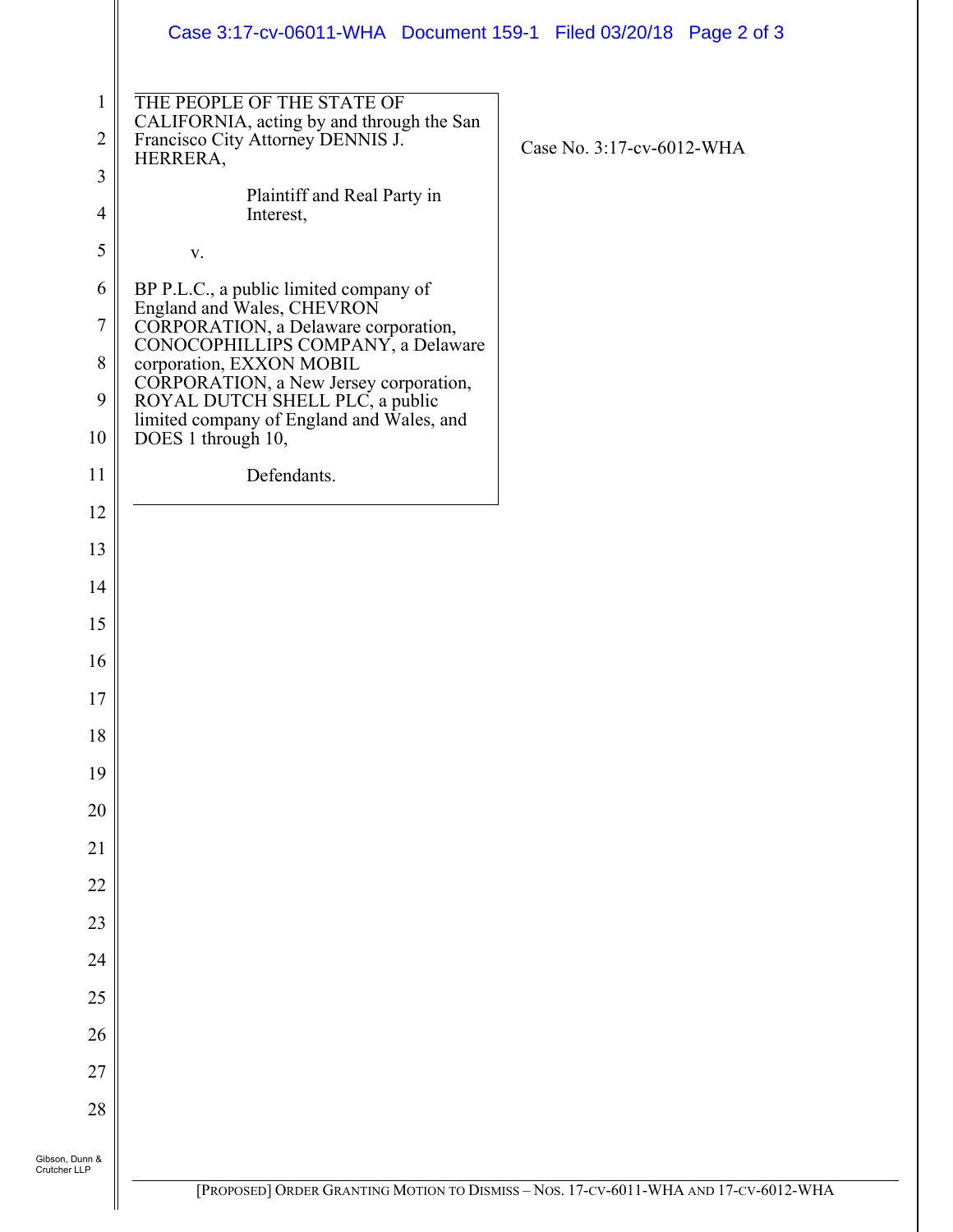THE PEOPLE OF THE STATE OF CALIFORNIA, acting by and through the San Francisco City Attorney DENNIS J. HERRERA,

Plaintiff and Real Party in Interest,

v.

BP P.L.C., a public limited company of England and Wales, CHEVRON CORPORATION, a Delaware corporation, CONOCOPHILLIPS COMPANY, a Delaware corporation, EXXON MOBIL CORPORATION, a New Jersey corporation, ROYAL DUTCH SHELL PLC, a public limited company of England and Wales, and DOES 1 through 10,

Defendants.

Case No. 3:17-cv-6012-WHA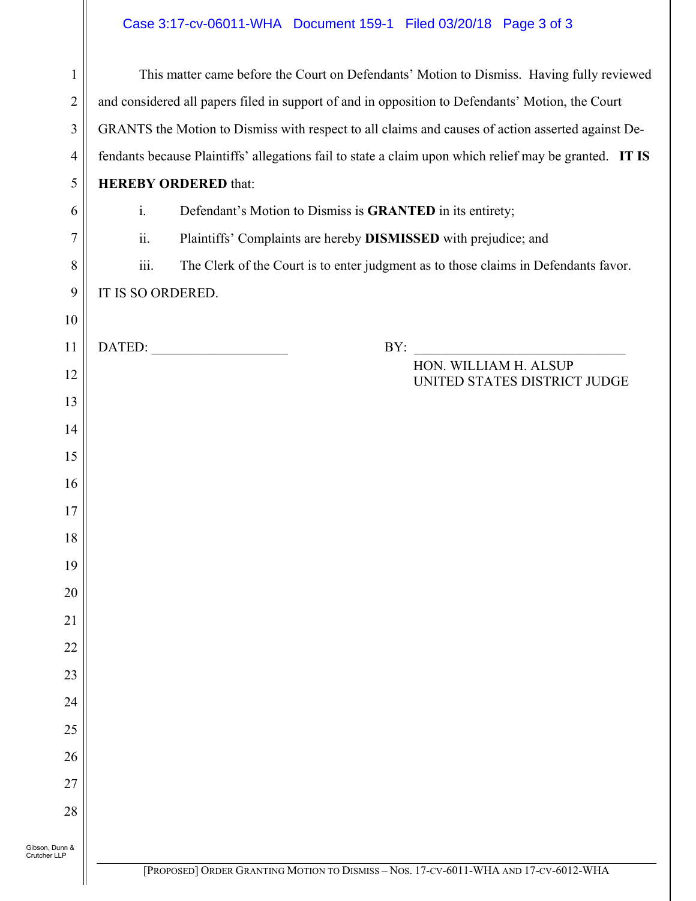This matter came before the Court on Defendants' Motion to Dismiss. Having fully reviewed and considered all papers filed in support of and in opposition to Defendants' Motion, the Court GRANTS the Motion to Dismiss with respect to all claims and causes of action asserted against Defendants because Plaintiffs' allegations fail to state a claim upon which relief may be granted. **IT IS HEREBY ORDERED** that:

i. Defendant's Motion to Dismiss is **GRANTED** in its entirety;

ii. Plaintiffs' Complaints are hereby **DISMISSED** with prejudice; and

iii. The Clerk of the Court is to enter judgment as to those claims in Defendants favor.

IT IS SO ORDERED.

DATED: ____________________

BY: ______________________________

HON. WILLIAM H. ALSUP
UNITED STATES DISTRICT JUDGE